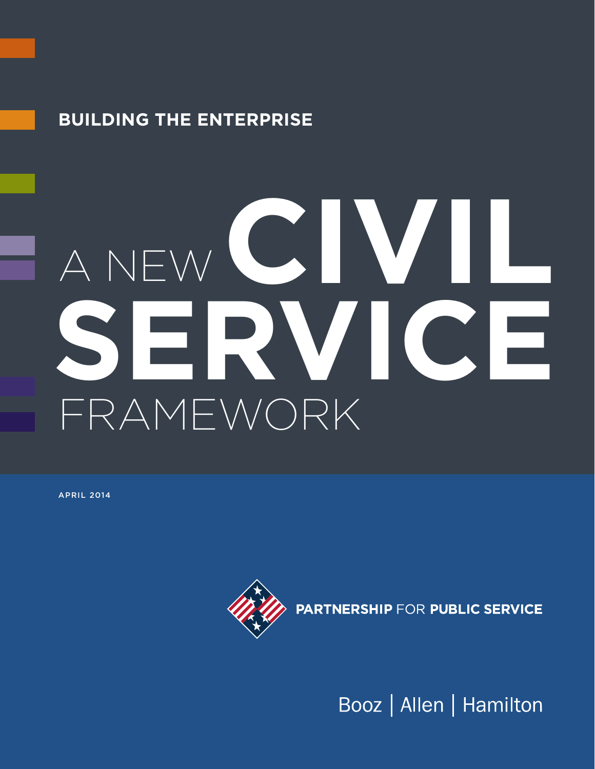BUILDING THE ENTERPRISE

# A NEW CIVIL SERVICE FRAMEWORK

APRIL 2014

PARTNERSHIP FOR PUBLIC SERVICE

Booz | Allen | Hamilton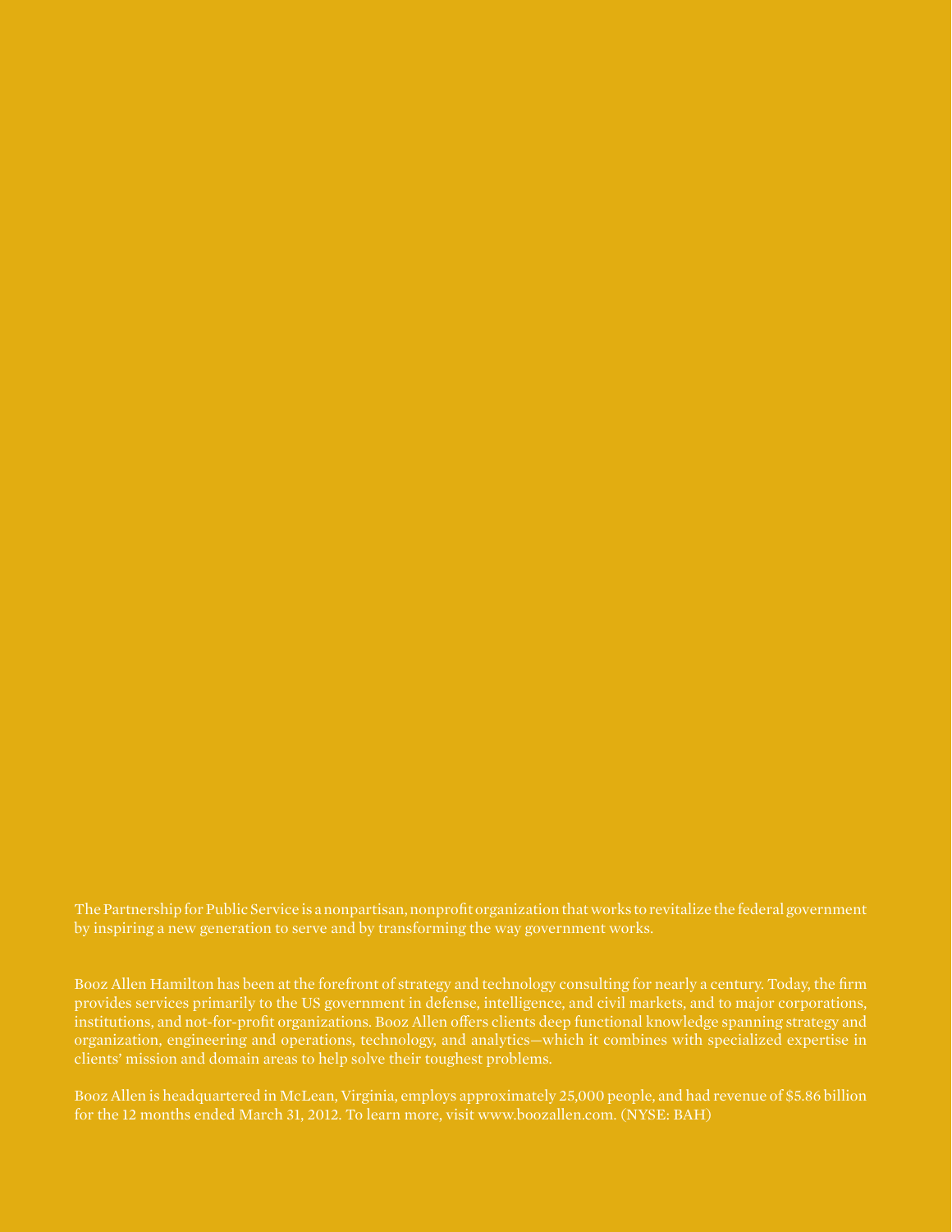The Partnership for Public Service is a nonpartisan, nonprofit organization that works to revitalize the federal government by inspiring a new generation to serve and by transforming the way government works.

Booz Allen Hamilton has been at the forefront of strategy and technology consulting for nearly a century. Today, the firm provides services primarily to the US government in defense, intelligence, and civil markets, and to major corporations, institutions, and not-for-profit organizations. Booz Allen offers clients deep functional knowledge spanning strategy and organization, engineering and operations, technology, and analytics—which it combines with specialized expertise in clients' mission and domain areas to help solve their toughest problems.

Booz Allen is headquartered in McLean, Virginia, employs approximately 25,000 people, and had revenue of $5.86 billion for the 12 months ended March 31, 2012. To learn more, visit www.boozallen.com. (NYSE: BAH)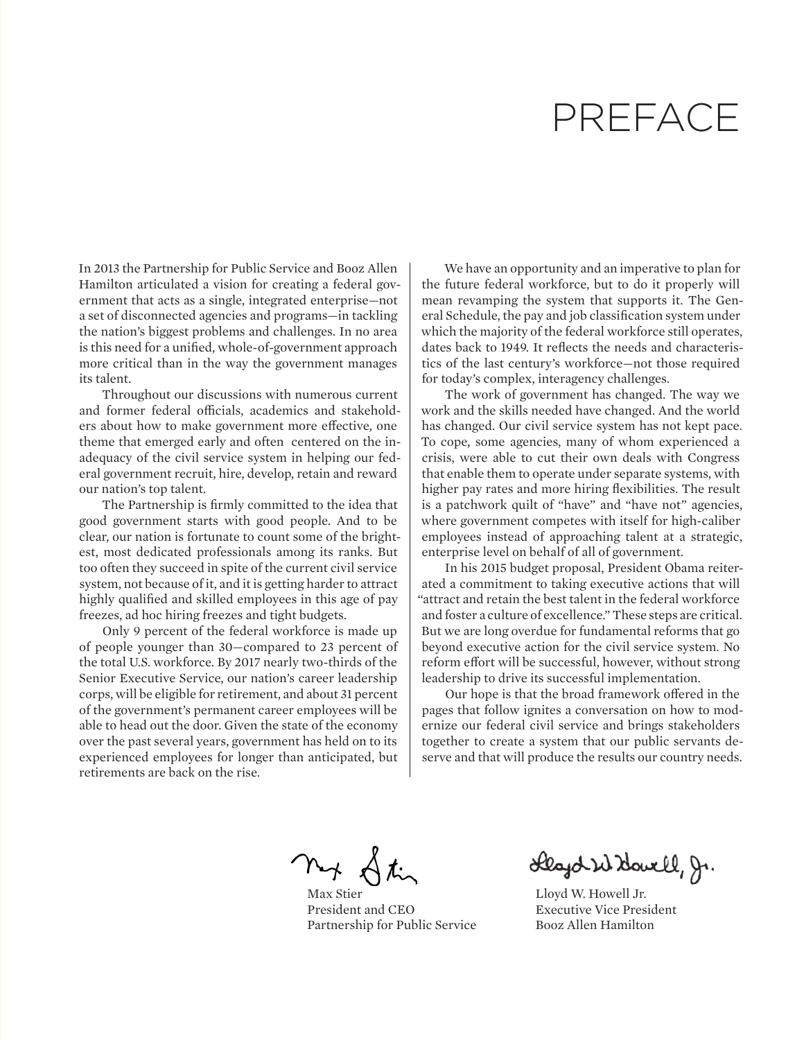# PREFACE

In 2013 the Partnership for Public Service and Booz Allen Hamilton articulated a vision for creating a federal government that acts as a single, integrated enterprise—not a set of disconnected agencies and programs—in tackling the nation's biggest problems and challenges. In no area is this need for a unified, whole-of-government approach more critical than in the way the government manages its talent.

Throughout our discussions with numerous current and former federal officials, academics and stakeholders about how to make government more effective, one theme that emerged early and often centered on the inadequacy of the civil service system in helping our federal government recruit, hire, develop, retain and reward our nation's top talent.

The Partnership is firmly committed to the idea that good government starts with good people. And to be clear, our nation is fortunate to count some of the brightest, most dedicated professionals among its ranks. But too often they succeed in spite of the current civil service system, not because of it, and it is getting harder to attract highly qualified and skilled employees in this age of pay freezes, ad hoc hiring freezes and tight budgets.

Only 9 percent of the federal workforce is made up of people younger than 30—compared to 23 percent of the total U.S. workforce. By 2017 nearly two-thirds of the Senior Executive Service, our nation's career leadership corps, will be eligible for retirement, and about 31 percent of the government's permanent career employees will be able to head out the door. Given the state of the economy over the past several years, government has held on to its experienced employees for longer than anticipated, but retirements are back on the rise.

We have an opportunity and an imperative to plan for the future federal workforce, but to do it properly will mean revamping the system that supports it. The General Schedule, the pay and job classification system under which the majority of the federal workforce still operates, dates back to 1949. It reflects the needs and characteristics of the last century's workforce—not those required for today's complex, interagency challenges.

The work of government has changed. The way we work and the skills needed have changed. And the world has changed. Our civil service system has not kept pace. To cope, some agencies, many of whom experienced a crisis, were able to cut their own deals with Congress that enable them to operate under separate systems, with higher pay rates and more hiring flexibilities. The result is a patchwork quilt of "have" and "have not" agencies, where government competes with itself for high-caliber employees instead of approaching talent at a strategic, enterprise level on behalf of all of government.

In his 2015 budget proposal, President Obama reiterated a commitment to taking executive actions that will "attract and retain the best talent in the federal workforce and foster a culture of excellence." These steps are critical. But we are long overdue for fundamental reforms that go beyond executive action for the civil service system. No reform effort will be successful, however, without strong leadership to drive its successful implementation.

Our hope is that the broad framework offered in the pages that follow ignites a conversation on how to modernize our federal civil service and brings stakeholders together to create a system that our public servants deserve and that will produce the results our country needs.

Max Stier
President and CEO
Partnership for Public Service

Lloyd W. Howell Jr.
Executive Vice President
Booz Allen Hamilton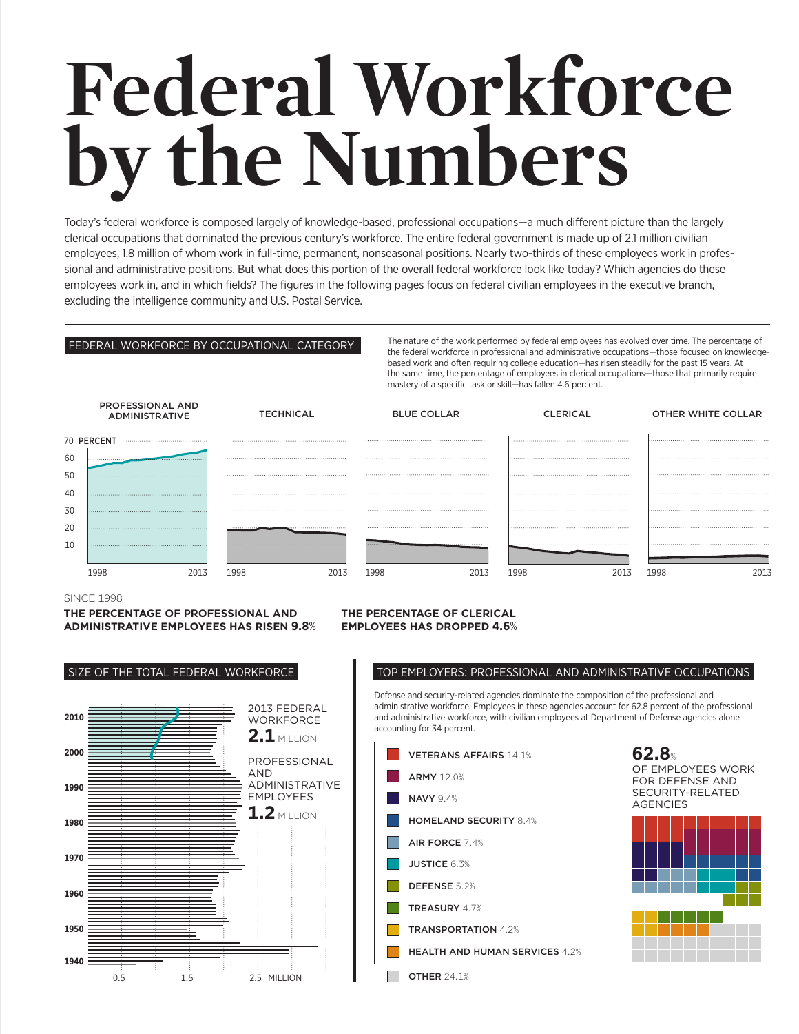# Federal Workforce by the Numbers

Today's federal workforce is composed largely of knowledge-based, professional occupations—a much different picture than the largely clerical occupations that dominated the previous century's workforce. The entire federal government is made up of 2.1 million civilian employees, 1.8 million of whom work in full-time, permanent, nonseasonal positions. Nearly two-thirds of these employees work in professional and administrative positions. But what does this portion of the overall federal workforce look like today? Which agencies do these employees work in, and in which fields? The figures in the following pages focus on federal civilian employees in the executive branch, excluding the intelligence community and U.S. Postal Service.

## FEDERAL WORKFORCE BY OCCUPATIONAL CATEGORY

The nature of the work performed by federal employees has evolved over time. The percentage of the federal workforce in professional and administrative occupations—those focused on knowledge-based work and often requiring college education—has risen steadily for the past 15 years. At the same time, the percentage of employees in clerical occupations—those that primarily require mastery of a specific task or skill—has fallen 4.6 percent.

PROFESSIONAL AND ADMINISTRATIVE | TECHNICAL | BLUE COLLAR | CLERICAL | OTHER WHITE COLLAR

70 PERCENT, 60, 50, 40, 30, 20, 10

1998 – 2013

SINCE 1998

**THE PERCENTAGE OF PROFESSIONAL AND ADMINISTRATIVE EMPLOYEES HAS RISEN 9.8%**

**THE PERCENTAGE OF CLERICAL EMPLOYEES HAS DROPPED 4.6%**

## SIZE OF THE TOTAL FEDERAL WORKFORCE

2013 FEDERAL WORKFORCE **2.1** MILLION

PROFESSIONAL AND ADMINISTRATIVE EMPLOYEES **1.2** MILLION

2010, 2000, 1990, 1980, 1970, 1960, 1950, 1940

0.5 | 1.5 | 2.5 MILLION

## TOP EMPLOYERS: PROFESSIONAL AND ADMINISTRATIVE OCCUPATIONS

Defense and security-related agencies dominate the composition of the professional and administrative workforce. Employees in these agencies account for 62.8 percent of the professional and administrative workforce, with civilian employees at Department of Defense agencies alone accounting for 34 percent.

- **VETERANS AFFAIRS** 14.1%
- **ARMY** 12.0%
- **NAVY** 9.4%
- **HOMELAND SECURITY** 8.4%
- **AIR FORCE** 7.4%
- **JUSTICE** 6.3%
- **DEFENSE** 5.2%
- **TREASURY** 4.7%
- **TRANSPORTATION** 4.2%
- **HEALTH AND HUMAN SERVICES** 4.2%
- **OTHER** 24.1%

**62.8**% OF EMPLOYEES WORK FOR DEFENSE AND SECURITY-RELATED AGENCIES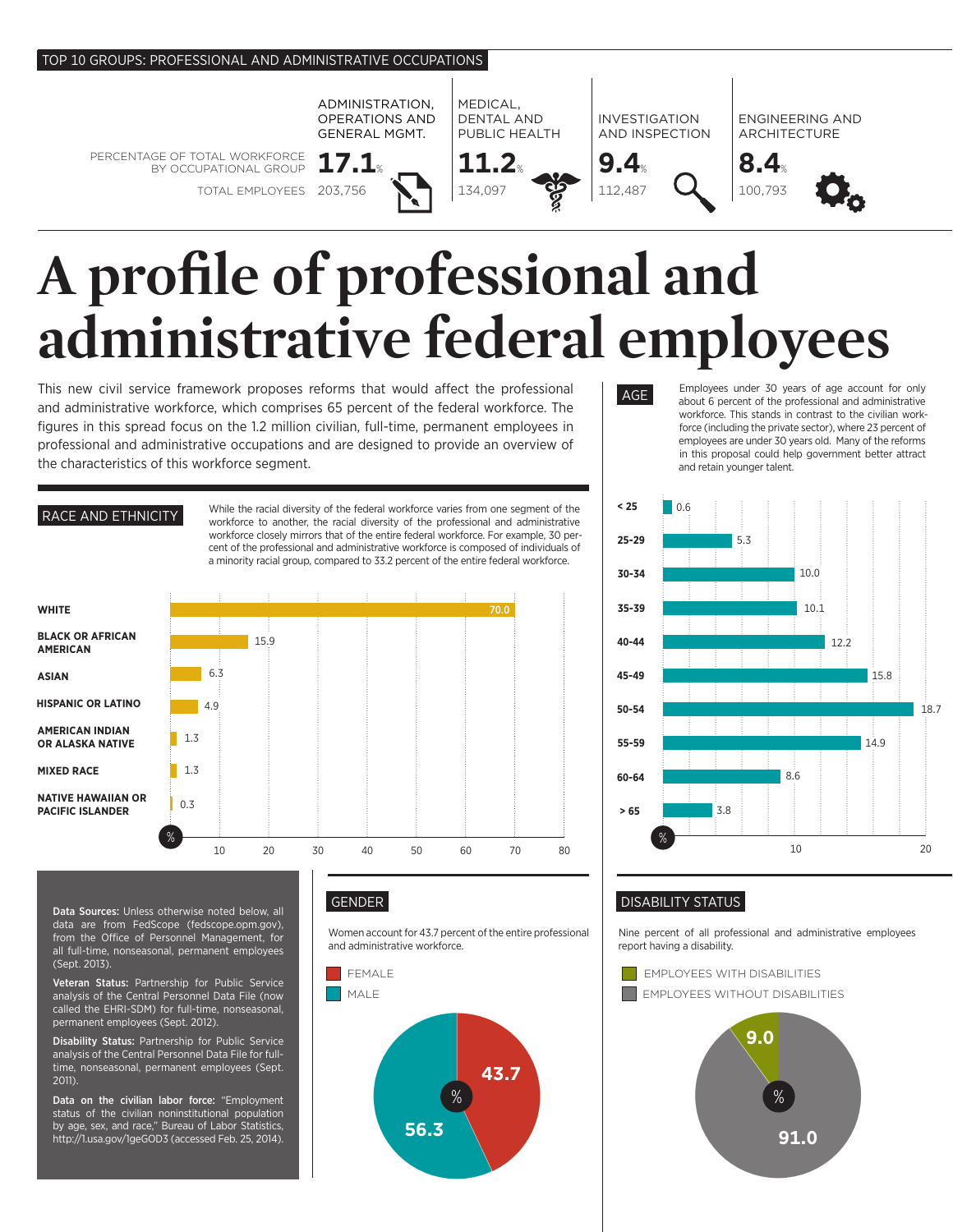TOP 10 GROUPS: PROFESSIONAL AND ADMINISTRATIVE OCCUPATIONS

| | ADMINISTRATION, OPERATIONS AND GENERAL MGMT. | MEDICAL, DENTAL AND PUBLIC HEALTH | INVESTIGATION AND INSPECTION | ENGINEERING AND ARCHITECTURE |
|---|---|---|---|---|
| PERCENTAGE OF TOTAL WORKFORCE BY OCCUPATIONAL GROUP | 17.1% | 11.2% | 9.4% | 8.4% |
| TOTAL EMPLOYEES | 203,756 | 134,097 | 112,487 | 100,793 |

# A profile of professional and administrative federal employees

This new civil service framework proposes reforms that would affect the professional and administrative workforce, which comprises 65 percent of the federal workforce. The figures in this spread focus on the 1.2 million civilian, full-time, permanent employees in professional and administrative occupations and are designed to provide an overview of the characteristics of this workforce segment.

## RACE AND ETHNICITY

While the racial diversity of the federal workforce varies from one segment of the workforce to another, the racial diversity of the professional and administrative workforce closely mirrors that of the entire federal workforce. For example, 30 percent of the professional and administrative workforce is composed of individuals of a minority racial group, compared to 33.2 percent of the entire federal workforce.

| Race and ethnicity | % |
|---|---|
| WHITE | 70.0 |
| BLACK OR AFRICAN AMERICAN | 15.9 |
| ASIAN | 6.3 |
| HISPANIC OR LATINO | 4.9 |
| AMERICAN INDIAN OR ALASKA NATIVE | 1.3 |
| MIXED RACE | 1.3 |
| NATIVE HAWAIIAN OR PACIFIC ISLANDER | 0.3 |

## AGE

Employees under 30 years of age account for only about 6 percent of the professional and administrative workforce. This stands in contrast to the civilian workforce (including the private sector), where 23 percent of employees are under 30 years old. Many of the reforms in this proposal could help government better attract and retain younger talent.

| Age | % |
|---|---|
| < 25 | 0.6 |
| 25-29 | 5.3 |
| 30-34 | 10.0 |
| 35-39 | 10.1 |
| 40-44 | 12.2 |
| 45-49 | 15.8 |
| 50-54 | 18.7 |
| 55-59 | 14.9 |
| 60-64 | 8.6 |
| > 65 | 3.8 |

**Data Sources:** Unless otherwise noted below, all data are from FedScope (fedscope.opm.gov), from the Office of Personnel Management, for all full-time, nonseasonal, permanent employees (Sept. 2013).

**Veteran Status:** Partnership for Public Service analysis of the Central Personnel Data File (now called the EHRI-SDM) for full-time, nonseasonal, permanent employees (Sept. 2012).

**Disability Status:** Partnership for Public Service analysis of the Central Personnel Data File for full-time, nonseasonal, permanent employees (Sept. 2011).

**Data on the civilian labor force:** "Employment status of the civilian noninstitutional population by age, sex, and race," Bureau of Labor Statistics, http://1.usa.gov/1geGOD3 (accessed Feb. 25, 2014).

## GENDER

Women account for 43.7 percent of the entire professional and administrative workforce.

| Gender | % |
|---|---|
| FEMALE | 43.7 |
| MALE | 56.3 |

## DISABILITY STATUS

Nine percent of all professional and administrative employees report having a disability.

| Disability status | % |
|---|---|
| EMPLOYEES WITH DISABILITIES | 9.0 |
| EMPLOYEES WITHOUT DISABILITIES | 91.0 |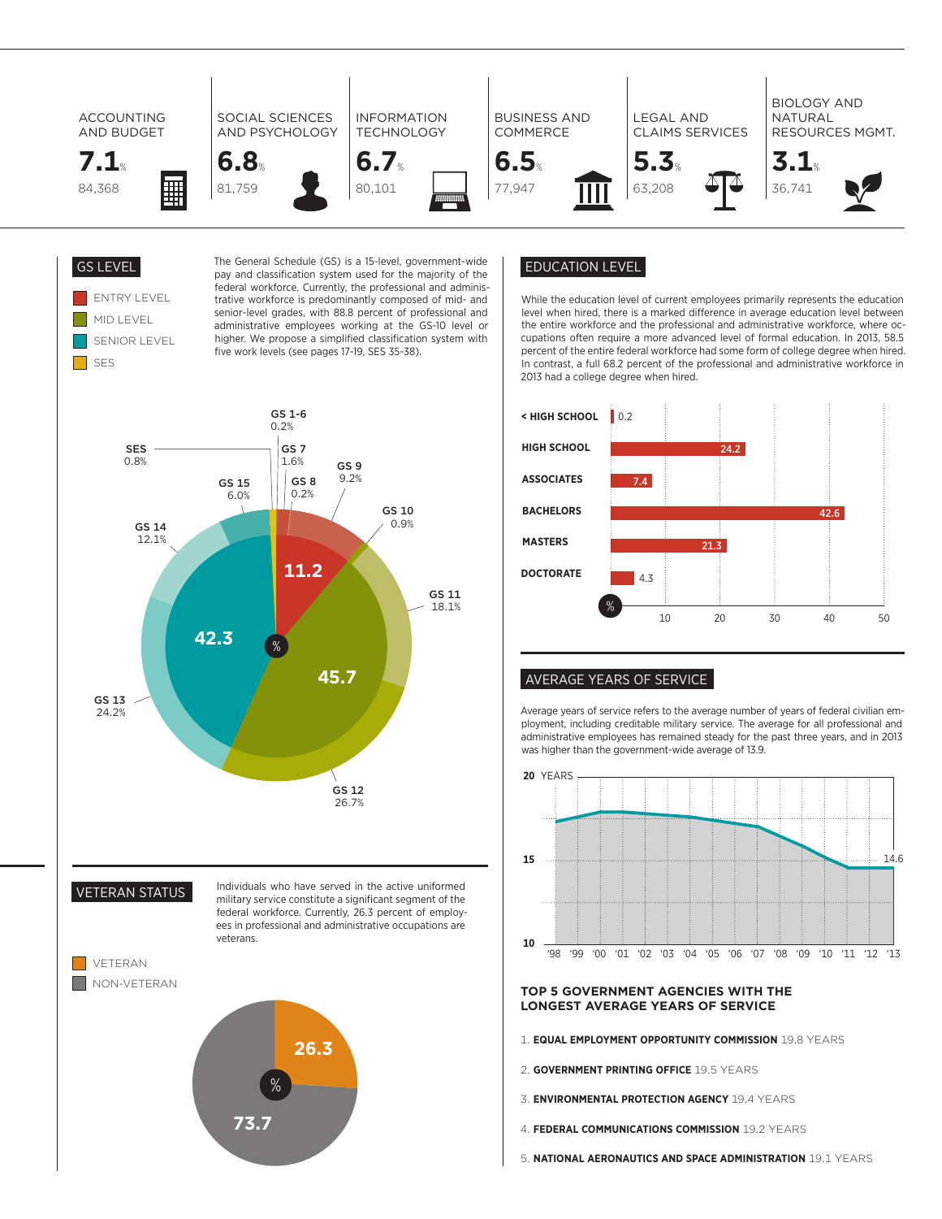| ACCOUNTING AND BUDGET | SOCIAL SCIENCES AND PSYCHOLOGY | INFORMATION TECHNOLOGY | BUSINESS AND COMMERCE | LEGAL AND CLAIMS SERVICES | BIOLOGY AND NATURAL RESOURCES MGMT. |
|---|---|---|---|---|---|
| 7.1% | 6.8% | 6.7% | 6.5% | 5.3% | 3.1% |
| 84,368 | 81,759 | 80,101 | 77,947 | 63,208 | 36,741 |

## GS LEVEL

- ENTRY LEVEL
- MID LEVEL
- SENIOR LEVEL
- SES

The General Schedule (GS) is a 15-level, government-wide pay and classification system used for the majority of the federal workforce. Currently, the professional and administrative workforce is predominantly composed of mid- and senior-level grades, with 88.8 percent of professional and administrative employees working at the GS-10 level or higher. We propose a simplified classification system with five work levels (see pages 17-19, SES 35-38).

| Level | % |
|---|---|
| Entry level | 11.2 |
| Mid level | 45.7 |
| Senior level | 42.3 |

| Grade | % |
|---|---|
| GS 1-6 | 0.2% |
| GS 7 | 1.6% |
| GS 8 | 0.2% |
| GS 9 | 9.2% |
| GS 10 | 0.9% |
| GS 11 | 18.1% |
| GS 12 | 26.7% |
| GS 13 | 24.2% |
| GS 14 | 12.1% |
| GS 15 | 6.0% |
| SES | 0.8% |

## VETERAN STATUS

- VETERAN
- NON-VETERAN

Individuals who have served in the active uniformed military service constitute a significant segment of the federal workforce. Currently, 26.3 percent of employees in professional and administrative occupations are veterans.

| Status | % |
|---|---|
| Veteran | 26.3 |
| Non-veteran | 73.7 |

## EDUCATION LEVEL

While the education level of current employees primarily represents the education level when hired, there is a marked difference in average education level between the entire workforce and the professional and administrative workforce, where occupations often require a more advanced level of formal education. In 2013, 58.5 percent of the entire federal workforce had some form of college degree when hired. In contrast, a full 68.2 percent of the professional and administrative workforce in 2013 had a college degree when hired.

| Education | % |
|---|---|
| < HIGH SCHOOL | 0.2 |
| HIGH SCHOOL | 24.2 |
| ASSOCIATES | 7.4 |
| BACHELORS | 42.6 |
| MASTERS | 21.3 |
| DOCTORATE | 4.3 |

## AVERAGE YEARS OF SERVICE

Average years of service refers to the average number of years of federal civilian employment, including creditable military service. The average for all professional and administrative employees has remained steady for the past three years, and in 2013 was higher than the government-wide average of 13.9.

(Chart: YEARS, '98–'13; 2013 value: 14.6)

### TOP 5 GOVERNMENT AGENCIES WITH THE LONGEST AVERAGE YEARS OF SERVICE

1. **EQUAL EMPLOYMENT OPPORTUNITY COMMISSION** 19.8 YEARS
2. **GOVERNMENT PRINTING OFFICE** 19.5 YEARS
3. **ENVIRONMENTAL PROTECTION AGENCY** 19.4 YEARS
4. **FEDERAL COMMUNICATIONS COMMISSION** 19.2 YEARS
5. **NATIONAL AERONAUTICS AND SPACE ADMINISTRATION** 19.1 YEARS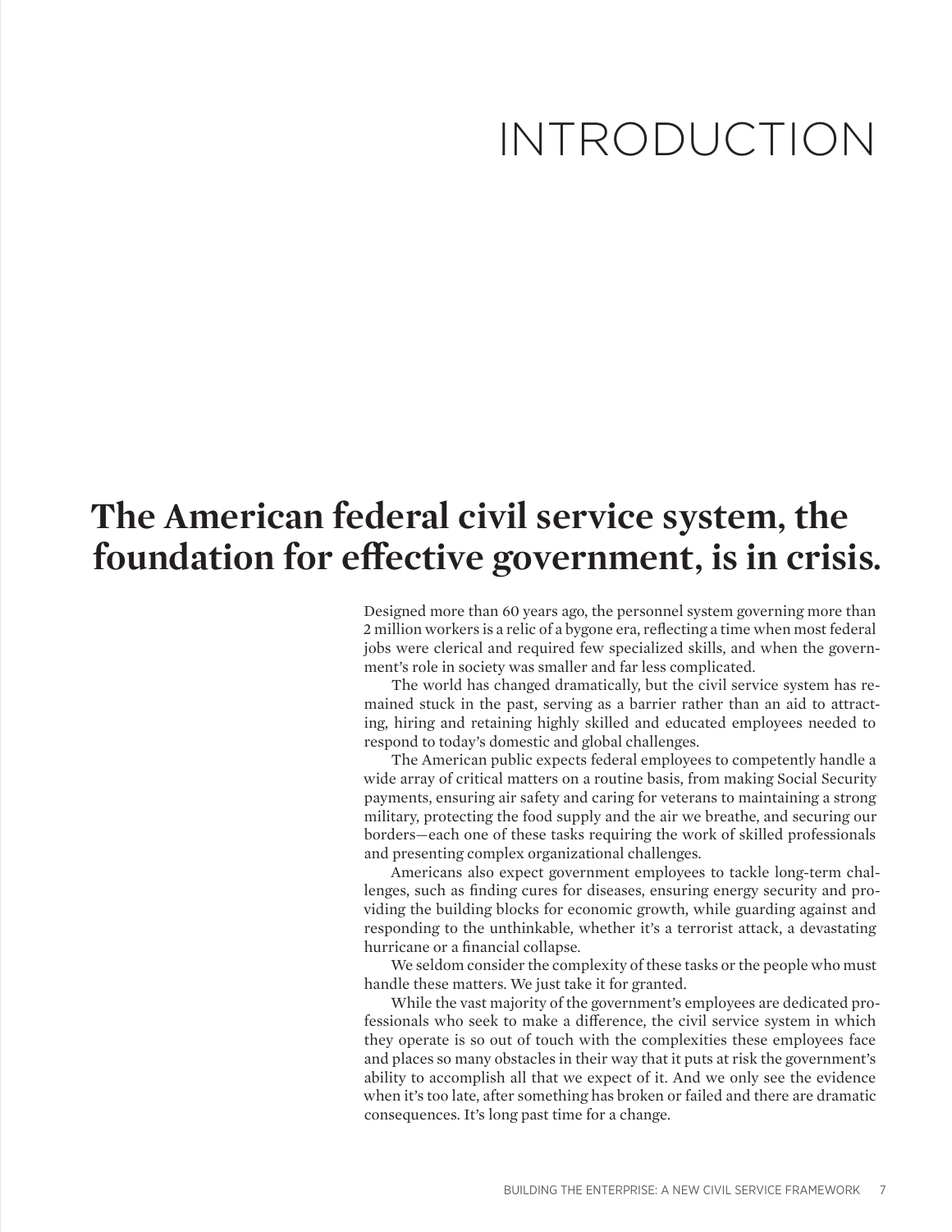# INTRODUCTION

## The American federal civil service system, the foundation for effective government, is in crisis.

Designed more than 60 years ago, the personnel system governing more than 2 million workers is a relic of a bygone era, reflecting a time when most federal jobs were clerical and required few specialized skills, and when the government's role in society was smaller and far less complicated.

The world has changed dramatically, but the civil service system has remained stuck in the past, serving as a barrier rather than an aid to attracting, hiring and retaining highly skilled and educated employees needed to respond to today's domestic and global challenges.

The American public expects federal employees to competently handle a wide array of critical matters on a routine basis, from making Social Security payments, ensuring air safety and caring for veterans to maintaining a strong military, protecting the food supply and the air we breathe, and securing our borders—each one of these tasks requiring the work of skilled professionals and presenting complex organizational challenges.

Americans also expect government employees to tackle long-term challenges, such as finding cures for diseases, ensuring energy security and providing the building blocks for economic growth, while guarding against and responding to the unthinkable, whether it's a terrorist attack, a devastating hurricane or a financial collapse.

We seldom consider the complexity of these tasks or the people who must handle these matters. We just take it for granted.

While the vast majority of the government's employees are dedicated professionals who seek to make a difference, the civil service system in which they operate is so out of touch with the complexities these employees face and places so many obstacles in their way that it puts at risk the government's ability to accomplish all that we expect of it. And we only see the evidence when it's too late, after something has broken or failed and there are dramatic consequences. It's long past time for a change.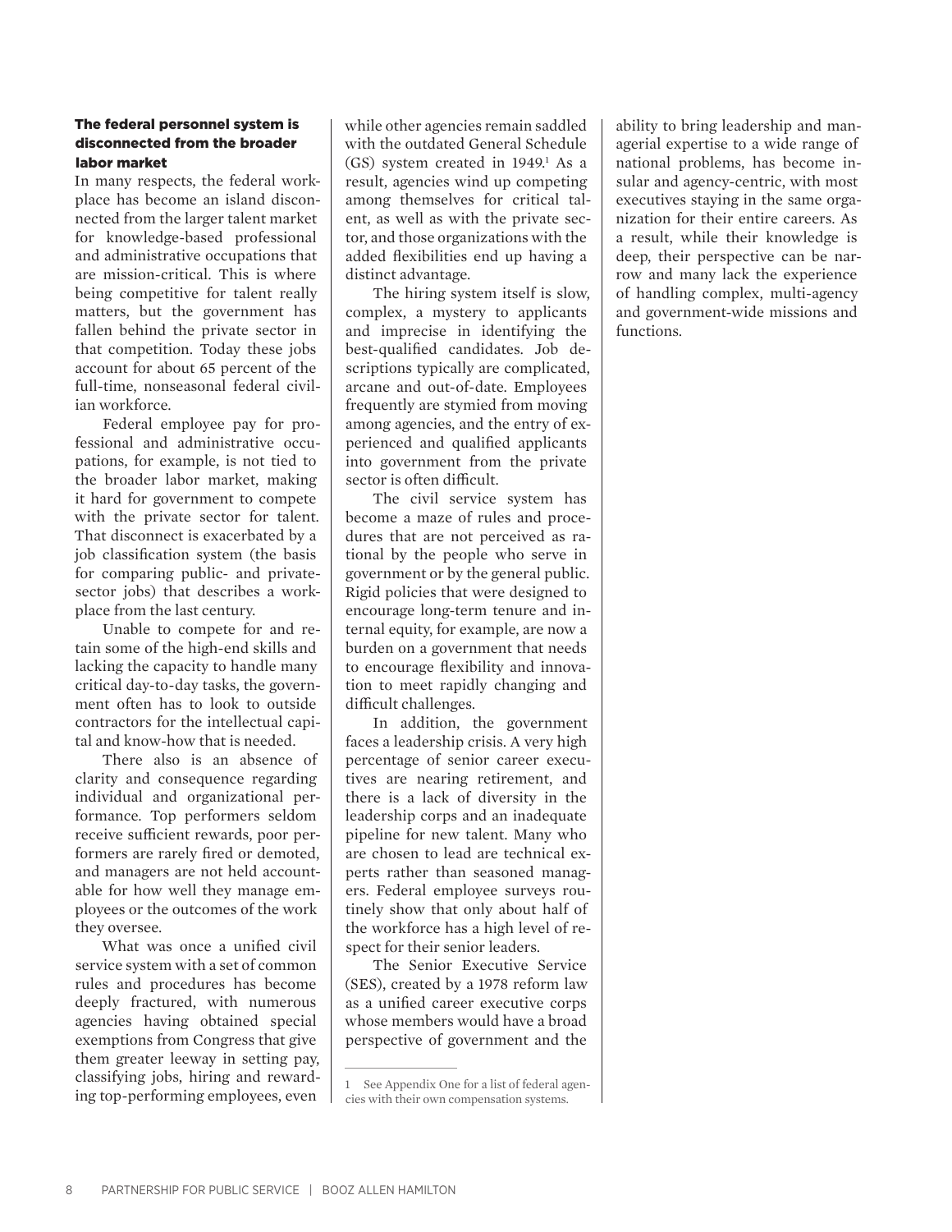### The federal personnel system is disconnected from the broader labor market

In many respects, the federal workplace has become an island disconnected from the larger talent market for knowledge-based professional and administrative occupations that are mission-critical. This is where being competitive for talent really matters, but the government has fallen behind the private sector in that competition. Today these jobs account for about 65 percent of the full-time, nonseasonal federal civilian workforce.

Federal employee pay for professional and administrative occupations, for example, is not tied to the broader labor market, making it hard for government to compete with the private sector for talent. That disconnect is exacerbated by a job classification system (the basis for comparing public- and private-sector jobs) that describes a workplace from the last century.

Unable to compete for and retain some of the high-end skills and lacking the capacity to handle many critical day-to-day tasks, the government often has to look to outside contractors for the intellectual capital and know-how that is needed.

There also is an absence of clarity and consequence regarding individual and organizational performance. Top performers seldom receive sufficient rewards, poor performers are rarely fired or demoted, and managers are not held accountable for how well they manage employees or the outcomes of the work they oversee.

What was once a unified civil service system with a set of common rules and procedures has become deeply fractured, with numerous agencies having obtained special exemptions from Congress that give them greater leeway in setting pay, classifying jobs, hiring and rewarding top-performing employees, even while other agencies remain saddled with the outdated General Schedule (GS) system created in 1949.[1] As a result, agencies wind up competing among themselves for critical talent, as well as with the private sector, and those organizations with the added flexibilities end up having a distinct advantage.

The hiring system itself is slow, complex, a mystery to applicants and imprecise in identifying the best-qualified candidates. Job descriptions typically are complicated, arcane and out-of-date. Employees frequently are stymied from moving among agencies, and the entry of experienced and qualified applicants into government from the private sector is often difficult.

The civil service system has become a maze of rules and procedures that are not perceived as rational by the people who serve in government or by the general public. Rigid policies that were designed to encourage long-term tenure and internal equity, for example, are now a burden on a government that needs to encourage flexibility and innovation to meet rapidly changing and difficult challenges.

In addition, the government faces a leadership crisis. A very high percentage of senior career executives are nearing retirement, and there is a lack of diversity in the leadership corps and an inadequate pipeline for new talent. Many who are chosen to lead are technical experts rather than seasoned managers. Federal employee surveys routinely show that only about half of the workforce has a high level of respect for their senior leaders.

The Senior Executive Service (SES), created by a 1978 reform law as a unified career executive corps whose members would have a broad perspective of government and the ability to bring leadership and managerial expertise to a wide range of national problems, has become insular and agency-centric, with most executives staying in the same organization for their entire careers. As a result, while their knowledge is deep, their perspective can be narrow and many lack the experience of handling complex, multi-agency and government-wide missions and functions.

---

1 See Appendix One for a list of federal agencies with their own compensation systems.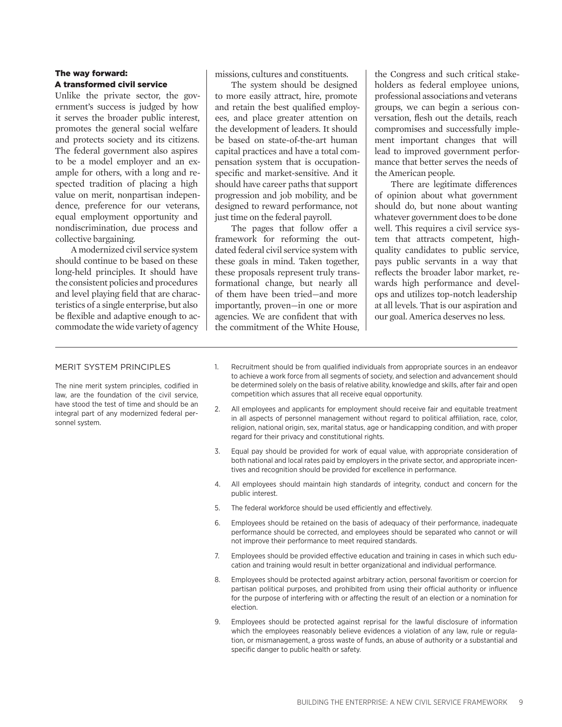## The way forward: A transformed civil service

Unlike the private sector, the government's success is judged by how it serves the broader public interest, promotes the general social welfare and protects society and its citizens. The federal government also aspires to be a model employer and an example for others, with a long and respected tradition of placing a high value on merit, nonpartisan independence, preference for our veterans, equal employment opportunity and nondiscrimination, due process and collective bargaining.

A modernized civil service system should continue to be based on these long-held principles. It should have the consistent policies and procedures and level playing field that are characteristics of a single enterprise, but also be flexible and adaptive enough to accommodate the wide variety of agency missions, cultures and constituents.

The system should be designed to more easily attract, hire, promote and retain the best qualified employees, and place greater attention on the development of leaders. It should be based on state-of-the-art human capital practices and have a total compensation system that is occupation-specific and market-sensitive. And it should have career paths that support progression and job mobility, and be designed to reward performance, not just time on the federal payroll.

The pages that follow offer a framework for reforming the outdated federal civil service system with these goals in mind. Taken together, these proposals represent truly transformational change, but nearly all of them have been tried—and more importantly, proven—in one or more agencies. We are confident that with the commitment of the White House, the Congress and such critical stakeholders as federal employee unions, professional associations and veterans groups, we can begin a serious conversation, flesh out the details, reach compromises and successfully implement important changes that will lead to improved government performance that better serves the needs of the American people.

There are legitimate differences of opinion about what government should do, but none about wanting whatever government does to be done well. This requires a civil service system that attracts competent, high-quality candidates to public service, pays public servants in a way that reflects the broader labor market, rewards high performance and develops and utilizes top-notch leadership at all levels. That is our aspiration and our goal. America deserves no less.

---

### MERIT SYSTEM PRINCIPLES

The nine merit system principles, codified in law, are the foundation of the civil service, have stood the test of time and should be an integral part of any modernized federal personnel system.

1. Recruitment should be from qualified individuals from appropriate sources in an endeavor to achieve a work force from all segments of society, and selection and advancement should be determined solely on the basis of relative ability, knowledge and skills, after fair and open competition which assures that all receive equal opportunity.
2. All employees and applicants for employment should receive fair and equitable treatment in all aspects of personnel management without regard to political affiliation, race, color, religion, national origin, sex, marital status, age or handicapping condition, and with proper regard for their privacy and constitutional rights.
3. Equal pay should be provided for work of equal value, with appropriate consideration of both national and local rates paid by employers in the private sector, and appropriate incentives and recognition should be provided for excellence in performance.
4. All employees should maintain high standards of integrity, conduct and concern for the public interest.
5. The federal workforce should be used efficiently and effectively.
6. Employees should be retained on the basis of adequacy of their performance, inadequate performance should be corrected, and employees should be separated who cannot or will not improve their performance to meet required standards.
7. Employees should be provided effective education and training in cases in which such education and training would result in better organizational and individual performance.
8. Employees should be protected against arbitrary action, personal favoritism or coercion for partisan political purposes, and prohibited from using their official authority or influence for the purpose of interfering with or affecting the result of an election or a nomination for election.
9. Employees should be protected against reprisal for the lawful disclosure of information which the employees reasonably believe evidences a violation of any law, rule or regulation, or mismanagement, a gross waste of funds, an abuse of authority or a substantial and specific danger to public health or safety.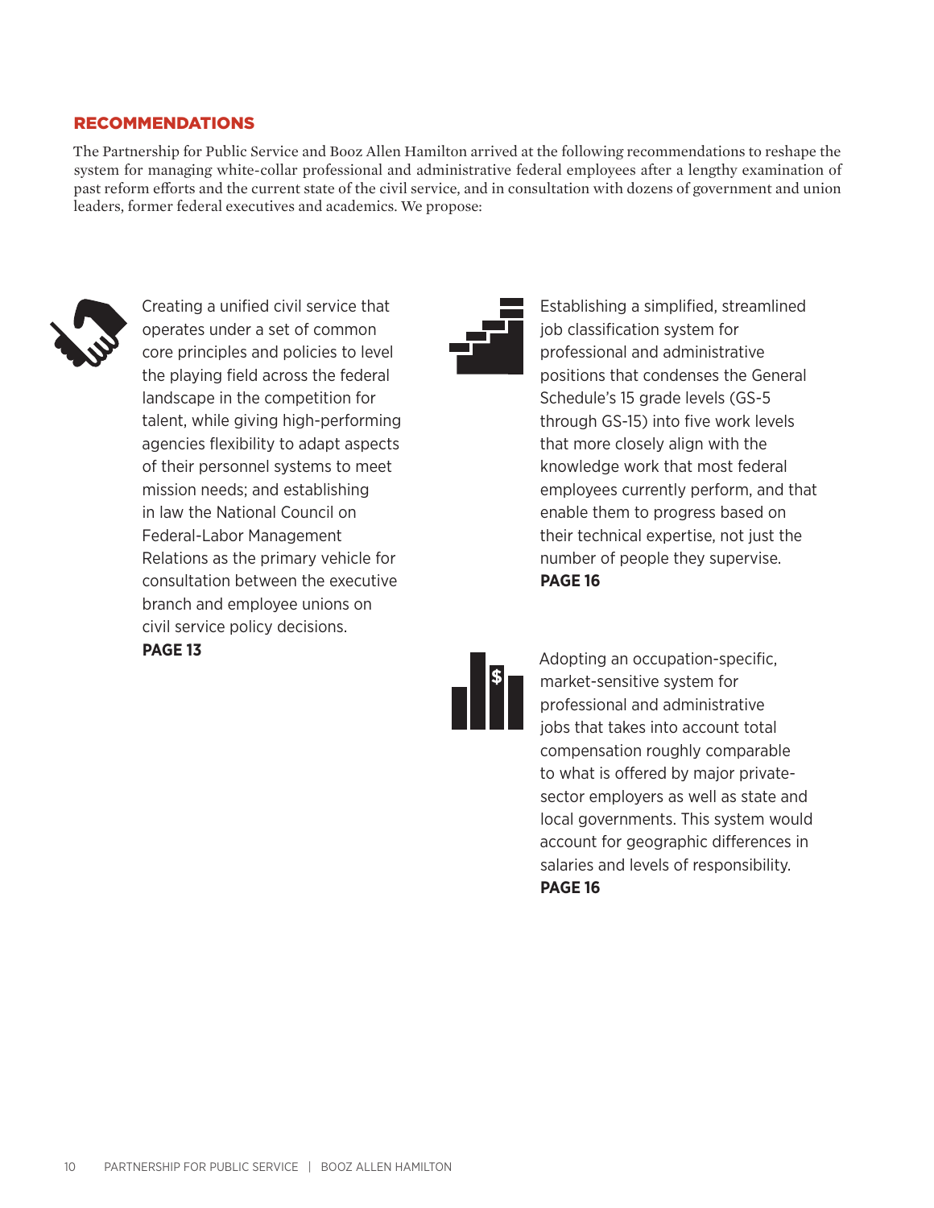## RECOMMENDATIONS

The Partnership for Public Service and Booz Allen Hamilton arrived at the following recommendations to reshape the system for managing white-collar professional and administrative federal employees after a lengthy examination of past reform efforts and the current state of the civil service, and in consultation with dozens of government and union leaders, former federal executives and academics. We propose:

Creating a unified civil service that operates under a set of common core principles and policies to level the playing field across the federal landscape in the competition for talent, while giving high-performing agencies flexibility to adapt aspects of their personnel systems to meet mission needs; and establishing in law the National Council on Federal-Labor Management Relations as the primary vehicle for consultation between the executive branch and employee unions on civil service policy decisions.
**PAGE 13**

Establishing a simplified, streamlined job classification system for professional and administrative positions that condenses the General Schedule's 15 grade levels (GS-5 through GS-15) into five work levels that more closely align with the knowledge work that most federal employees currently perform, and that enable them to progress based on their technical expertise, not just the number of people they supervise.
**PAGE 16**

Adopting an occupation-specific, market-sensitive system for professional and administrative jobs that takes into account total compensation roughly comparable to what is offered by major private-sector employers as well as state and local governments. This system would account for geographic differences in salaries and levels of responsibility.
**PAGE 16**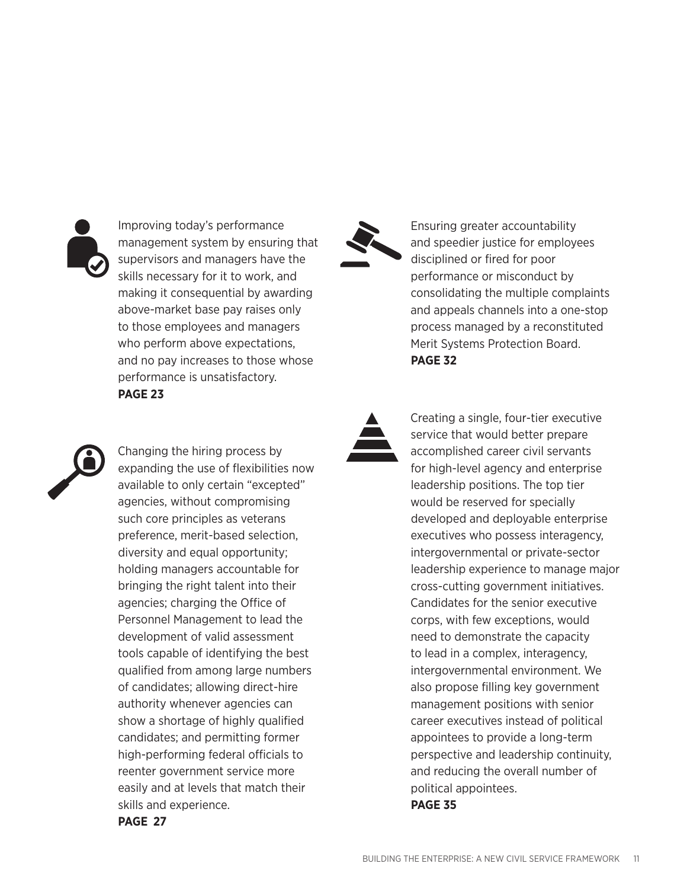Improving today's performance management system by ensuring that supervisors and managers have the skills necessary for it to work, and making it consequential by awarding above-market base pay raises only to those employees and managers who perform above expectations, and no pay increases to those whose performance is unsatisfactory.
**PAGE 23**

Changing the hiring process by expanding the use of flexibilities now available to only certain "excepted" agencies, without compromising such core principles as veterans preference, merit-based selection, diversity and equal opportunity; holding managers accountable for bringing the right talent into their agencies; charging the Office of Personnel Management to lead the development of valid assessment tools capable of identifying the best qualified from among large numbers of candidates; allowing direct-hire authority whenever agencies can show a shortage of highly qualified candidates; and permitting former high-performing federal officials to reenter government service more easily and at levels that match their skills and experience.
**PAGE 27**

Ensuring greater accountability and speedier justice for employees disciplined or fired for poor performance or misconduct by consolidating the multiple complaints and appeals channels into a one-stop process managed by a reconstituted Merit Systems Protection Board.
**PAGE 32**

Creating a single, four-tier executive service that would better prepare accomplished career civil servants for high-level agency and enterprise leadership positions. The top tier would be reserved for specially developed and deployable enterprise executives who possess interagency, intergovernmental or private-sector leadership experience to manage major cross-cutting government initiatives. Candidates for the senior executive corps, with few exceptions, would need to demonstrate the capacity to lead in a complex, interagency, intergovernmental environment. We also propose filling key government management positions with senior career executives instead of political appointees to provide a long-term perspective and leadership continuity, and reducing the overall number of political appointees.
**PAGE 35**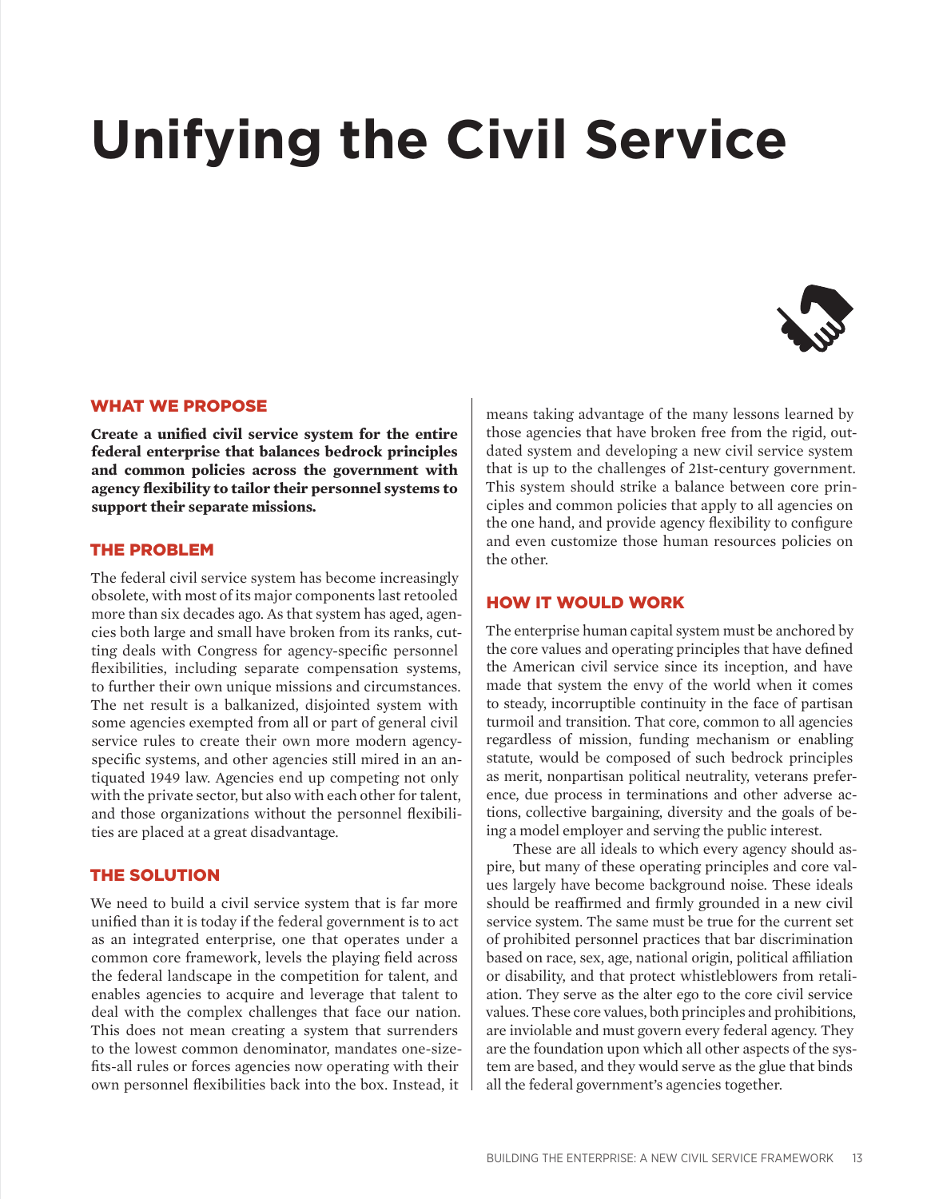# Unifying the Civil Service

## WHAT WE PROPOSE

**Create a unified civil service system for the entire federal enterprise that balances bedrock principles and common policies across the government with agency flexibility to tailor their personnel systems to support their separate missions.**

## THE PROBLEM

The federal civil service system has become increasingly obsolete, with most of its major components last retooled more than six decades ago. As that system has aged, agencies both large and small have broken from its ranks, cutting deals with Congress for agency-specific personnel flexibilities, including separate compensation systems, to further their own unique missions and circumstances. The net result is a balkanized, disjointed system with some agencies exempted from all or part of general civil service rules to create their own more modern agency-specific systems, and other agencies still mired in an antiquated 1949 law. Agencies end up competing not only with the private sector, but also with each other for talent, and those organizations without the personnel flexibilities are placed at a great disadvantage.

## THE SOLUTION

We need to build a civil service system that is far more unified than it is today if the federal government is to act as an integrated enterprise, one that operates under a common core framework, levels the playing field across the federal landscape in the competition for talent, and enables agencies to acquire and leverage that talent to deal with the complex challenges that face our nation. This does not mean creating a system that surrenders to the lowest common denominator, mandates one-size-fits-all rules or forces agencies now operating with their own personnel flexibilities back into the box. Instead, it means taking advantage of the many lessons learned by those agencies that have broken free from the rigid, outdated system and developing a new civil service system that is up to the challenges of 21st-century government. This system should strike a balance between core principles and common policies that apply to all agencies on the one hand, and provide agency flexibility to configure and even customize those human resources policies on the other.

## HOW IT WOULD WORK

The enterprise human capital system must be anchored by the core values and operating principles that have defined the American civil service since its inception, and have made that system the envy of the world when it comes to steady, incorruptible continuity in the face of partisan turmoil and transition. That core, common to all agencies regardless of mission, funding mechanism or enabling statute, would be composed of such bedrock principles as merit, nonpartisan political neutrality, veterans preference, due process in terminations and other adverse actions, collective bargaining, diversity and the goals of being a model employer and serving the public interest.

These are all ideals to which every agency should aspire, but many of these operating principles and core values largely have become background noise. These ideals should be reaffirmed and firmly grounded in a new civil service system. The same must be true for the current set of prohibited personnel practices that bar discrimination based on race, sex, age, national origin, political affiliation or disability, and that protect whistleblowers from retaliation. They serve as the alter ego to the core civil service values. These core values, both principles and prohibitions, are inviolable and must govern every federal agency. They are the foundation upon which all other aspects of the system are based, and they would serve as the glue that binds all the federal government's agencies together.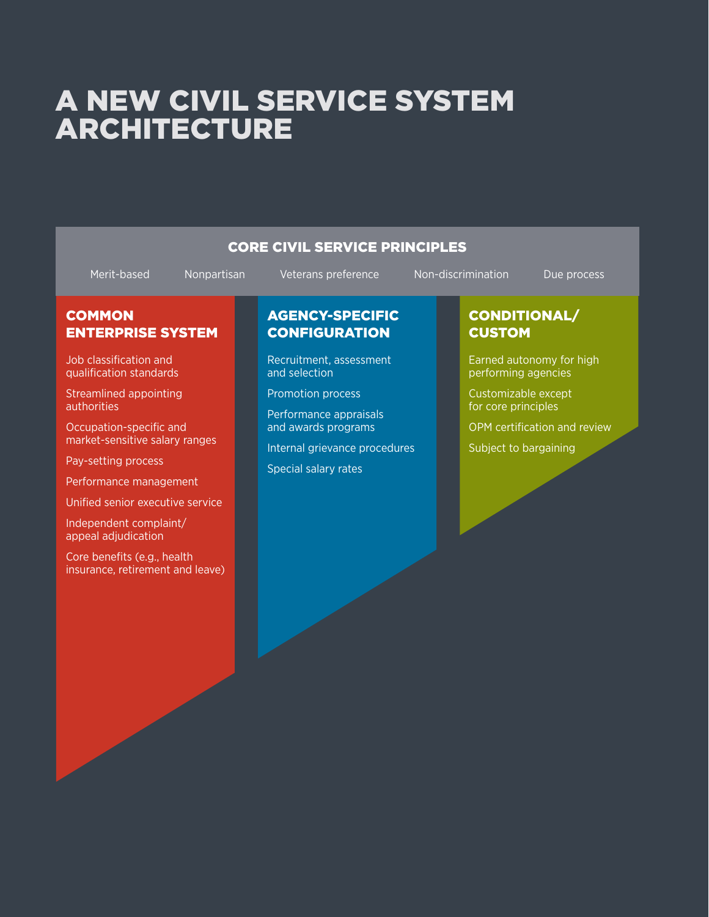# A NEW CIVIL SERVICE SYSTEM ARCHITECTURE

## CORE CIVIL SERVICE PRINCIPLES

Merit-based | Nonpartisan | Veterans preference | Non-discrimination | Due process

### COMMON ENTERPRISE SYSTEM

- Job classification and qualification standards
- Streamlined appointing authorities
- Occupation-specific and market-sensitive salary ranges
- Pay-setting process
- Performance management
- Unified senior executive service
- Independent complaint/appeal adjudication
- Core benefits (e.g., health insurance, retirement and leave)

### AGENCY-SPECIFIC CONFIGURATION

- Recruitment, assessment and selection
- Promotion process
- Performance appraisals and awards programs
- Internal grievance procedures
- Special salary rates

### CONDITIONAL/ CUSTOM

- Earned autonomy for high performing agencies
- Customizable except for core principles
- OPM certification and review
- Subject to bargaining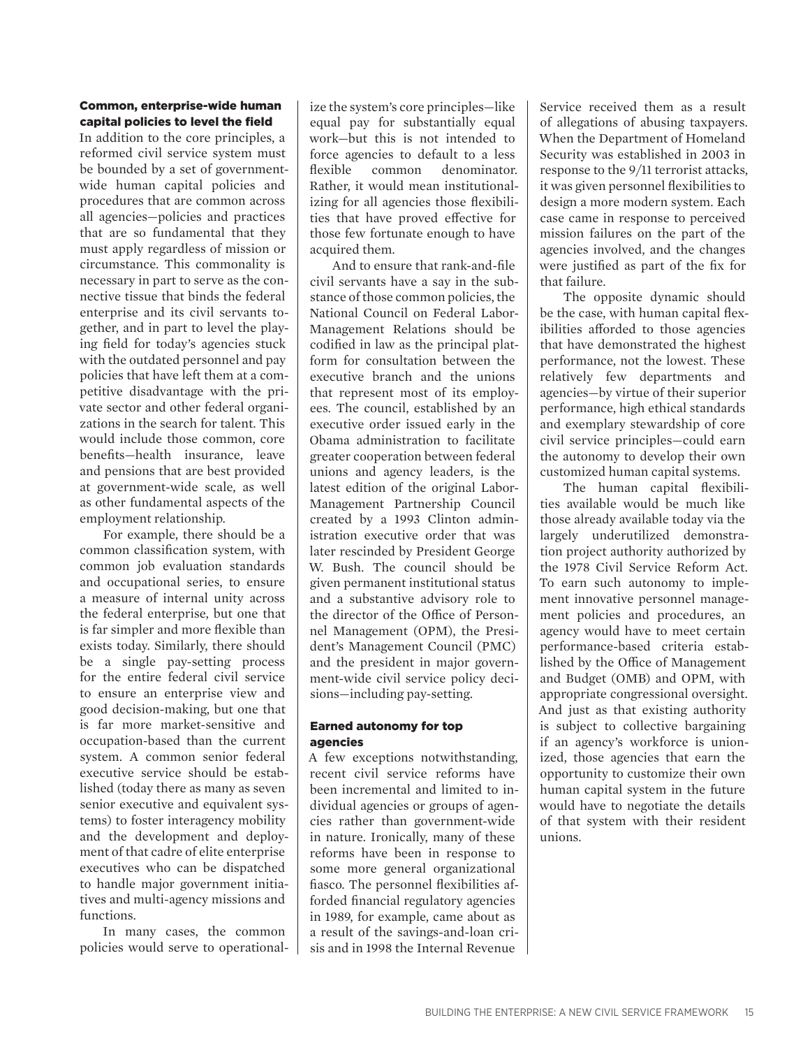### Common, enterprise-wide human capital policies to level the field

In addition to the core principles, a reformed civil service system must be bounded by a set of government-wide human capital policies and procedures that are common across all agencies—policies and practices that are so fundamental that they must apply regardless of mission or circumstance. This commonality is necessary in part to serve as the connective tissue that binds the federal enterprise and its civil servants together, and in part to level the playing field for today's agencies stuck with the outdated personnel and pay policies that have left them at a competitive disadvantage with the private sector and other federal organizations in the search for talent. This would include those common, core benefits—health insurance, leave and pensions that are best provided at government-wide scale, as well as other fundamental aspects of the employment relationship.

For example, there should be a common classification system, with common job evaluation standards and occupational series, to ensure a measure of internal unity across the federal enterprise, but one that is far simpler and more flexible than exists today. Similarly, there should be a single pay-setting process for the entire federal civil service to ensure an enterprise view and good decision-making, but one that is far more market-sensitive and occupation-based than the current system. A common senior federal executive service should be established (today there as many as seven senior executive and equivalent systems) to foster interagency mobility and the development and deployment of that cadre of elite enterprise executives who can be dispatched to handle major government initiatives and multi-agency missions and functions.

In many cases, the common policies would serve to operationalize the system's core principles—like equal pay for substantially equal work—but this is not intended to force agencies to default to a less flexible common denominator. Rather, it would mean institutionalizing for all agencies those flexibilities that have proved effective for those few fortunate enough to have acquired them.

And to ensure that rank-and-file civil servants have a say in the substance of those common policies, the National Council on Federal Labor-Management Relations should be codified in law as the principal platform for consultation between the executive branch and the unions that represent most of its employees. The council, established by an executive order issued early in the Obama administration to facilitate greater cooperation between federal unions and agency leaders, is the latest edition of the original Labor-Management Partnership Council created by a 1993 Clinton administration executive order that was later rescinded by President George W. Bush. The council should be given permanent institutional status and a substantive advisory role to the director of the Office of Personnel Management (OPM), the President's Management Council (PMC) and the president in major government-wide civil service policy decisions—including pay-setting.

### Earned autonomy for top agencies

A few exceptions notwithstanding, recent civil service reforms have been incremental and limited to individual agencies or groups of agencies rather than government-wide in nature. Ironically, many of these reforms have been in response to some more general organizational fiasco. The personnel flexibilities afforded financial regulatory agencies in 1989, for example, came about as a result of the savings-and-loan crisis and in 1998 the Internal Revenue Service received them as a result of allegations of abusing taxpayers. When the Department of Homeland Security was established in 2003 in response to the 9/11 terrorist attacks, it was given personnel flexibilities to design a more modern system. Each case came in response to perceived mission failures on the part of the agencies involved, and the changes were justified as part of the fix for that failure.

The opposite dynamic should be the case, with human capital flexibilities afforded to those agencies that have demonstrated the highest performance, not the lowest. These relatively few departments and agencies—by virtue of their superior performance, high ethical standards and exemplary stewardship of core civil service principles—could earn the autonomy to develop their own customized human capital systems.

The human capital flexibilities available would be much like those already available today via the largely underutilized demonstration project authority authorized by the 1978 Civil Service Reform Act. To earn such autonomy to implement innovative personnel management policies and procedures, an agency would have to meet certain performance-based criteria established by the Office of Management and Budget (OMB) and OPM, with appropriate congressional oversight. And just as that existing authority is subject to collective bargaining if an agency's workforce is unionized, those agencies that earn the opportunity to customize their own human capital system in the future would have to negotiate the details of that system with their resident unions.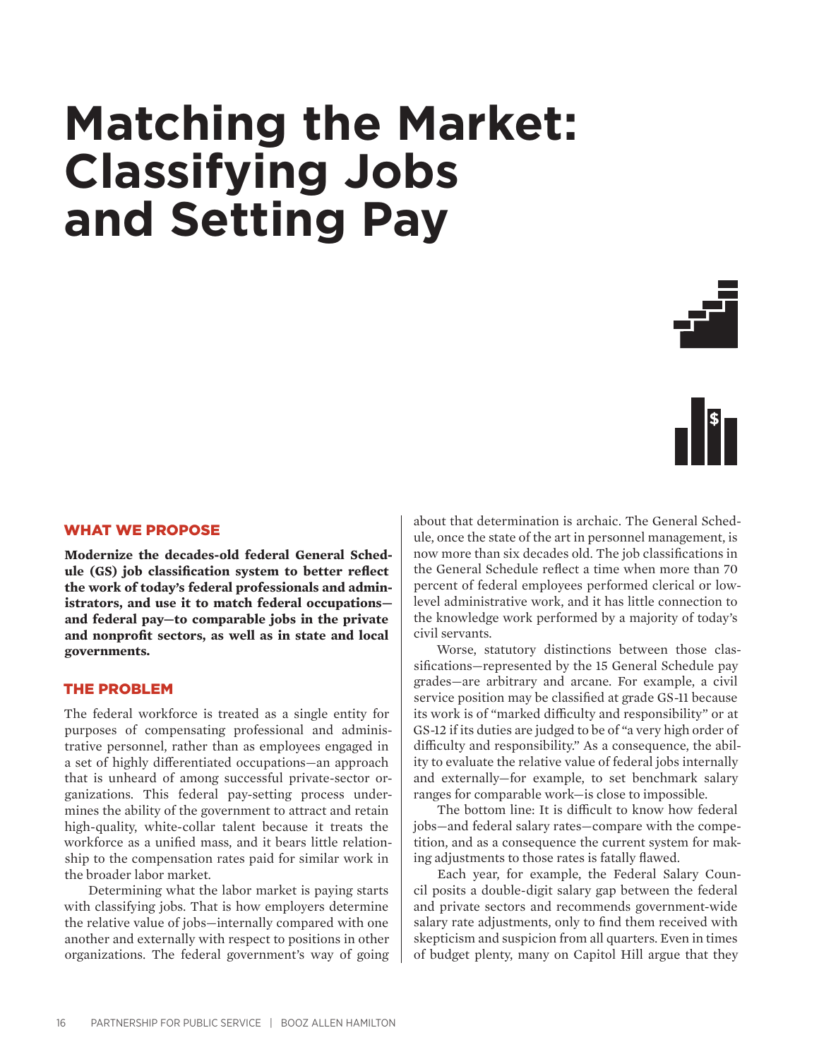# Matching the Market: Classifying Jobs and Setting Pay

## WHAT WE PROPOSE

**Modernize the decades-old federal General Schedule (GS) job classification system to better reflect the work of today's federal professionals and administrators, and use it to match federal occupations—and federal pay—to comparable jobs in the private and nonprofit sectors, as well as in state and local governments.**

## THE PROBLEM

The federal workforce is treated as a single entity for purposes of compensating professional and administrative personnel, rather than as employees engaged in a set of highly differentiated occupations—an approach that is unheard of among successful private-sector organizations. This federal pay-setting process undermines the ability of the government to attract and retain high-quality, white-collar talent because it treats the workforce as a unified mass, and it bears little relationship to the compensation rates paid for similar work in the broader labor market.

Determining what the labor market is paying starts with classifying jobs. That is how employers determine the relative value of jobs—internally compared with one another and externally with respect to positions in other organizations. The federal government's way of going about that determination is archaic. The General Schedule, once the state of the art in personnel management, is now more than six decades old. The job classifications in the General Schedule reflect a time when more than 70 percent of federal employees performed clerical or low-level administrative work, and it has little connection to the knowledge work performed by a majority of today's civil servants.

Worse, statutory distinctions between those classifications—represented by the 15 General Schedule pay grades—are arbitrary and arcane. For example, a civil service position may be classified at grade GS-11 because its work is of "marked difficulty and responsibility" or at GS-12 if its duties are judged to be of "a very high order of difficulty and responsibility." As a consequence, the ability to evaluate the relative value of federal jobs internally and externally—for example, to set benchmark salary ranges for comparable work—is close to impossible.

The bottom line: It is difficult to know how federal jobs—and federal salary rates—compare with the competition, and as a consequence the current system for making adjustments to those rates is fatally flawed.

Each year, for example, the Federal Salary Council posits a double-digit salary gap between the federal and private sectors and recommends government-wide salary rate adjustments, only to find them received with skepticism and suspicion from all quarters. Even in times of budget plenty, many on Capitol Hill argue that they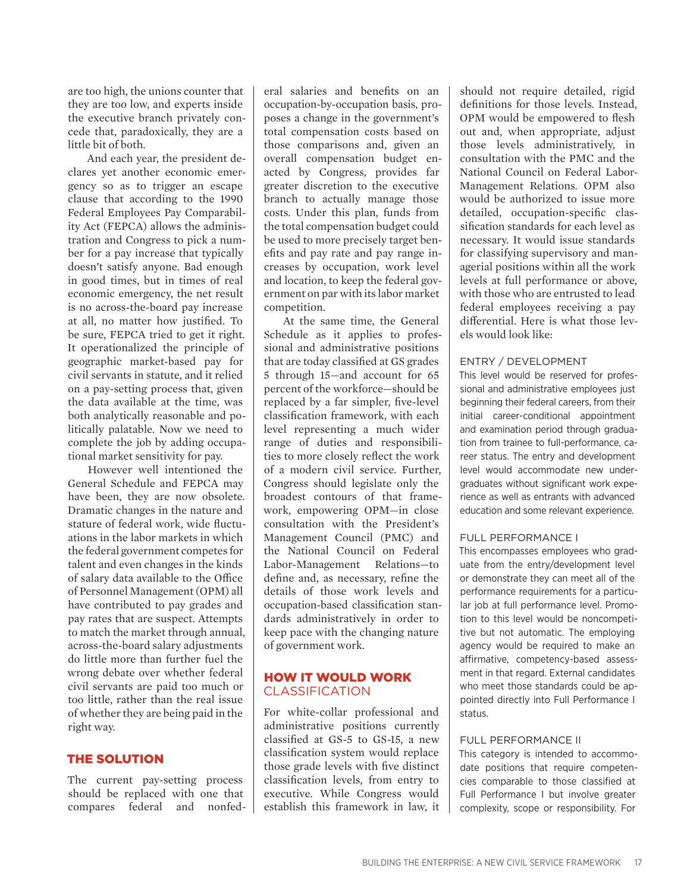are too high, the unions counter that they are too low, and experts inside the executive branch privately concede that, paradoxically, they are a little bit of both.

And each year, the president declares yet another economic emergency so as to trigger an escape clause that according to the 1990 Federal Employees Pay Comparability Act (FEPCA) allows the administration and Congress to pick a number for a pay increase that typically doesn't satisfy anyone. Bad enough in good times, but in times of real economic emergency, the net result is no across-the-board pay increase at all, no matter how justified. To be sure, FEPCA tried to get it right. It operationalized the principle of geographic market-based pay for civil servants in statute, and it relied on a pay-setting process that, given the data available at the time, was both analytically reasonable and politically palatable. Now we need to complete the job by adding occupational market sensitivity for pay.

However well intentioned the General Schedule and FEPCA may have been, they are now obsolete. Dramatic changes in the nature and stature of federal work, wide fluctuations in the labor markets in which the federal government competes for talent and even changes in the kinds of salary data available to the Office of Personnel Management (OPM) all have contributed to pay grades and pay rates that are suspect. Attempts to match the market through annual, across-the-board salary adjustments do little more than further fuel the wrong debate over whether federal civil servants are paid too much or too little, rather than the real issue of whether they are being paid in the right way.

## THE SOLUTION

The current pay-setting process should be replaced with one that compares federal and nonfederal salaries and benefits on an occupation-by-occupation basis, proposes a change in the government's total compensation costs based on those comparisons and, given an overall compensation budget enacted by Congress, provides far greater discretion to the executive branch to actually manage those costs. Under this plan, funds from the total compensation budget could be used to more precisely target benefits and pay rate and pay range increases by occupation, work level and location, to keep the federal government on par with its labor market competition.

At the same time, the General Schedule as it applies to professional and administrative positions that are today classified at GS grades 5 through 15—and account for 65 percent of the workforce—should be replaced by a far simpler, five-level classification framework, with each level representing a much wider range of duties and responsibilities to more closely reflect the work of a modern civil service. Further, Congress should legislate only the broadest contours of that framework, empowering OPM—in close consultation with the President's Management Council (PMC) and the National Council on Federal Labor-Management Relations—to define and, as necessary, refine the details of those work levels and occupation-based classification standards administratively in order to keep pace with the changing nature of government work.

## HOW IT WOULD WORK

### CLASSIFICATION

For white-collar professional and administrative positions currently classified at GS-5 to GS-15, a new classification system would replace those grade levels with five distinct classification levels, from entry to executive. While Congress would establish this framework in law, it should not require detailed, rigid definitions for those levels. Instead, OPM would be empowered to flesh out and, when appropriate, adjust those levels administratively, in consultation with the PMC and the National Council on Federal Labor-Management Relations. OPM also would be authorized to issue more detailed, occupation-specific classification standards for each level as necessary. It would issue standards for classifying supervisory and managerial positions within all the work levels at full performance or above, with those who are entrusted to lead federal employees receiving a pay differential. Here is what those levels would look like:

#### ENTRY / DEVELOPMENT

This level would be reserved for professional and administrative employees just beginning their federal careers, from their initial career-conditional appointment and examination period through graduation from trainee to full-performance, career status. The entry and development level would accommodate new undergraduates without significant work experience as well as entrants with advanced education and some relevant experience.

#### FULL PERFORMANCE I

This encompasses employees who graduate from the entry/development level or demonstrate they can meet all of the performance requirements for a particular job at full performance level. Promotion to this level would be noncompetitive but not automatic. The employing agency would be required to make an affirmative, competency-based assessment in that regard. External candidates who meet those standards could be appointed directly into Full Performance I status.

#### FULL PERFORMANCE II

This category is intended to accommodate positions that require competencies comparable to those classified at Full Performance I but involve greater complexity, scope or responsibility. For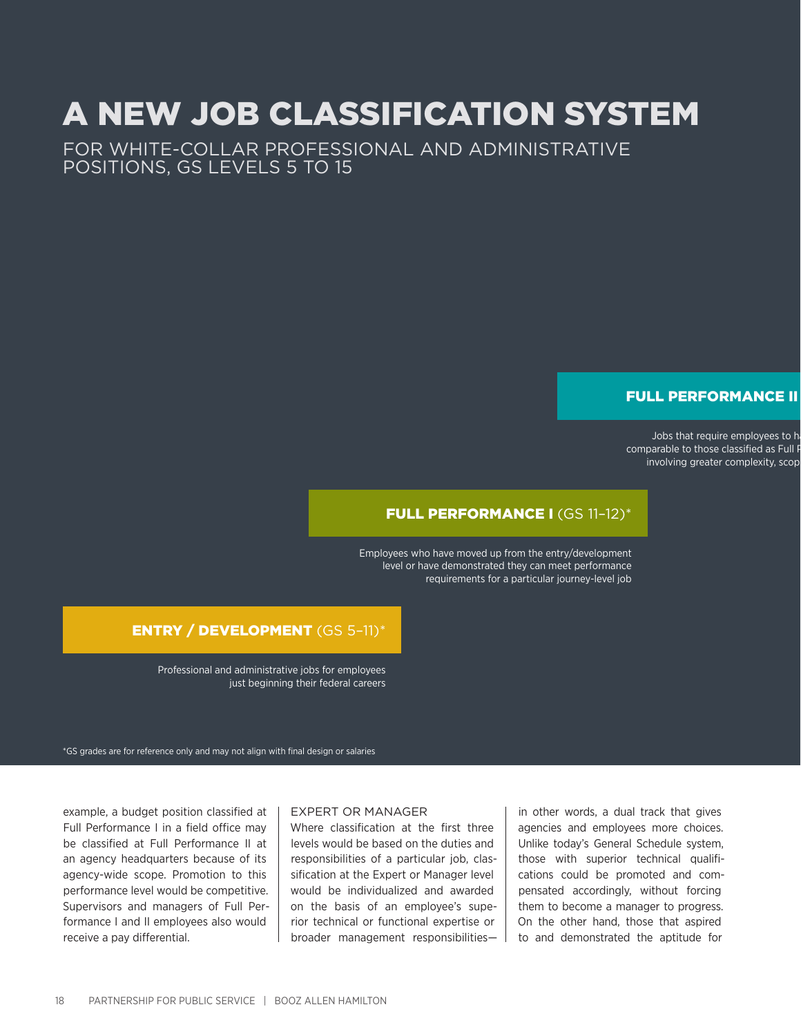# A NEW JOB CLASSIFICATION SYSTEM

FOR WHITE-COLLAR PROFESSIONAL AND ADMINISTRATIVE POSITIONS, GS LEVELS 5 TO 15

**FULL PERFORMANCE II**

Jobs that require employees to h… comparable to those classified as Full P… involving greater complexity, scop…

**FULL PERFORMANCE I** (GS 11–12)*

Employees who have moved up from the entry/development level or have demonstrated they can meet performance requirements for a particular journey-level job

**ENTRY / DEVELOPMENT** (GS 5–11)*

Professional and administrative jobs for employees just beginning their federal careers

*GS grades are for reference only and may not align with final design or salaries

example, a budget position classified at Full Performance I in a field office may be classified at Full Performance II at an agency headquarters because of its agency-wide scope. Promotion to this performance level would be competitive. Supervisors and managers of Full Performance I and II employees also would receive a pay differential.

EXPERT OR MANAGER

Where classification at the first three levels would be based on the duties and responsibilities of a particular job, classification at the Expert or Manager level would be individualized and awarded on the basis of an employee's superior technical or functional expertise or broader management responsibilities—in other words, a dual track that gives agencies and employees more choices. Unlike today's General Schedule system, those with superior technical qualifications could be promoted and compensated accordingly, without forcing them to become a manager to progress. On the other hand, those that aspired to and demonstrated the aptitude for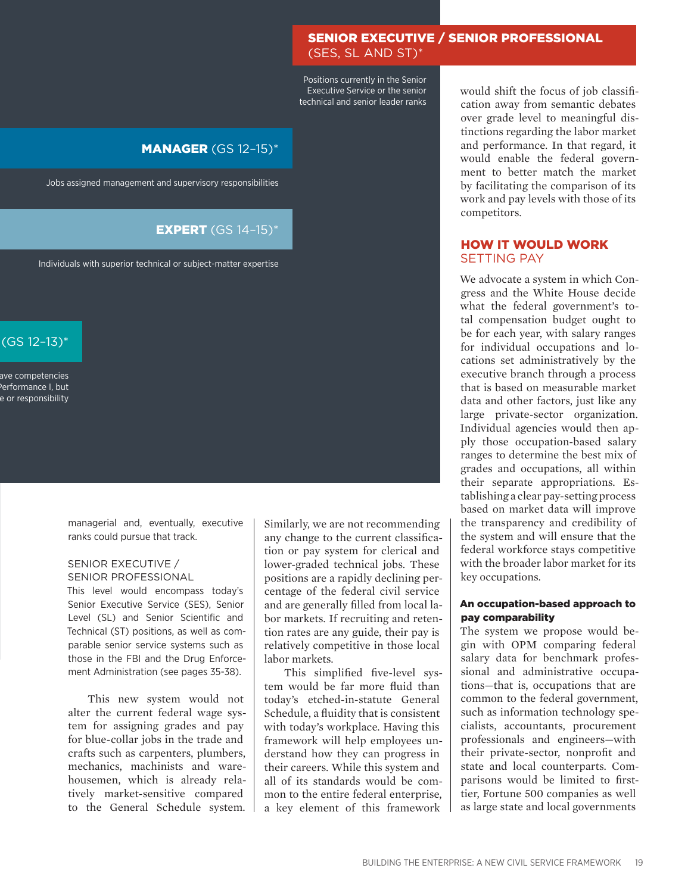**SENIOR EXECUTIVE / SENIOR PROFESSIONAL** (SES, SL AND ST)*

Positions currently in the Senior Executive Service or the senior technical and senior leader ranks

**MANAGER** (GS 12–15)*

Jobs assigned management and supervisory responsibilities

**EXPERT** (GS 14–15)*

Individuals with superior technical or subject-matter expertise

(GS 12–13)*

ave competencies Performance I, but e or responsibility

managerial and, eventually, executive ranks could pursue that track.

SENIOR EXECUTIVE / SENIOR PROFESSIONAL

This level would encompass today's Senior Executive Service (SES), Senior Level (SL) and Senior Scientific and Technical (ST) positions, as well as comparable senior service systems such as those in the FBI and the Drug Enforcement Administration (see pages 35-38).

This new system would not alter the current federal wage system for assigning grades and pay for blue-collar jobs in the trade and crafts such as carpenters, plumbers, mechanics, machinists and warehousemen, which is already relatively market-sensitive compared to the General Schedule system. Similarly, we are not recommending any change to the current classification or pay system for clerical and lower-graded technical jobs. These positions are a rapidly declining percentage of the federal civil service and are generally filled from local labor markets. If recruiting and retention rates are any guide, their pay is relatively competitive in those local labor markets.

This simplified five-level system would be far more fluid than today's etched-in-statute General Schedule, a fluidity that is consistent with today's workplace. Having this framework will help employees understand how they can progress in their careers. While this system and all of its standards would be common to the entire federal enterprise, a key element of this framework would shift the focus of job classification away from semantic debates over grade level to meaningful distinctions regarding the labor market and performance. In that regard, it would enable the federal government to better match the market by facilitating the comparison of its work and pay levels with those of its competitors.

## HOW IT WOULD WORK
### SETTING PAY

We advocate a system in which Congress and the White House decide what the federal government's total compensation budget ought to be for each year, with salary ranges for individual occupations and locations set administratively by the executive branch through a process that is based on measurable market data and other factors, just like any large private-sector organization. Individual agencies would then apply those occupation-based salary ranges to determine the best mix of grades and occupations, all within their separate appropriations. Establishing a clear pay-setting process based on market data will improve the transparency and credibility of the system and will ensure that the federal workforce stays competitive with the broader labor market for its key occupations.

#### An occupation-based approach to pay comparability

The system we propose would begin with OPM comparing federal salary data for benchmark professional and administrative occupations—that is, occupations that are common to the federal government, such as information technology specialists, accountants, procurement professionals and engineers—with their private-sector, nonprofit and state and local counterparts. Comparisons would be limited to first-tier, Fortune 500 companies as well as large state and local governments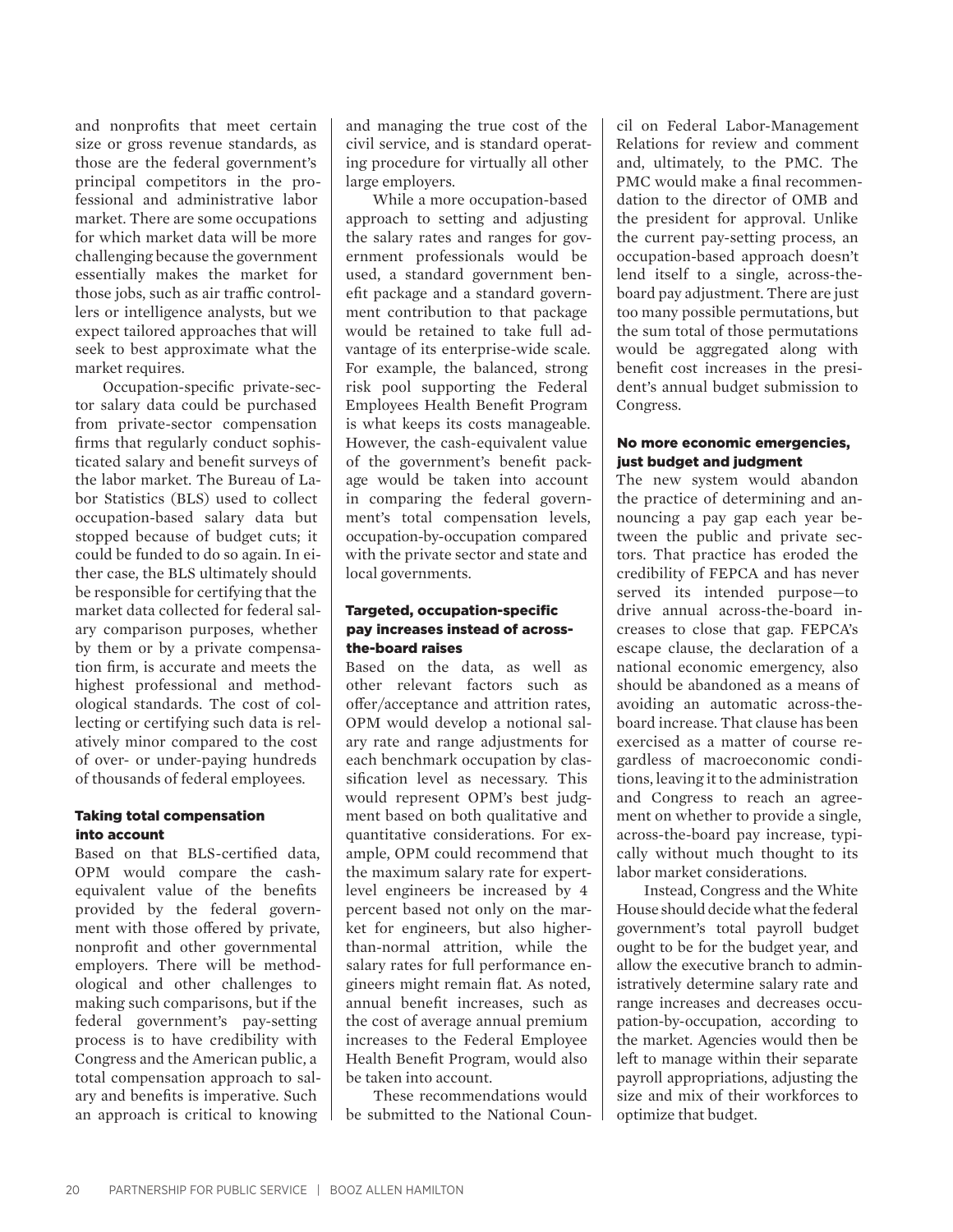and nonprofits that meet certain size or gross revenue standards, as those are the federal government's principal competitors in the professional and administrative labor market. There are some occupations for which market data will be more challenging because the government essentially makes the market for those jobs, such as air traffic controllers or intelligence analysts, but we expect tailored approaches that will seek to best approximate what the market requires.

Occupation-specific private-sector salary data could be purchased from private-sector compensation firms that regularly conduct sophisticated salary and benefit surveys of the labor market. The Bureau of Labor Statistics (BLS) used to collect occupation-based salary data but stopped because of budget cuts; it could be funded to do so again. In either case, the BLS ultimately should be responsible for certifying that the market data collected for federal salary comparison purposes, whether by them or by a private compensation firm, is accurate and meets the highest professional and methodological standards. The cost of collecting or certifying such data is relatively minor compared to the cost of over- or under-paying hundreds of thousands of federal employees.

### Taking total compensation into account

Based on that BLS-certified data, OPM would compare the cash-equivalent value of the benefits provided by the federal government with those offered by private, nonprofit and other governmental employers. There will be methodological and other challenges to making such comparisons, but if the federal government's pay-setting process is to have credibility with Congress and the American public, a total compensation approach to salary and benefits is imperative. Such an approach is critical to knowing and managing the true cost of the civil service, and is standard operating procedure for virtually all other large employers.

While a more occupation-based approach to setting and adjusting the salary rates and ranges for government professionals would be used, a standard government benefit package and a standard government contribution to that package would be retained to take full advantage of its enterprise-wide scale. For example, the balanced, strong risk pool supporting the Federal Employees Health Benefit Program is what keeps its costs manageable. However, the cash-equivalent value of the government's benefit package would be taken into account in comparing the federal government's total compensation levels, occupation-by-occupation compared with the private sector and state and local governments.

### Targeted, occupation-specific pay increases instead of across-the-board raises

Based on the data, as well as other relevant factors such as offer/acceptance and attrition rates, OPM would develop a notional salary rate and range adjustments for each benchmark occupation by classification level as necessary. This would represent OPM's best judgment based on both qualitative and quantitative considerations. For example, OPM could recommend that the maximum salary rate for expert-level engineers be increased by 4 percent based not only on the market for engineers, but also higher-than-normal attrition, while the salary rates for full performance engineers might remain flat. As noted, annual benefit increases, such as the cost of average annual premium increases to the Federal Employee Health Benefit Program, would also be taken into account.

These recommendations would be submitted to the National Council on Federal Labor-Management Relations for review and comment and, ultimately, to the PMC. The PMC would make a final recommendation to the director of OMB and the president for approval. Unlike the current pay-setting process, an occupation-based approach doesn't lend itself to a single, across-the-board pay adjustment. There are just too many possible permutations, but the sum total of those permutations would be aggregated along with benefit cost increases in the president's annual budget submission to Congress.

### No more economic emergencies, just budget and judgment

The new system would abandon the practice of determining and announcing a pay gap each year between the public and private sectors. That practice has eroded the credibility of FEPCA and has never served its intended purpose—to drive annual across-the-board increases to close that gap. FEPCA's escape clause, the declaration of a national economic emergency, also should be abandoned as a means of avoiding an automatic across-the-board increase. That clause has been exercised as a matter of course regardless of macroeconomic conditions, leaving it to the administration and Congress to reach an agreement on whether to provide a single, across-the-board pay increase, typically without much thought to its labor market considerations.

Instead, Congress and the White House should decide what the federal government's total payroll budget ought to be for the budget year, and allow the executive branch to administratively determine salary rate and range increases and decreases occupation-by-occupation, according to the market. Agencies would then be left to manage within their separate payroll appropriations, adjusting the size and mix of their workforces to optimize that budget.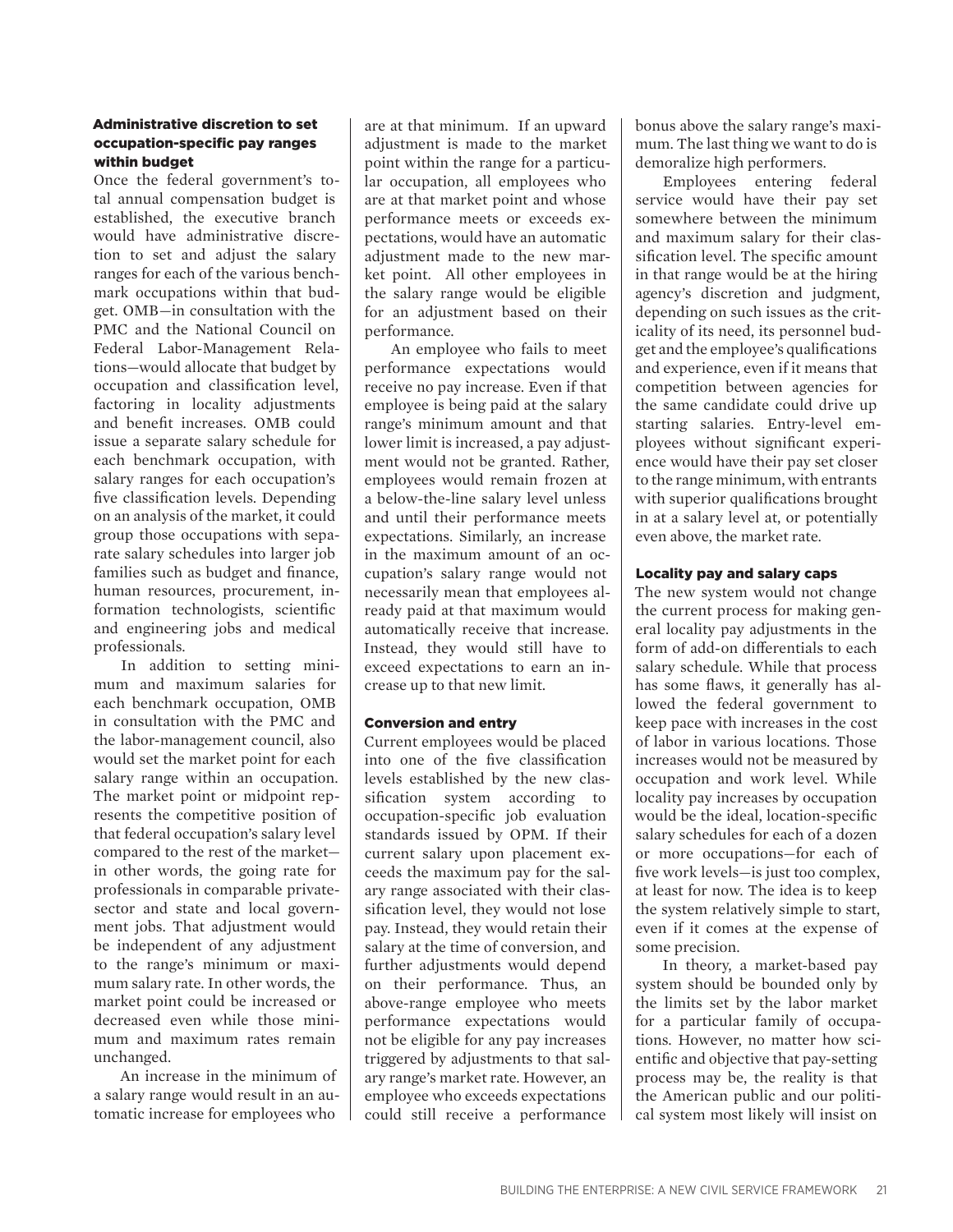### Administrative discretion to set occupation-specific pay ranges within budget

Once the federal government's total annual compensation budget is established, the executive branch would have administrative discretion to set and adjust the salary ranges for each of the various benchmark occupations within that budget. OMB—in consultation with the PMC and the National Council on Federal Labor-Management Relations—would allocate that budget by occupation and classification level, factoring in locality adjustments and benefit increases. OMB could issue a separate salary schedule for each benchmark occupation, with salary ranges for each occupation's five classification levels. Depending on an analysis of the market, it could group those occupations with separate salary schedules into larger job families such as budget and finance, human resources, procurement, information technologists, scientific and engineering jobs and medical professionals.

In addition to setting minimum and maximum salaries for each benchmark occupation, OMB in consultation with the PMC and the labor-management council, also would set the market point for each salary range within an occupation. The market point or midpoint represents the competitive position of that federal occupation's salary level compared to the rest of the market—in other words, the going rate for professionals in comparable private-sector and state and local government jobs. That adjustment would be independent of any adjustment to the range's minimum or maximum salary rate. In other words, the market point could be increased or decreased even while those minimum and maximum rates remain unchanged.

An increase in the minimum of a salary range would result in an automatic increase for employees who are at that minimum. If an upward adjustment is made to the market point within the range for a particular occupation, all employees who are at that market point and whose performance meets or exceeds expectations, would have an automatic adjustment made to the new market point. All other employees in the salary range would be eligible for an adjustment based on their performance.

An employee who fails to meet performance expectations would receive no pay increase. Even if that employee is being paid at the salary range's minimum amount and that lower limit is increased, a pay adjustment would not be granted. Rather, employees would remain frozen at a below-the-line salary level unless and until their performance meets expectations. Similarly, an increase in the maximum amount of an occupation's salary range would not necessarily mean that employees already paid at that maximum would automatically receive that increase. Instead, they would still have to exceed expectations to earn an increase up to that new limit.

### Conversion and entry

Current employees would be placed into one of the five classification levels established by the new classification system according to occupation-specific job evaluation standards issued by OPM. If their current salary upon placement exceeds the maximum pay for the salary range associated with their classification level, they would not lose pay. Instead, they would retain their salary at the time of conversion, and further adjustments would depend on their performance. Thus, an above-range employee who meets performance expectations would not be eligible for any pay increases triggered by adjustments to that salary range's market rate. However, an employee who exceeds expectations could still receive a performance bonus above the salary range's maximum. The last thing we want to do is demoralize high performers.

Employees entering federal service would have their pay set somewhere between the minimum and maximum salary for their classification level. The specific amount in that range would be at the hiring agency's discretion and judgment, depending on such issues as the criticality of its need, its personnel budget and the employee's qualifications and experience, even if it means that competition between agencies for the same candidate could drive up starting salaries. Entry-level employees without significant experience would have their pay set closer to the range minimum, with entrants with superior qualifications brought in at a salary level at, or potentially even above, the market rate.

### Locality pay and salary caps

The new system would not change the current process for making general locality pay adjustments in the form of add-on differentials to each salary schedule. While that process has some flaws, it generally has allowed the federal government to keep pace with increases in the cost of labor in various locations. Those increases would not be measured by occupation and work level. While locality pay increases by occupation would be the ideal, location-specific salary schedules for each of a dozen or more occupations—for each of five work levels—is just too complex, at least for now. The idea is to keep the system relatively simple to start, even if it comes at the expense of some precision.

In theory, a market-based pay system should be bounded only by the limits set by the labor market for a particular family of occupations. However, no matter how scientific and objective that pay-setting process may be, the reality is that the American public and our political system most likely will insist on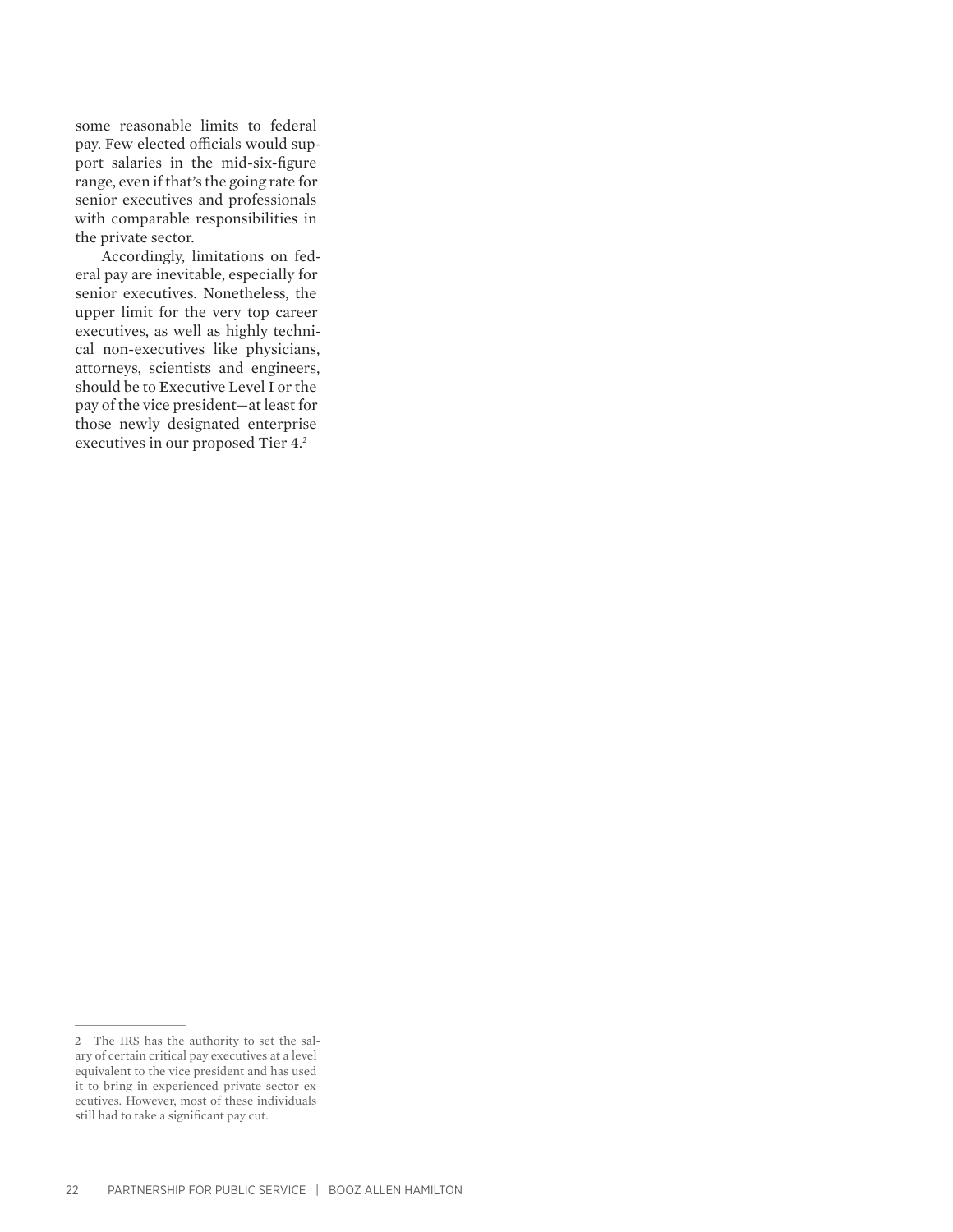some reasonable limits to federal pay. Few elected officials would support salaries in the mid-six-figure range, even if that's the going rate for senior executives and professionals with comparable responsibilities in the private sector.

Accordingly, limitations on federal pay are inevitable, especially for senior executives. Nonetheless, the upper limit for the very top career executives, as well as highly technical non-executives like physicians, attorneys, scientists and engineers, should be to Executive Level I or the pay of the vice president—at least for those newly designated enterprise executives in our proposed Tier 4.[2]

---

2 The IRS has the authority to set the salary of certain critical pay executives at a level equivalent to the vice president and has used it to bring in experienced private-sector executives. However, most of these individuals still had to take a significant pay cut.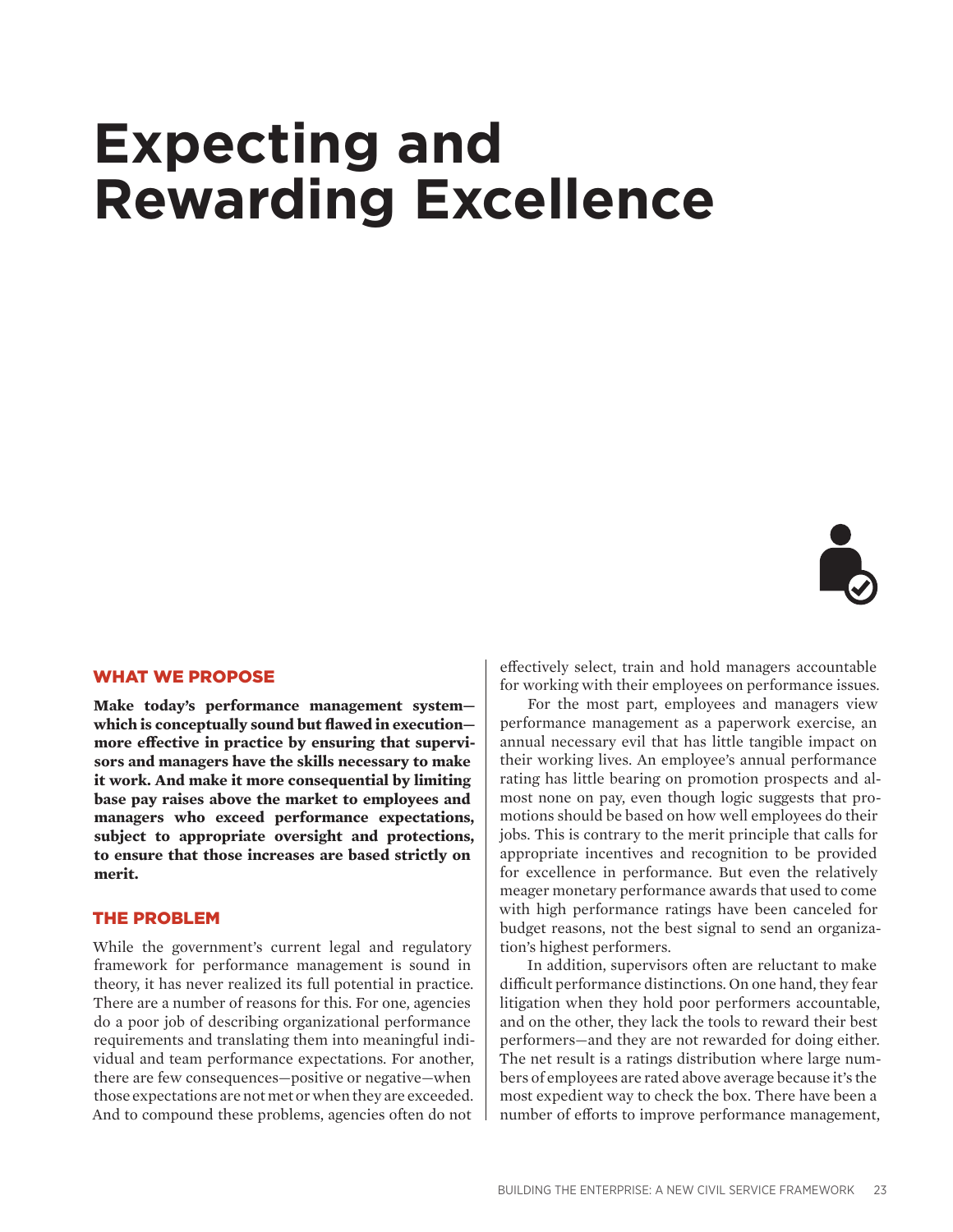# Expecting and Rewarding Excellence

## WHAT WE PROPOSE

**Make today's performance management system—which is conceptually sound but flawed in execution—more effective in practice by ensuring that supervisors and managers have the skills necessary to make it work. And make it more consequential by limiting base pay raises above the market to employees and managers who exceed performance expectations, subject to appropriate oversight and protections, to ensure that those increases are based strictly on merit.**

## THE PROBLEM

While the government's current legal and regulatory framework for performance management is sound in theory, it has never realized its full potential in practice. There are a number of reasons for this. For one, agencies do a poor job of describing organizational performance requirements and translating them into meaningful individual and team performance expectations. For another, there are few consequences—positive or negative—when those expectations are not met or when they are exceeded. And to compound these problems, agencies often do not effectively select, train and hold managers accountable for working with their employees on performance issues.

For the most part, employees and managers view performance management as a paperwork exercise, an annual necessary evil that has little tangible impact on their working lives. An employee's annual performance rating has little bearing on promotion prospects and almost none on pay, even though logic suggests that promotions should be based on how well employees do their jobs. This is contrary to the merit principle that calls for appropriate incentives and recognition to be provided for excellence in performance. But even the relatively meager monetary performance awards that used to come with high performance ratings have been canceled for budget reasons, not the best signal to send an organization's highest performers.

In addition, supervisors often are reluctant to make difficult performance distinctions. On one hand, they fear litigation when they hold poor performers accountable, and on the other, they lack the tools to reward their best performers—and they are not rewarded for doing either. The net result is a ratings distribution where large numbers of employees are rated above average because it's the most expedient way to check the box. There have been a number of efforts to improve performance management,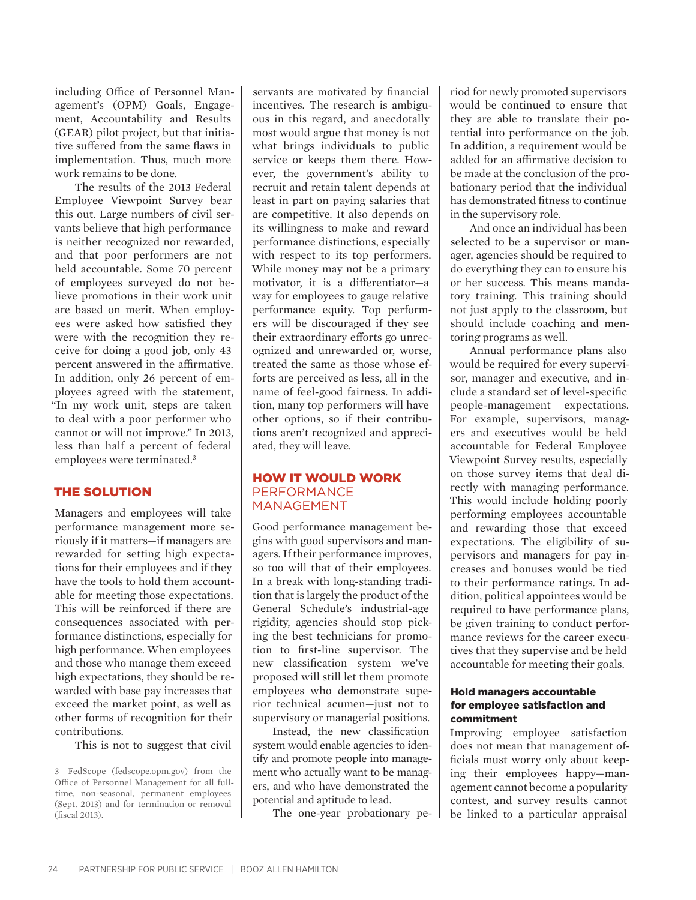including Office of Personnel Management's (OPM) Goals, Engagement, Accountability and Results (GEAR) pilot project, but that initiative suffered from the same flaws in implementation. Thus, much more work remains to be done.

The results of the 2013 Federal Employee Viewpoint Survey bear this out. Large numbers of civil servants believe that high performance is neither recognized nor rewarded, and that poor performers are not held accountable. Some 70 percent of employees surveyed do not believe promotions in their work unit are based on merit. When employees were asked how satisfied they were with the recognition they receive for doing a good job, only 43 percent answered in the affirmative. In addition, only 26 percent of employees agreed with the statement, "In my work unit, steps are taken to deal with a poor performer who cannot or will not improve." In 2013, less than half a percent of federal employees were terminated.[3]

## THE SOLUTION

Managers and employees will take performance management more seriously if it matters—if managers are rewarded for setting high expectations for their employees and if they have the tools to hold them accountable for meeting those expectations. This will be reinforced if there are consequences associated with performance distinctions, especially for high performance. When employees and those who manage them exceed high expectations, they should be rewarded with base pay increases that exceed the market point, as well as other forms of recognition for their contributions.

This is not to suggest that civil servants are motivated by financial incentives. The research is ambiguous in this regard, and anecdotally most would argue that money is not what brings individuals to public service or keeps them there. However, the government's ability to recruit and retain talent depends at least in part on paying salaries that are competitive. It also depends on its willingness to make and reward performance distinctions, especially with respect to its top performers. While money may not be a primary motivator, it is a differentiator—a way for employees to gauge relative performance equity. Top performers will be discouraged if they see their extraordinary efforts go unrecognized and unrewarded or, worse, treated the same as those whose efforts are perceived as less, all in the name of feel-good fairness. In addition, many top performers will have other options, so if their contributions aren't recognized and appreciated, they will leave.

## HOW IT WOULD WORK PERFORMANCE MANAGEMENT

Good performance management begins with good supervisors and managers. If their performance improves, so too will that of their employees. In a break with long-standing tradition that is largely the product of the General Schedule's industrial-age rigidity, agencies should stop picking the best technicians for promotion to first-line supervisor. The new classification system we've proposed will still let them promote employees who demonstrate superior technical acumen—just not to supervisory or managerial positions.

Instead, the new classification system would enable agencies to identify and promote people into management who actually want to be managers, and who have demonstrated the potential and aptitude to lead.

The one-year probationary period for newly promoted supervisors would be continued to ensure that they are able to translate their potential into performance on the job. In addition, a requirement would be added for an affirmative decision to be made at the conclusion of the probationary period that the individual has demonstrated fitness to continue in the supervisory role.

And once an individual has been selected to be a supervisor or manager, agencies should be required to do everything they can to ensure his or her success. This means mandatory training. This training should not just apply to the classroom, but should include coaching and mentoring programs as well.

Annual performance plans also would be required for every supervisor, manager and executive, and include a standard set of level-specific people-management expectations. For example, supervisors, managers and executives would be held accountable for Federal Employee Viewpoint Survey results, especially on those survey items that deal directly with managing performance. This would include holding poorly performing employees accountable and rewarding those that exceed expectations. The eligibility of supervisors and managers for pay increases and bonuses would be tied to their performance ratings. In addition, political appointees would be required to have performance plans, be given training to conduct performance reviews for the career executives that they supervise and be held accountable for meeting their goals.

### Hold managers accountable for employee satisfaction and commitment

Improving employee satisfaction does not mean that management officials must worry only about keeping their employees happy—management cannot become a popularity contest, and survey results cannot be linked to a particular appraisal

---

3 FedScope (fedscope.opm.gov) from the Office of Personnel Management for all full-time, non-seasonal, permanent employees (Sept. 2013) and for termination or removal (fiscal 2013).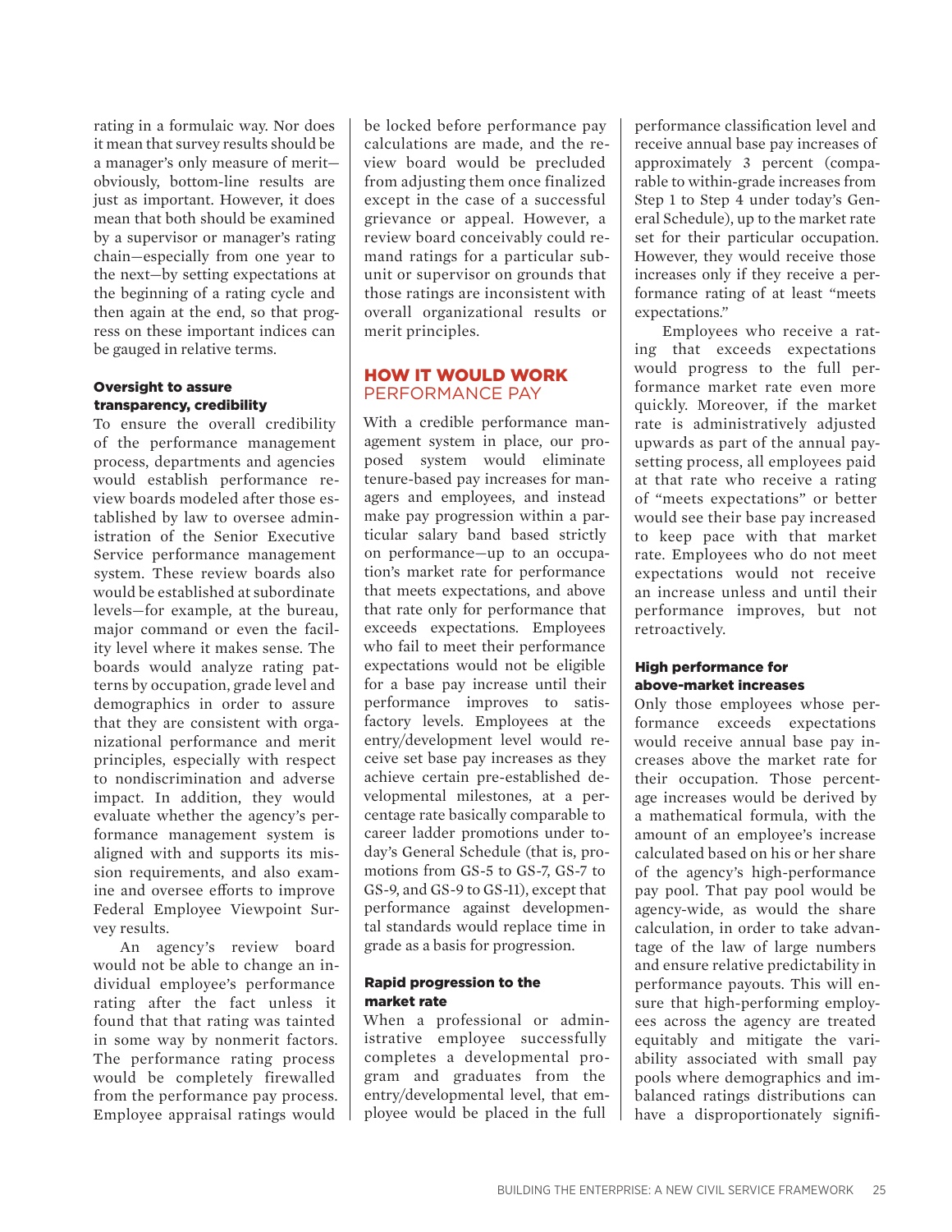rating in a formulaic way. Nor does it mean that survey results should be a manager's only measure of merit—obviously, bottom-line results are just as important. However, it does mean that both should be examined by a supervisor or manager's rating chain—especially from one year to the next—by setting expectations at the beginning of a rating cycle and then again at the end, so that progress on these important indices can be gauged in relative terms.

#### Oversight to assure transparency, credibility

To ensure the overall credibility of the performance management process, departments and agencies would establish performance review boards modeled after those established by law to oversee administration of the Senior Executive Service performance management system. These review boards also would be established at subordinate levels—for example, at the bureau, major command or even the facility level where it makes sense. The boards would analyze rating patterns by occupation, grade level and demographics in order to assure that they are consistent with organizational performance and merit principles, especially with respect to nondiscrimination and adverse impact. In addition, they would evaluate whether the agency's performance management system is aligned with and supports its mission requirements, and also examine and oversee efforts to improve Federal Employee Viewpoint Survey results.

An agency's review board would not be able to change an individual employee's performance rating after the fact unless it found that that rating was tainted in some way by nonmerit factors. The performance rating process would be completely firewalled from the performance pay process. Employee appraisal ratings would be locked before performance pay calculations are made, and the review board would be precluded from adjusting them once finalized except in the case of a successful grievance or appeal. However, a review board conceivably could remand ratings for a particular subunit or supervisor on grounds that those ratings are inconsistent with overall organizational results or merit principles.

## HOW IT WOULD WORK
### PERFORMANCE PAY

With a credible performance management system in place, our proposed system would eliminate tenure-based pay increases for managers and employees, and instead make pay progression within a particular salary band based strictly on performance—up to an occupation's market rate for performance that meets expectations, and above that rate only for performance that exceeds expectations. Employees who fail to meet their performance expectations would not be eligible for a base pay increase until their performance improves to satisfactory levels. Employees at the entry/development level would receive set base pay increases as they achieve certain pre-established developmental milestones, at a percentage rate basically comparable to career ladder promotions under today's General Schedule (that is, promotions from GS-5 to GS-7, GS-7 to GS-9, and GS-9 to GS-11), except that performance against developmental standards would replace time in grade as a basis for progression.

#### Rapid progression to the market rate

When a professional or administrative employee successfully completes a developmental program and graduates from the entry/developmental level, that employee would be placed in the full performance classification level and receive annual base pay increases of approximately 3 percent (comparable to within-grade increases from Step 1 to Step 4 under today's General Schedule), up to the market rate set for their particular occupation. However, they would receive those increases only if they receive a performance rating of at least "meets expectations."

Employees who receive a rating that exceeds expectations would progress to the full performance market rate even more quickly. Moreover, if the market rate is administratively adjusted upwards as part of the annual pay-setting process, all employees paid at that rate who receive a rating of "meets expectations" or better would see their base pay increased to keep pace with that market rate. Employees who do not meet expectations would not receive an increase unless and until their performance improves, but not retroactively.

#### High performance for above-market increases

Only those employees whose performance exceeds expectations would receive annual base pay increases above the market rate for their occupation. Those percentage increases would be derived by a mathematical formula, with the amount of an employee's increase calculated based on his or her share of the agency's high-performance pay pool. That pay pool would be agency-wide, as would the share calculation, in order to take advantage of the law of large numbers and ensure relative predictability in performance payouts. This will ensure that high-performing employees across the agency are treated equitably and mitigate the variability associated with small pay pools where demographics and imbalanced ratings distributions can have a disproportionately signifi-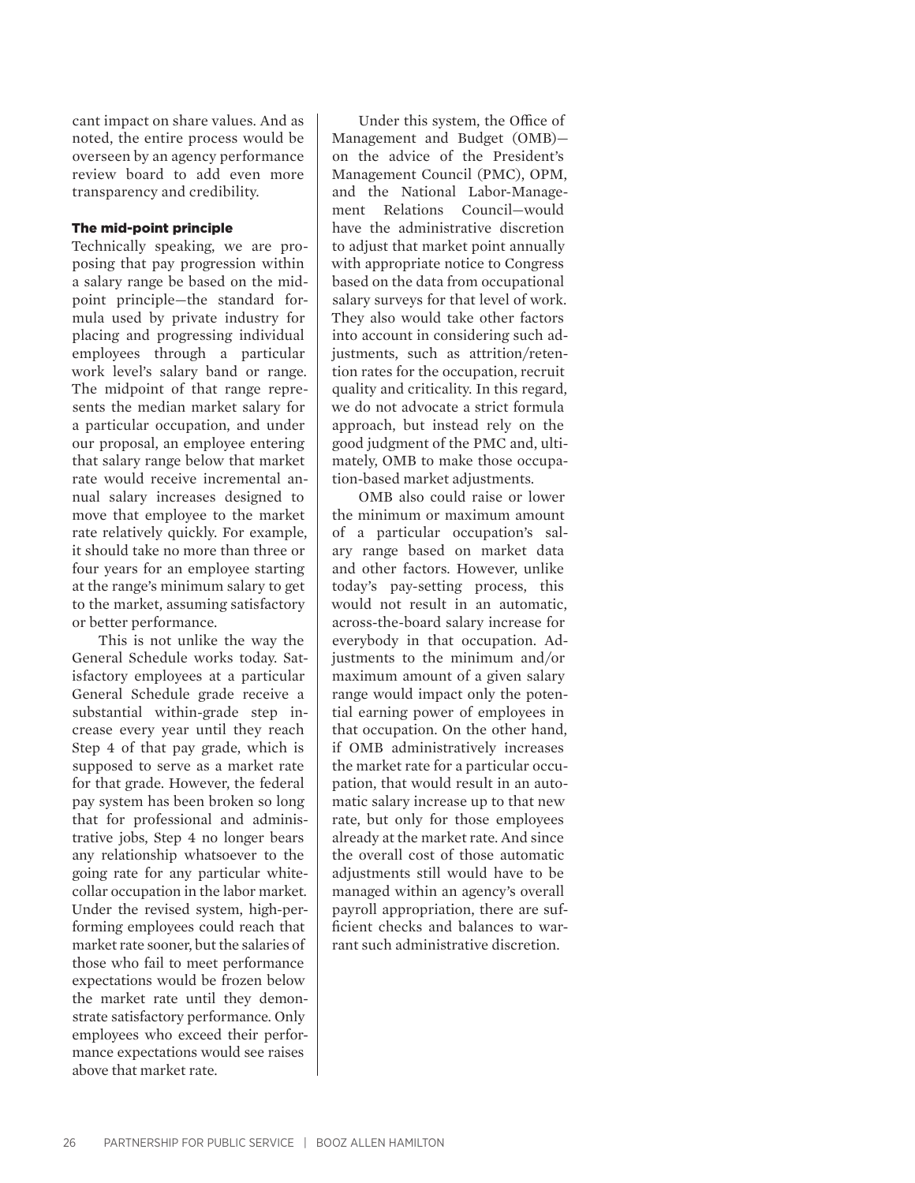cant impact on share values. And as noted, the entire process would be overseen by an agency performance review board to add even more transparency and credibility.

### The mid-point principle

Technically speaking, we are proposing that pay progression within a salary range be based on the midpoint principle—the standard formula used by private industry for placing and progressing individual employees through a particular work level's salary band or range. The midpoint of that range represents the median market salary for a particular occupation, and under our proposal, an employee entering that salary range below that market rate would receive incremental annual salary increases designed to move that employee to the market rate relatively quickly. For example, it should take no more than three or four years for an employee starting at the range's minimum salary to get to the market, assuming satisfactory or better performance.

This is not unlike the way the General Schedule works today. Satisfactory employees at a particular General Schedule grade receive a substantial within-grade step increase every year until they reach Step 4 of that pay grade, which is supposed to serve as a market rate for that grade. However, the federal pay system has been broken so long that for professional and administrative jobs, Step 4 no longer bears any relationship whatsoever to the going rate for any particular white-collar occupation in the labor market. Under the revised system, high-performing employees could reach that market rate sooner, but the salaries of those who fail to meet performance expectations would be frozen below the market rate until they demonstrate satisfactory performance. Only employees who exceed their performance expectations would see raises above that market rate.

Under this system, the Office of Management and Budget (OMB)—on the advice of the President's Management Council (PMC), OPM, and the National Labor-Management Relations Council—would have the administrative discretion to adjust that market point annually with appropriate notice to Congress based on the data from occupational salary surveys for that level of work. They also would take other factors into account in considering such adjustments, such as attrition/retention rates for the occupation, recruit quality and criticality. In this regard, we do not advocate a strict formula approach, but instead rely on the good judgment of the PMC and, ultimately, OMB to make those occupation-based market adjustments.

OMB also could raise or lower the minimum or maximum amount of a particular occupation's salary range based on market data and other factors. However, unlike today's pay-setting process, this would not result in an automatic, across-the-board salary increase for everybody in that occupation. Adjustments to the minimum and/or maximum amount of a given salary range would impact only the potential earning power of employees in that occupation. On the other hand, if OMB administratively increases the market rate for a particular occupation, that would result in an automatic salary increase up to that new rate, but only for those employees already at the market rate. And since the overall cost of those automatic adjustments still would have to be managed within an agency's overall payroll appropriation, there are sufficient checks and balances to warrant such administrative discretion.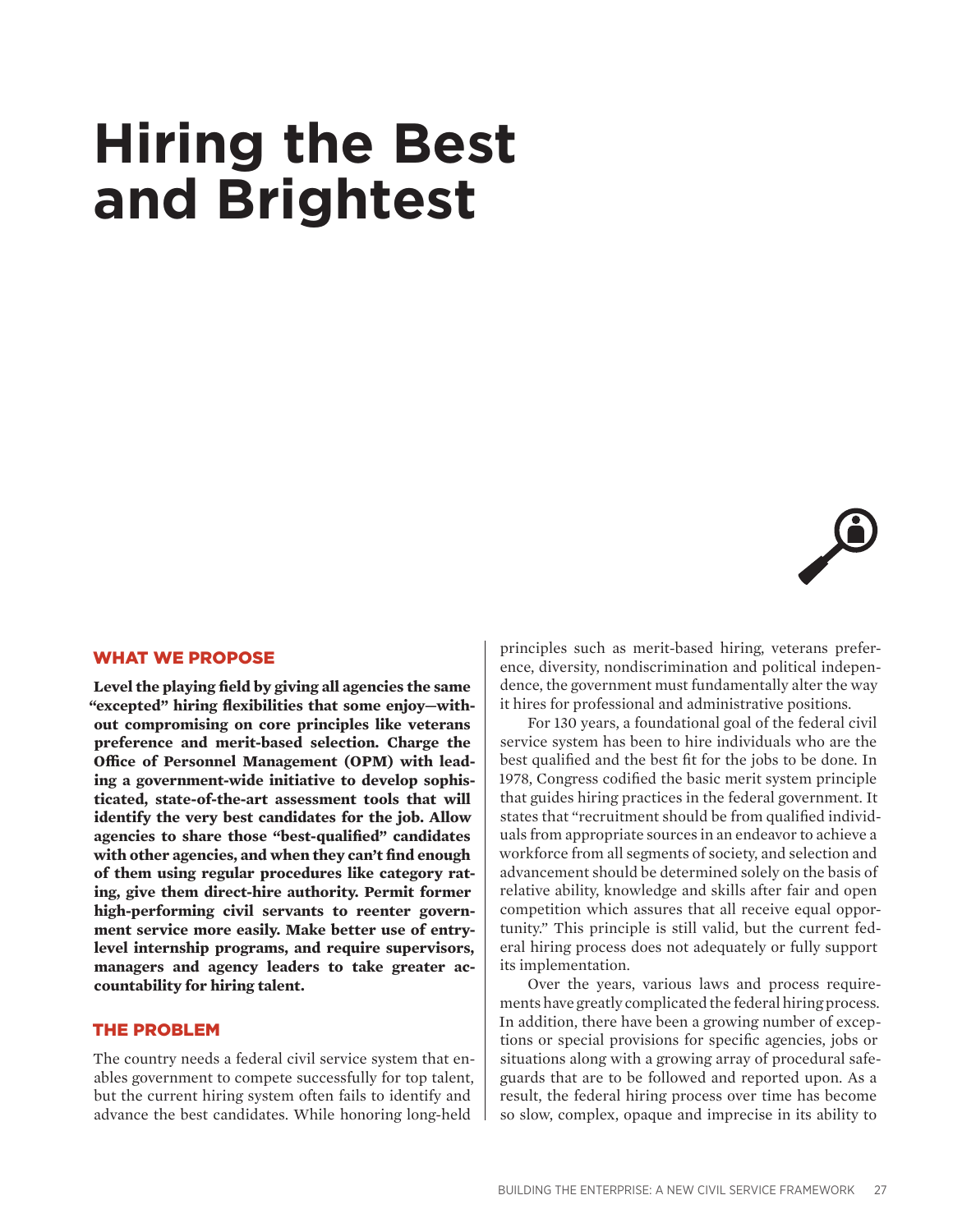# Hiring the Best and Brightest

## WHAT WE PROPOSE

**Level the playing field by giving all agencies the same "excepted" hiring flexibilities that some enjoy—without compromising on core principles like veterans preference and merit-based selection. Charge the Office of Personnel Management (OPM) with leading a government-wide initiative to develop sophisticated, state-of-the-art assessment tools that will identify the very best candidates for the job. Allow agencies to share those "best-qualified" candidates with other agencies, and when they can't find enough of them using regular procedures like category rating, give them direct-hire authority. Permit former high-performing civil servants to reenter government service more easily. Make better use of entry-level internship programs, and require supervisors, managers and agency leaders to take greater accountability for hiring talent.**

## THE PROBLEM

The country needs a federal civil service system that enables government to compete successfully for top talent, but the current hiring system often fails to identify and advance the best candidates. While honoring long-held principles such as merit-based hiring, veterans preference, diversity, nondiscrimination and political independence, the government must fundamentally alter the way it hires for professional and administrative positions.

For 130 years, a foundational goal of the federal civil service system has been to hire individuals who are the best qualified and the best fit for the jobs to be done. In 1978, Congress codified the basic merit system principle that guides hiring practices in the federal government. It states that "recruitment should be from qualified individuals from appropriate sources in an endeavor to achieve a workforce from all segments of society, and selection and advancement should be determined solely on the basis of relative ability, knowledge and skills after fair and open competition which assures that all receive equal opportunity." This principle is still valid, but the current federal hiring process does not adequately or fully support its implementation.

Over the years, various laws and process requirements have greatly complicated the federal hiring process. In addition, there have been a growing number of exceptions or special provisions for specific agencies, jobs or situations along with a growing array of procedural safeguards that are to be followed and reported upon. As a result, the federal hiring process over time has become so slow, complex, opaque and imprecise in its ability to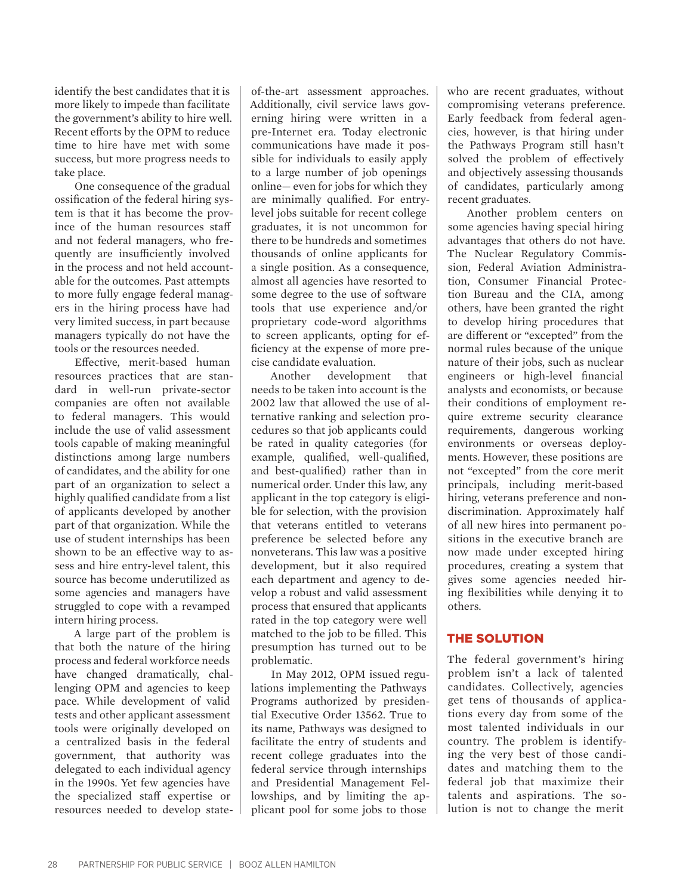identify the best candidates that it is more likely to impede than facilitate the government's ability to hire well. Recent efforts by the OPM to reduce time to hire have met with some success, but more progress needs to take place.

One consequence of the gradual ossification of the federal hiring system is that it has become the province of the human resources staff and not federal managers, who frequently are insufficiently involved in the process and not held accountable for the outcomes. Past attempts to more fully engage federal managers in the hiring process have had very limited success, in part because managers typically do not have the tools or the resources needed.

Effective, merit-based human resources practices that are standard in well-run private-sector companies are often not available to federal managers. This would include the use of valid assessment tools capable of making meaningful distinctions among large numbers of candidates, and the ability for one part of an organization to select a highly qualified candidate from a list of applicants developed by another part of that organization. While the use of student internships has been shown to be an effective way to assess and hire entry-level talent, this source has become underutilized as some agencies and managers have struggled to cope with a revamped intern hiring process.

A large part of the problem is that both the nature of the hiring process and federal workforce needs have changed dramatically, challenging OPM and agencies to keep pace. While development of valid tests and other applicant assessment tools were originally developed on a centralized basis in the federal government, that authority was delegated to each individual agency in the 1990s. Yet few agencies have the specialized staff expertise or resources needed to develop state-of-the-art assessment approaches. Additionally, civil service laws governing hiring were written in a pre-Internet era. Today electronic communications have made it possible for individuals to easily apply to a large number of job openings online— even for jobs for which they are minimally qualified. For entry-level jobs suitable for recent college graduates, it is not uncommon for there to be hundreds and sometimes thousands of online applicants for a single position. As a consequence, almost all agencies have resorted to some degree to the use of software tools that use experience and/or proprietary code-word algorithms to screen applicants, opting for efficiency at the expense of more precise candidate evaluation.

Another development that needs to be taken into account is the 2002 law that allowed the use of alternative ranking and selection procedures so that job applicants could be rated in quality categories (for example, qualified, well-qualified, and best-qualified) rather than in numerical order. Under this law, any applicant in the top category is eligible for selection, with the provision that veterans entitled to veterans preference be selected before any nonveterans. This law was a positive development, but it also required each department and agency to develop a robust and valid assessment process that ensured that applicants rated in the top category were well matched to the job to be filled. This presumption has turned out to be problematic.

In May 2012, OPM issued regulations implementing the Pathways Programs authorized by presidential Executive Order 13562. True to its name, Pathways was designed to facilitate the entry of students and recent college graduates into the federal service through internships and Presidential Management Fellowships, and by limiting the applicant pool for some jobs to those who are recent graduates, without compromising veterans preference. Early feedback from federal agencies, however, is that hiring under the Pathways Program still hasn't solved the problem of effectively and objectively assessing thousands of candidates, particularly among recent graduates.

Another problem centers on some agencies having special hiring advantages that others do not have. The Nuclear Regulatory Commission, Federal Aviation Administration, Consumer Financial Protection Bureau and the CIA, among others, have been granted the right to develop hiring procedures that are different or "excepted" from the normal rules because of the unique nature of their jobs, such as nuclear engineers or high-level financial analysts and economists, or because their conditions of employment require extreme security clearance requirements, dangerous working environments or overseas deployments. However, these positions are not "excepted" from the core merit principals, including merit-based hiring, veterans preference and nondiscrimination. Approximately half of all new hires into permanent positions in the executive branch are now made under excepted hiring procedures, creating a system that gives some agencies needed hiring flexibilities while denying it to others.

## THE SOLUTION

The federal government's hiring problem isn't a lack of talented candidates. Collectively, agencies get tens of thousands of applications every day from some of the most talented individuals in our country. The problem is identifying the very best of those candidates and matching them to the federal job that maximize their talents and aspirations. The solution is not to change the merit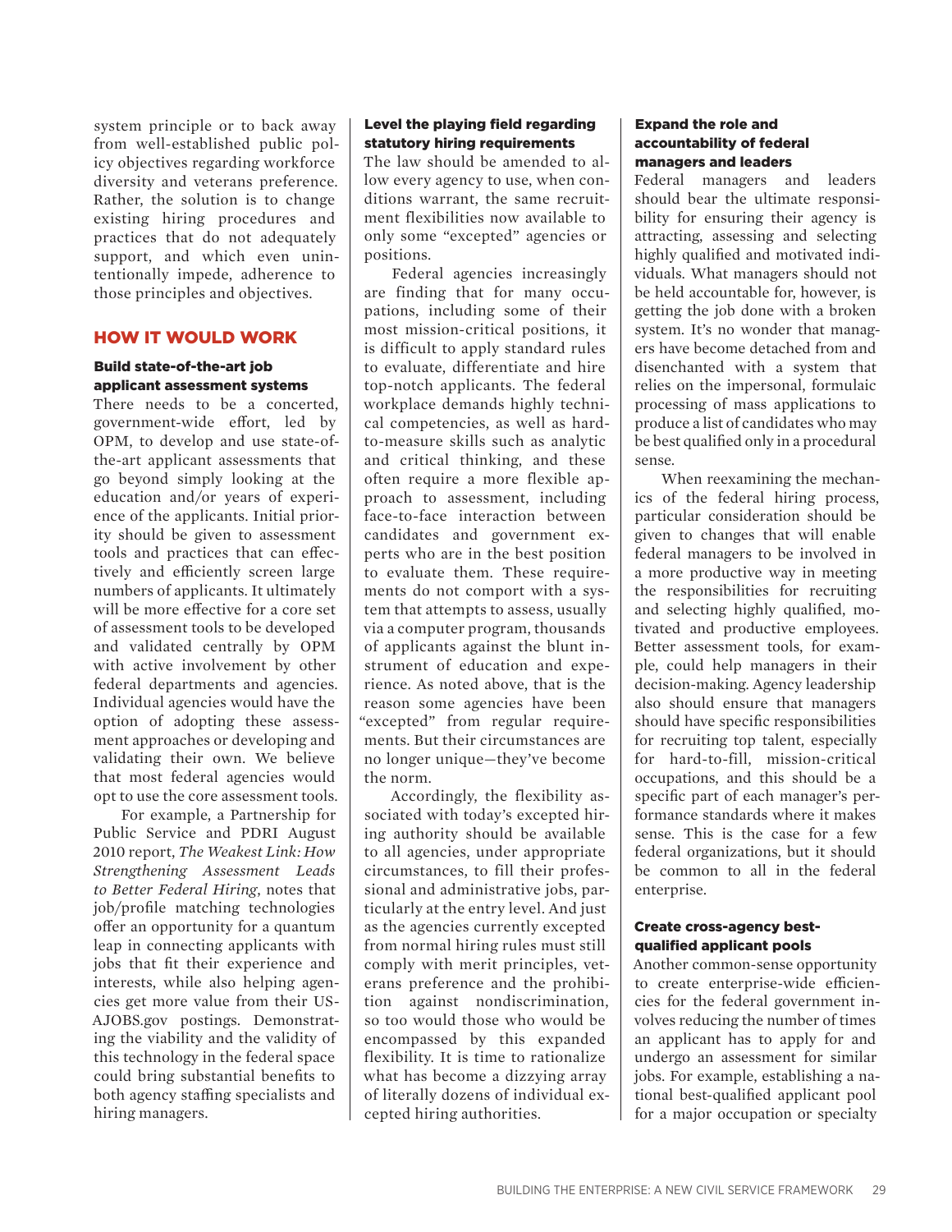system principle or to back away from well-established public policy objectives regarding workforce diversity and veterans preference. Rather, the solution is to change existing hiring procedures and practices that do not adequately support, and which even unintentionally impede, adherence to those principles and objectives.

## HOW IT WOULD WORK

### Build state-of-the-art job applicant assessment systems

There needs to be a concerted, government-wide effort, led by OPM, to develop and use state-of-the-art applicant assessments that go beyond simply looking at the education and/or years of experience of the applicants. Initial priority should be given to assessment tools and practices that can effectively and efficiently screen large numbers of applicants. It ultimately will be more effective for a core set of assessment tools to be developed and validated centrally by OPM with active involvement by other federal departments and agencies. Individual agencies would have the option of adopting these assessment approaches or developing and validating their own. We believe that most federal agencies would opt to use the core assessment tools.

For example, a Partnership for Public Service and PDRI August 2010 report, *The Weakest Link: How Strengthening Assessment Leads to Better Federal Hiring*, notes that job/profile matching technologies offer an opportunity for a quantum leap in connecting applicants with jobs that fit their experience and interests, while also helping agencies get more value from their USAJOBS.gov postings. Demonstrating the viability and the validity of this technology in the federal space could bring substantial benefits to both agency staffing specialists and hiring managers.

### Level the playing field regarding statutory hiring requirements

The law should be amended to allow every agency to use, when conditions warrant, the same recruitment flexibilities now available to only some "excepted" agencies or positions.

Federal agencies increasingly are finding that for many occupations, including some of their most mission-critical positions, it is difficult to apply standard rules to evaluate, differentiate and hire top-notch applicants. The federal workplace demands highly technical competencies, as well as hard-to-measure skills such as analytic and critical thinking, and these often require a more flexible approach to assessment, including face-to-face interaction between candidates and government experts who are in the best position to evaluate them. These requirements do not comport with a system that attempts to assess, usually via a computer program, thousands of applicants against the blunt instrument of education and experience. As noted above, that is the reason some agencies have been "excepted" from regular requirements. But their circumstances are no longer unique—they've become the norm.

Accordingly, the flexibility associated with today's excepted hiring authority should be available to all agencies, under appropriate circumstances, to fill their professional and administrative jobs, particularly at the entry level. And just as the agencies currently excepted from normal hiring rules must still comply with merit principles, veterans preference and the prohibition against nondiscrimination, so too would those who would be encompassed by this expanded flexibility. It is time to rationalize what has become a dizzying array of literally dozens of individual excepted hiring authorities.

### Expand the role and accountability of federal managers and leaders

Federal managers and leaders should bear the ultimate responsibility for ensuring their agency is attracting, assessing and selecting highly qualified and motivated individuals. What managers should not be held accountable for, however, is getting the job done with a broken system. It's no wonder that managers have become detached from and disenchanted with a system that relies on the impersonal, formulaic processing of mass applications to produce a list of candidates who may be best qualified only in a procedural sense.

When reexamining the mechanics of the federal hiring process, particular consideration should be given to changes that will enable federal managers to be involved in a more productive way in meeting the responsibilities for recruiting and selecting highly qualified, motivated and productive employees. Better assessment tools, for example, could help managers in their decision-making. Agency leadership also should ensure that managers should have specific responsibilities for recruiting top talent, especially for hard-to-fill, mission-critical occupations, and this should be a specific part of each manager's performance standards where it makes sense. This is the case for a few federal organizations, but it should be common to all in the federal enterprise.

### Create cross-agency best-qualified applicant pools

Another common-sense opportunity to create enterprise-wide efficiencies for the federal government involves reducing the number of times an applicant has to apply for and undergo an assessment for similar jobs. For example, establishing a national best-qualified applicant pool for a major occupation or specialty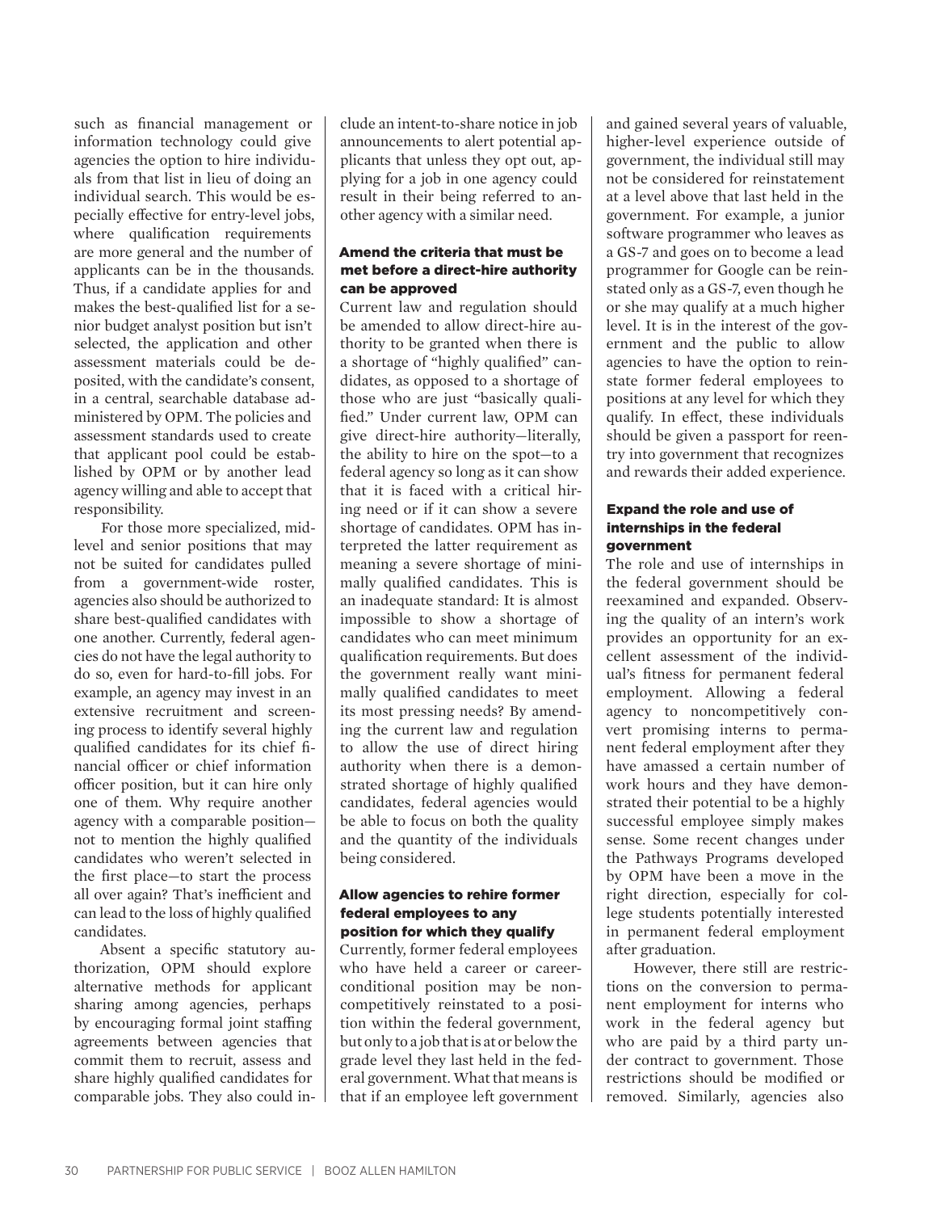such as financial management or information technology could give agencies the option to hire individuals from that list in lieu of doing an individual search. This would be especially effective for entry-level jobs, where qualification requirements are more general and the number of applicants can be in the thousands. Thus, if a candidate applies for and makes the best-qualified list for a senior budget analyst position but isn't selected, the application and other assessment materials could be deposited, with the candidate's consent, in a central, searchable database administered by OPM. The policies and assessment standards used to create that applicant pool could be established by OPM or by another lead agency willing and able to accept that responsibility.

For those more specialized, mid-level and senior positions that may not be suited for candidates pulled from a government-wide roster, agencies also should be authorized to share best-qualified candidates with one another. Currently, federal agencies do not have the legal authority to do so, even for hard-to-fill jobs. For example, an agency may invest in an extensive recruitment and screening process to identify several highly qualified candidates for its chief financial officer or chief information officer position, but it can hire only one of them. Why require another agency with a comparable position—not to mention the highly qualified candidates who weren't selected in the first place—to start the process all over again? That's inefficient and can lead to the loss of highly qualified candidates.

Absent a specific statutory authorization, OPM should explore alternative methods for applicant sharing among agencies, perhaps by encouraging formal joint staffing agreements between agencies that commit them to recruit, assess and share highly qualified candidates for comparable jobs. They also could include an intent-to-share notice in job announcements to alert potential applicants that unless they opt out, applying for a job in one agency could result in their being referred to another agency with a similar need.

### Amend the criteria that must be met before a direct-hire authority can be approved

Current law and regulation should be amended to allow direct-hire authority to be granted when there is a shortage of "highly qualified" candidates, as opposed to a shortage of those who are just "basically qualified." Under current law, OPM can give direct-hire authority—literally, the ability to hire on the spot—to a federal agency so long as it can show that it is faced with a critical hiring need or if it can show a severe shortage of candidates. OPM has interpreted the latter requirement as meaning a severe shortage of minimally qualified candidates. This is an inadequate standard: It is almost impossible to show a shortage of candidates who can meet minimum qualification requirements. But does the government really want minimally qualified candidates to meet its most pressing needs? By amending the current law and regulation to allow the use of direct hiring authority when there is a demonstrated shortage of highly qualified candidates, federal agencies would be able to focus on both the quality and the quantity of the individuals being considered.

### Allow agencies to rehire former federal employees to any position for which they qualify

Currently, former federal employees who have held a career or career-conditional position may be noncompetitively reinstated to a position within the federal government, but only to a job that is at or below the grade level they last held in the federal government. What that means is that if an employee left government and gained several years of valuable, higher-level experience outside of government, the individual still may not be considered for reinstatement at a level above that last held in the government. For example, a junior software programmer who leaves as a GS-7 and goes on to become a lead programmer for Google can be reinstated only as a GS-7, even though he or she may qualify at a much higher level. It is in the interest of the government and the public to allow agencies to have the option to reinstate former federal employees to positions at any level for which they qualify. In effect, these individuals should be given a passport for reentry into government that recognizes and rewards their added experience.

### Expand the role and use of internships in the federal government

The role and use of internships in the federal government should be reexamined and expanded. Observing the quality of an intern's work provides an opportunity for an excellent assessment of the individual's fitness for permanent federal employment. Allowing a federal agency to noncompetitively convert promising interns to permanent federal employment after they have amassed a certain number of work hours and they have demonstrated their potential to be a highly successful employee simply makes sense. Some recent changes under the Pathways Programs developed by OPM have been a move in the right direction, especially for college students potentially interested in permanent federal employment after graduation.

However, there still are restrictions on the conversion to permanent employment for interns who work in the federal agency but who are paid by a third party under contract to government. Those restrictions should be modified or removed. Similarly, agencies also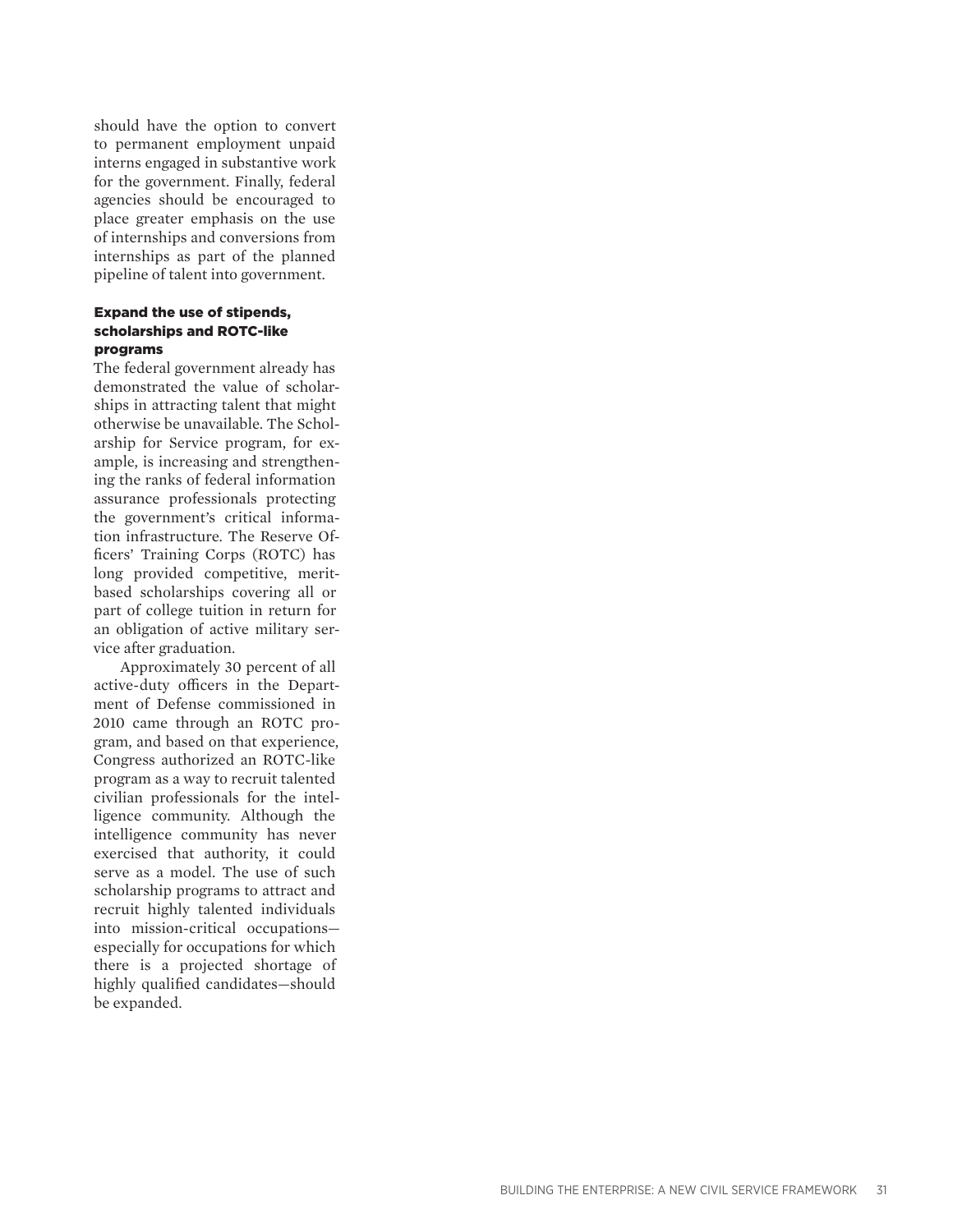should have the option to convert to permanent employment unpaid interns engaged in substantive work for the government. Finally, federal agencies should be encouraged to place greater emphasis on the use of internships and conversions from internships as part of the planned pipeline of talent into government.

### Expand the use of stipends, scholarships and ROTC-like programs

The federal government already has demonstrated the value of scholarships in attracting talent that might otherwise be unavailable. The Scholarship for Service program, for example, is increasing and strengthening the ranks of federal information assurance professionals protecting the government's critical information infrastructure. The Reserve Officers' Training Corps (ROTC) has long provided competitive, merit-based scholarships covering all or part of college tuition in return for an obligation of active military service after graduation.

Approximately 30 percent of all active-duty officers in the Department of Defense commissioned in 2010 came through an ROTC program, and based on that experience, Congress authorized an ROTC-like program as a way to recruit talented civilian professionals for the intelligence community. Although the intelligence community has never exercised that authority, it could serve as a model. The use of such scholarship programs to attract and recruit highly talented individuals into mission-critical occupations—especially for occupations for which there is a projected shortage of highly qualified candidates—should be expanded.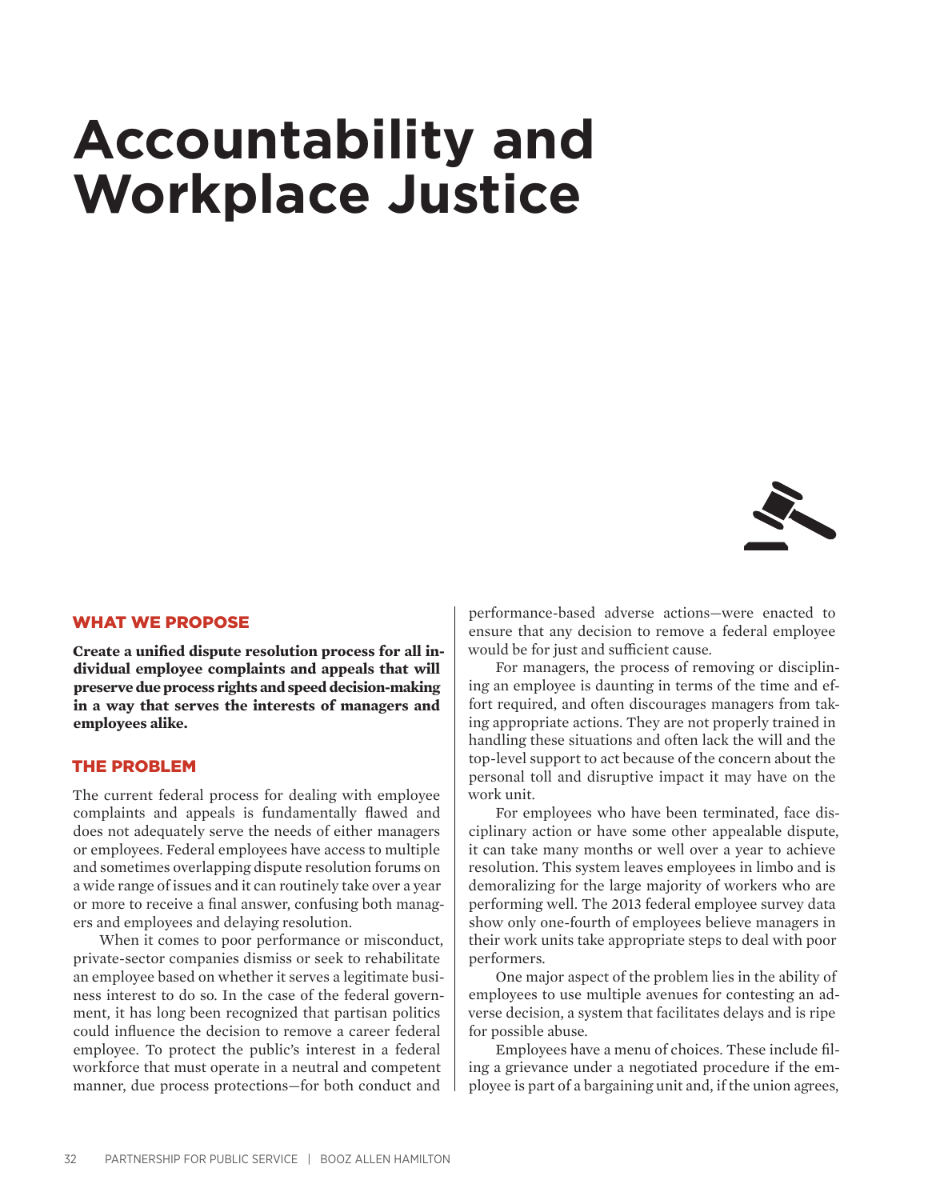# Accountability and Workplace Justice

## WHAT WE PROPOSE

**Create a unified dispute resolution process for all individual employee complaints and appeals that will preserve due process rights and speed decision-making in a way that serves the interests of managers and employees alike.**

## THE PROBLEM

The current federal process for dealing with employee complaints and appeals is fundamentally flawed and does not adequately serve the needs of either managers or employees. Federal employees have access to multiple and sometimes overlapping dispute resolution forums on a wide range of issues and it can routinely take over a year or more to receive a final answer, confusing both managers and employees and delaying resolution.

When it comes to poor performance or misconduct, private-sector companies dismiss or seek to rehabilitate an employee based on whether it serves a legitimate business interest to do so. In the case of the federal government, it has long been recognized that partisan politics could influence the decision to remove a career federal employee. To protect the public's interest in a federal workforce that must operate in a neutral and competent manner, due process protections—for both conduct and performance-based adverse actions—were enacted to ensure that any decision to remove a federal employee would be for just and sufficient cause.

For managers, the process of removing or disciplining an employee is daunting in terms of the time and effort required, and often discourages managers from taking appropriate actions. They are not properly trained in handling these situations and often lack the will and the top-level support to act because of the concern about the personal toll and disruptive impact it may have on the work unit.

For employees who have been terminated, face disciplinary action or have some other appealable dispute, it can take many months or well over a year to achieve resolution. This system leaves employees in limbo and is demoralizing for the large majority of workers who are performing well. The 2013 federal employee survey data show only one-fourth of employees believe managers in their work units take appropriate steps to deal with poor performers.

One major aspect of the problem lies in the ability of employees to use multiple avenues for contesting an adverse decision, a system that facilitates delays and is ripe for possible abuse.

Employees have a menu of choices. These include filing a grievance under a negotiated procedure if the employee is part of a bargaining unit and, if the union agrees,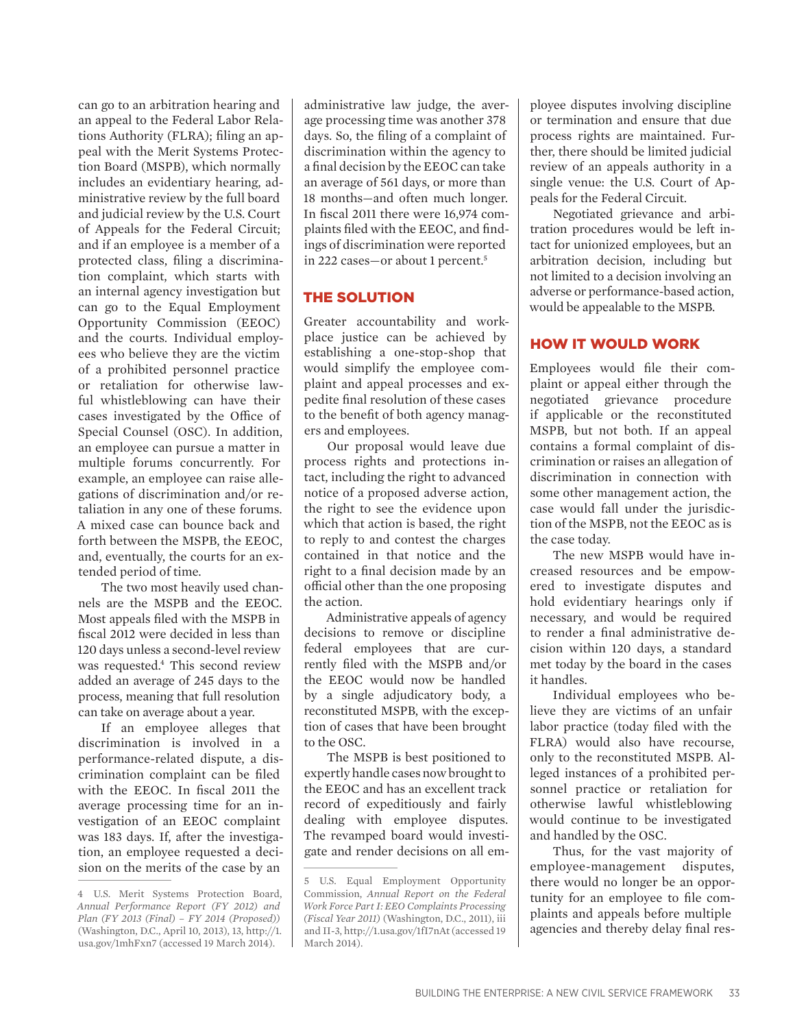can go to an arbitration hearing and an appeal to the Federal Labor Relations Authority (FLRA); filing an appeal with the Merit Systems Protection Board (MSPB), which normally includes an evidentiary hearing, administrative review by the full board and judicial review by the U.S. Court of Appeals for the Federal Circuit; and if an employee is a member of a protected class, filing a discrimination complaint, which starts with an internal agency investigation but can go to the Equal Employment Opportunity Commission (EEOC) and the courts. Individual employees who believe they are the victim of a prohibited personnel practice or retaliation for otherwise lawful whistleblowing can have their cases investigated by the Office of Special Counsel (OSC). In addition, an employee can pursue a matter in multiple forums concurrently. For example, an employee can raise allegations of discrimination and/or retaliation in any one of these forums. A mixed case can bounce back and forth between the MSPB, the EEOC, and, eventually, the courts for an extended period of time.

The two most heavily used channels are the MSPB and the EEOC. Most appeals filed with the MSPB in fiscal 2012 were decided in less than 120 days unless a second-level review was requested.[4] This second review added an average of 245 days to the process, meaning that full resolution can take on average about a year.

If an employee alleges that discrimination is involved in a performance-related dispute, a discrimination complaint can be filed with the EEOC. In fiscal 2011 the average processing time for an investigation of an EEOC complaint was 183 days. If, after the investigation, an employee requested a decision on the merits of the case by an administrative law judge, the average processing time was another 378 days. So, the filing of a complaint of discrimination within the agency to a final decision by the EEOC can take an average of 561 days, or more than 18 months—and often much longer. In fiscal 2011 there were 16,974 complaints filed with the EEOC, and findings of discrimination were reported in 222 cases—or about 1 percent.[5]

## THE SOLUTION

Greater accountability and workplace justice can be achieved by establishing a one-stop-shop that would simplify the employee complaint and appeal processes and expedite final resolution of these cases to the benefit of both agency managers and employees.

Our proposal would leave due process rights and protections intact, including the right to advanced notice of a proposed adverse action, the right to see the evidence upon which that action is based, the right to reply to and contest the charges contained in that notice and the right to a final decision made by an official other than the one proposing the action.

Administrative appeals of agency decisions to remove or discipline federal employees that are currently filed with the MSPB and/or the EEOC would now be handled by a single adjudicatory body, a reconstituted MSPB, with the exception of cases that have been brought to the OSC.

The MSPB is best positioned to expertly handle cases now brought to the EEOC and has an excellent track record of expeditiously and fairly dealing with employee disputes. The revamped board would investigate and render decisions on all employee disputes involving discipline or termination and ensure that due process rights are maintained. Further, there should be limited judicial review of an appeals authority in a single venue: the U.S. Court of Appeals for the Federal Circuit.

Negotiated grievance and arbitration procedures would be left intact for unionized employees, but an arbitration decision, including but not limited to a decision involving an adverse or performance-based action, would be appealable to the MSPB.

## HOW IT WOULD WORK

Employees would file their complaint or appeal either through the negotiated grievance procedure if applicable or the reconstituted MSPB, but not both. If an appeal contains a formal complaint of discrimination or raises an allegation of discrimination in connection with some other management action, the case would fall under the jurisdiction of the MSPB, not the EEOC as is the case today.

The new MSPB would have increased resources and be empowered to investigate disputes and hold evidentiary hearings only if necessary, and would be required to render a final administrative decision within 120 days, a standard met today by the board in the cases it handles.

Individual employees who believe they are victims of an unfair labor practice (today filed with the FLRA) would also have recourse, only to the reconstituted MSPB. Alleged instances of a prohibited personnel practice or retaliation for otherwise lawful whistleblowing would continue to be investigated and handled by the OSC.

Thus, for the vast majority of employee-management disputes, there would no longer be an opportunity for an employee to file complaints and appeals before multiple agencies and thereby delay final res-

---

4 U.S. Merit Systems Protection Board, *Annual Performance Report (FY 2012) and Plan (FY 2013 (Final) – FY 2014 (Proposed))* (Washington, D.C., April 10, 2013), 13, http://1.usa.gov/1mhFxn7 (accessed 19 March 2014).

5 U.S. Equal Employment Opportunity Commission, *Annual Report on the Federal Work Force Part I: EEO Complaints Processing (Fiscal Year 2011)* (Washington, D.C., 2011), iii and II-3, http://1.usa.gov/1fI7nAt (accessed 19 March 2014).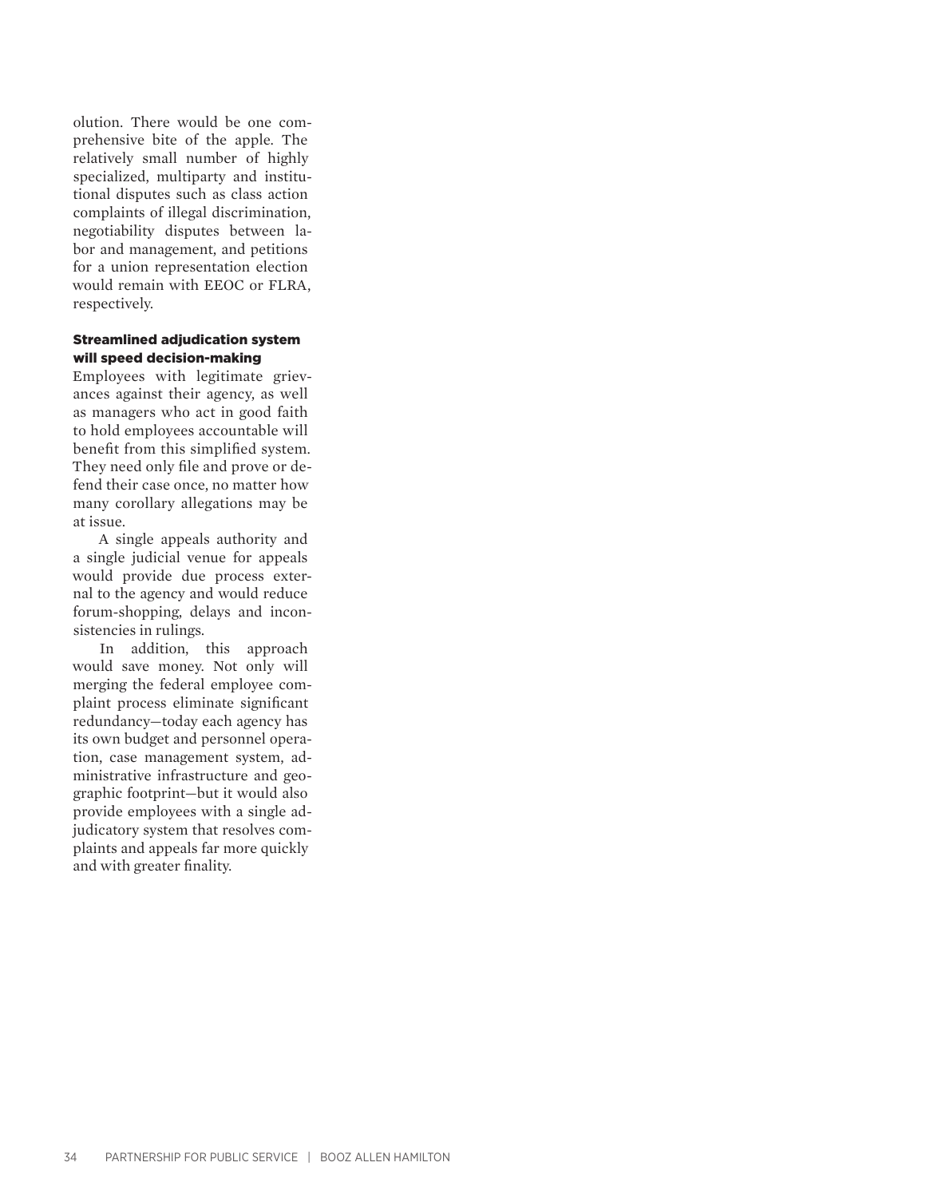olution. There would be one comprehensive bite of the apple. The relatively small number of highly specialized, multiparty and institutional disputes such as class action complaints of illegal discrimination, negotiability disputes between labor and management, and petitions for a union representation election would remain with EEOC or FLRA, respectively.

### Streamlined adjudication system will speed decision-making

Employees with legitimate grievances against their agency, as well as managers who act in good faith to hold employees accountable will benefit from this simplified system. They need only file and prove or defend their case once, no matter how many corollary allegations may be at issue.

A single appeals authority and a single judicial venue for appeals would provide due process external to the agency and would reduce forum-shopping, delays and inconsistencies in rulings.

In addition, this approach would save money. Not only will merging the federal employee complaint process eliminate significant redundancy—today each agency has its own budget and personnel operation, case management system, administrative infrastructure and geographic footprint—but it would also provide employees with a single adjudicatory system that resolves complaints and appeals far more quickly and with greater finality.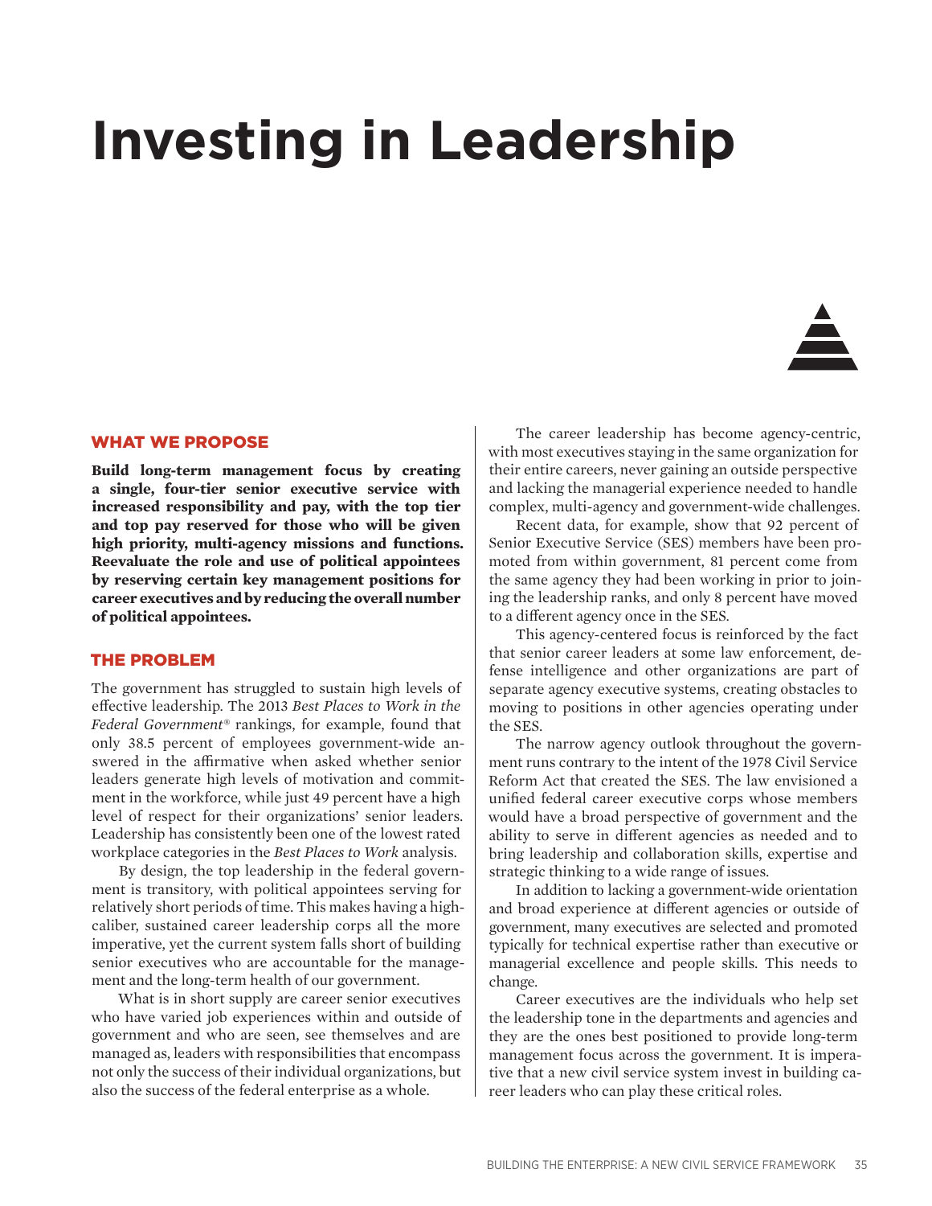# Investing in Leadership

## WHAT WE PROPOSE

**Build long-term management focus by creating a single, four-tier senior executive service with increased responsibility and pay, with the top tier and top pay reserved for those who will be given high priority, multi-agency missions and functions. Reevaluate the role and use of political appointees by reserving certain key management positions for career executives and by reducing the overall number of political appointees.**

## THE PROBLEM

The government has struggled to sustain high levels of effective leadership. The 2013 *Best Places to Work in the Federal Government®* rankings, for example, found that only 38.5 percent of employees government-wide answered in the affirmative when asked whether senior leaders generate high levels of motivation and commitment in the workforce, while just 49 percent have a high level of respect for their organizations' senior leaders. Leadership has consistently been one of the lowest rated workplace categories in the *Best Places to Work* analysis.

By design, the top leadership in the federal government is transitory, with political appointees serving for relatively short periods of time. This makes having a high-caliber, sustained career leadership corps all the more imperative, yet the current system falls short of building senior executives who are accountable for the management and the long-term health of our government.

What is in short supply are career senior executives who have varied job experiences within and outside of government and who are seen, see themselves and are managed as, leaders with responsibilities that encompass not only the success of their individual organizations, but also the success of the federal enterprise as a whole.

The career leadership has become agency-centric, with most executives staying in the same organization for their entire careers, never gaining an outside perspective and lacking the managerial experience needed to handle complex, multi-agency and government-wide challenges.

Recent data, for example, show that 92 percent of Senior Executive Service (SES) members have been promoted from within government, 81 percent come from the same agency they had been working in prior to joining the leadership ranks, and only 8 percent have moved to a different agency once in the SES.

This agency-centered focus is reinforced by the fact that senior career leaders at some law enforcement, defense intelligence and other organizations are part of separate agency executive systems, creating obstacles to moving to positions in other agencies operating under the SES.

The narrow agency outlook throughout the government runs contrary to the intent of the 1978 Civil Service Reform Act that created the SES. The law envisioned a unified federal career executive corps whose members would have a broad perspective of government and the ability to serve in different agencies as needed and to bring leadership and collaboration skills, expertise and strategic thinking to a wide range of issues.

In addition to lacking a government-wide orientation and broad experience at different agencies or outside of government, many executives are selected and promoted typically for technical expertise rather than executive or managerial excellence and people skills. This needs to change.

Career executives are the individuals who help set the leadership tone in the departments and agencies and they are the ones best positioned to provide long-term management focus across the government. It is imperative that a new civil service system invest in building career leaders who can play these critical roles.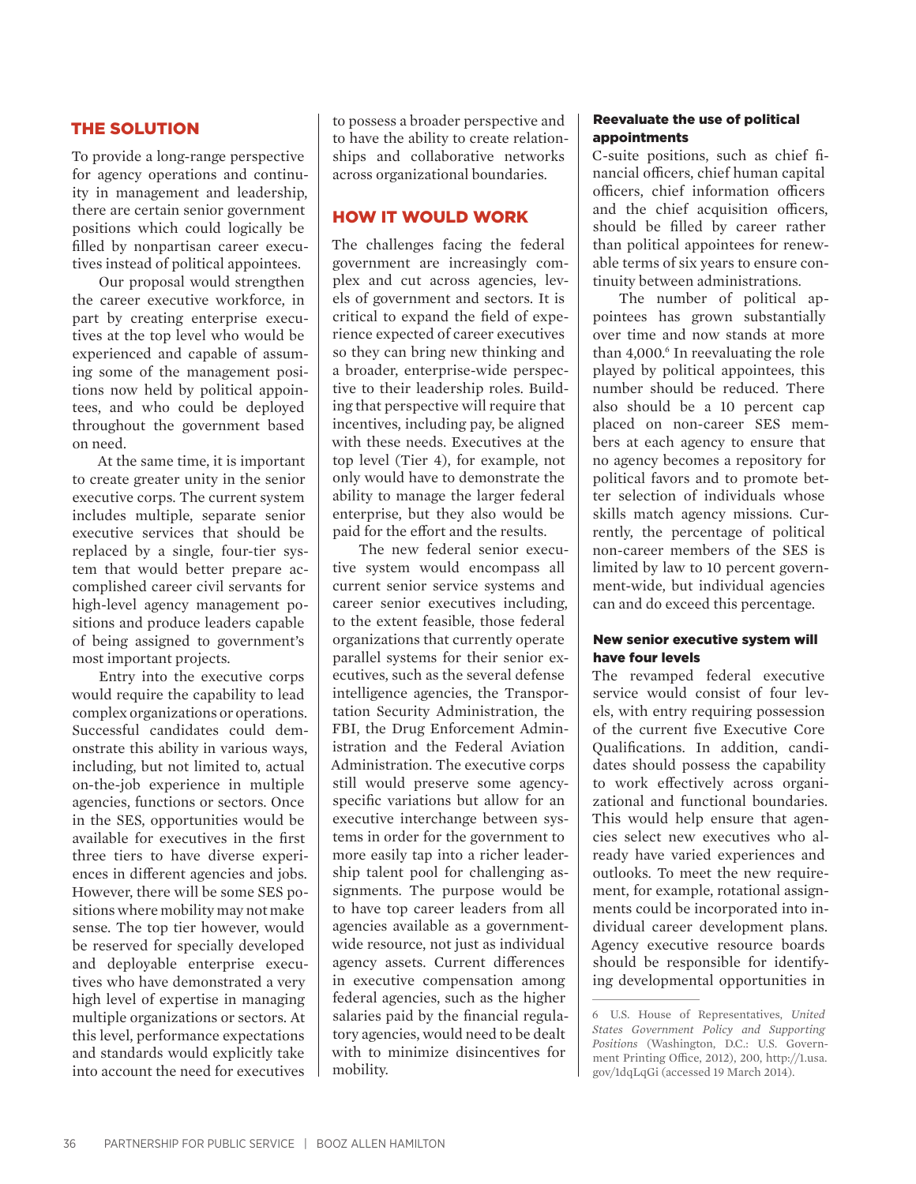## THE SOLUTION

To provide a long-range perspective for agency operations and continuity in management and leadership, there are certain senior government positions which could logically be filled by nonpartisan career executives instead of political appointees.

Our proposal would strengthen the career executive workforce, in part by creating enterprise executives at the top level who would be experienced and capable of assuming some of the management positions now held by political appointees, and who could be deployed throughout the government based on need.

At the same time, it is important to create greater unity in the senior executive corps. The current system includes multiple, separate senior executive services that should be replaced by a single, four-tier system that would better prepare accomplished career civil servants for high-level agency management positions and produce leaders capable of being assigned to government's most important projects.

Entry into the executive corps would require the capability to lead complex organizations or operations. Successful candidates could demonstrate this ability in various ways, including, but not limited to, actual on-the-job experience in multiple agencies, functions or sectors. Once in the SES, opportunities would be available for executives in the first three tiers to have diverse experiences in different agencies and jobs. However, there will be some SES positions where mobility may not make sense. The top tier however, would be reserved for specially developed and deployable enterprise executives who have demonstrated a very high level of expertise in managing multiple organizations or sectors. At this level, performance expectations and standards would explicitly take into account the need for executives to possess a broader perspective and to have the ability to create relationships and collaborative networks across organizational boundaries.

## HOW IT WOULD WORK

The challenges facing the federal government are increasingly complex and cut across agencies, levels of government and sectors. It is critical to expand the field of experience expected of career executives so they can bring new thinking and a broader, enterprise-wide perspective to their leadership roles. Building that perspective will require that incentives, including pay, be aligned with these needs. Executives at the top level (Tier 4), for example, not only would have to demonstrate the ability to manage the larger federal enterprise, but they also would be paid for the effort and the results.

The new federal senior executive system would encompass all current senior service systems and career senior executives including, to the extent feasible, those federal organizations that currently operate parallel systems for their senior executives, such as the several defense intelligence agencies, the Transportation Security Administration, the FBI, the Drug Enforcement Administration and the Federal Aviation Administration. The executive corps still would preserve some agency-specific variations but allow for an executive interchange between systems in order for the government to more easily tap into a richer leadership talent pool for challenging assignments. The purpose would be to have top career leaders from all agencies available as a government-wide resource, not just as individual agency assets. Current differences in executive compensation among federal agencies, such as the higher salaries paid by the financial regulatory agencies, would need to be dealt with to minimize disincentives for mobility.

### Reevaluate the use of political appointments

C-suite positions, such as chief financial officers, chief human capital officers, chief information officers and the chief acquisition officers, should be filled by career rather than political appointees for renewable terms of six years to ensure continuity between administrations.

The number of political appointees has grown substantially over time and now stands at more than 4,000.[6] In reevaluating the role played by political appointees, this number should be reduced. There also should be a 10 percent cap placed on non-career SES members at each agency to ensure that no agency becomes a repository for political favors and to promote better selection of individuals whose skills match agency missions. Currently, the percentage of political non-career members of the SES is limited by law to 10 percent government-wide, but individual agencies can and do exceed this percentage.

### New senior executive system will have four levels

The revamped federal executive service would consist of four levels, with entry requiring possession of the current five Executive Core Qualifications. In addition, candidates should possess the capability to work effectively across organizational and functional boundaries. This would help ensure that agencies select new executives who already have varied experiences and outlooks. To meet the new requirement, for example, rotational assignments could be incorporated into individual career development plans. Agency executive resource boards should be responsible for identifying developmental opportunities in

6 U.S. House of Representatives, *United States Government Policy and Supporting Positions* (Washington, D.C.: U.S. Government Printing Office, 2012), 200, http://1.usa.gov/1dqLqGi (accessed 19 March 2014).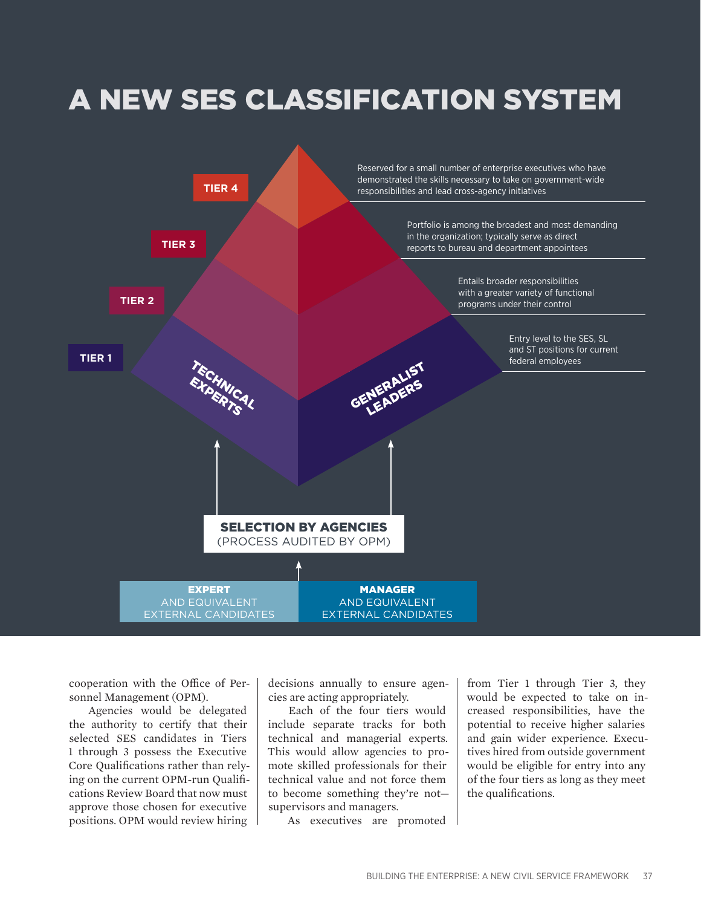# A NEW SES CLASSIFICATION SYSTEM

**TIER 4** — Reserved for a small number of enterprise executives who have demonstrated the skills necessary to take on government-wide responsibilities and lead cross-agency initiatives

**TIER 3** — Portfolio is among the broadest and most demanding in the organization; typically serve as direct reports to bureau and department appointees

**TIER 2** — Entails broader responsibilities with a greater variety of functional programs under their control

**TIER 1** — Entry level to the SES, SL and ST positions for current federal employees

TECHNICAL EXPERTS

GENERALIST LEADERS

**SELECTION BY AGENCIES**
(PROCESS AUDITED BY OPM)

**EXPERT** AND EQUIVALENT EXTERNAL CANDIDATES

**MANAGER** AND EQUIVALENT EXTERNAL CANDIDATES

cooperation with the Office of Personnel Management (OPM).

Agencies would be delegated the authority to certify that their selected SES candidates in Tiers 1 through 3 possess the Executive Core Qualifications rather than relying on the current OPM-run Qualifications Review Board that now must approve those chosen for executive positions. OPM would review hiring decisions annually to ensure agencies are acting appropriately.

Each of the four tiers would include separate tracks for both technical and managerial experts. This would allow agencies to promote skilled professionals for their technical value and not force them to become something they're not—supervisors and managers.

As executives are promoted from Tier 1 through Tier 3, they would be expected to take on increased responsibilities, have the potential to receive higher salaries and gain wider experience. Executives hired from outside government would be eligible for entry into any of the four tiers as long as they meet the qualifications.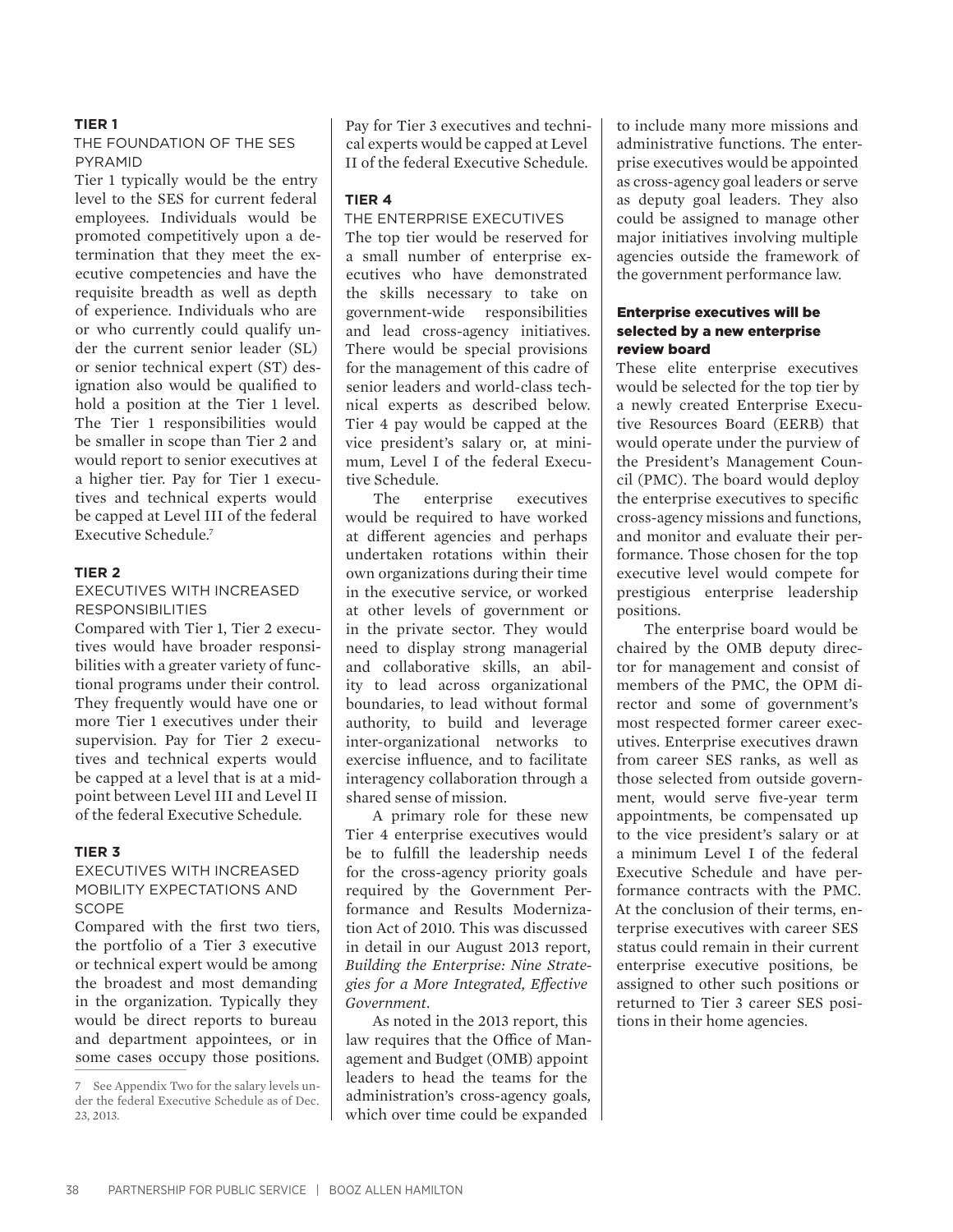### TIER 1

THE FOUNDATION OF THE SES PYRAMID

Tier 1 typically would be the entry level to the SES for current federal employees. Individuals would be promoted competitively upon a determination that they meet the executive competencies and have the requisite breadth as well as depth of experience. Individuals who are or who currently could qualify under the current senior leader (SL) or senior technical expert (ST) designation also would be qualified to hold a position at the Tier 1 level. The Tier 1 responsibilities would be smaller in scope than Tier 2 and would report to senior executives at a higher tier. Pay for Tier 1 executives and technical experts would be capped at Level III of the federal Executive Schedule.[7]

### TIER 2

EXECUTIVES WITH INCREASED RESPONSIBILITIES

Compared with Tier 1, Tier 2 executives would have broader responsibilities with a greater variety of functional programs under their control. They frequently would have one or more Tier 1 executives under their supervision. Pay for Tier 2 executives and technical experts would be capped at a level that is at a midpoint between Level III and Level II of the federal Executive Schedule.

### TIER 3

EXECUTIVES WITH INCREASED MOBILITY EXPECTATIONS AND SCOPE

Compared with the first two tiers, the portfolio of a Tier 3 executive or technical expert would be among the broadest and most demanding in the organization. Typically they would be direct reports to bureau and department appointees, or in some cases occupy those positions. Pay for Tier 3 executives and technical experts would be capped at Level II of the federal Executive Schedule.

### TIER 4

THE ENTERPRISE EXECUTIVES

The top tier would be reserved for a small number of enterprise executives who have demonstrated the skills necessary to take on government-wide responsibilities and lead cross-agency initiatives. There would be special provisions for the management of this cadre of senior leaders and world-class technical experts as described below. Tier 4 pay would be capped at the vice president's salary or, at minimum, Level I of the federal Executive Schedule.

The enterprise executives would be required to have worked at different agencies and perhaps undertaken rotations within their own organizations during their time in the executive service, or worked at other levels of government or in the private sector. They would need to display strong managerial and collaborative skills, an ability to lead across organizational boundaries, to lead without formal authority, to build and leverage inter-organizational networks to exercise influence, and to facilitate interagency collaboration through a shared sense of mission.

A primary role for these new Tier 4 enterprise executives would be to fulfill the leadership needs for the cross-agency priority goals required by the Government Performance and Results Modernization Act of 2010. This was discussed in detail in our August 2013 report, *Building the Enterprise: Nine Strategies for a More Integrated, Effective Government*.

As noted in the 2013 report, this law requires that the Office of Management and Budget (OMB) appoint leaders to head the teams for the administration's cross-agency goals, which over time could be expanded to include many more missions and administrative functions. The enterprise executives would be appointed as cross-agency goal leaders or serve as deputy goal leaders. They also could be assigned to manage other major initiatives involving multiple agencies outside the framework of the government performance law.

### Enterprise executives will be selected by a new enterprise review board

These elite enterprise executives would be selected for the top tier by a newly created Enterprise Executive Resources Board (EERB) that would operate under the purview of the President's Management Council (PMC). The board would deploy the enterprise executives to specific cross-agency missions and functions, and monitor and evaluate their performance. Those chosen for the top executive level would compete for prestigious enterprise leadership positions.

The enterprise board would be chaired by the OMB deputy director for management and consist of members of the PMC, the OPM director and some of government's most respected former career executives. Enterprise executives drawn from career SES ranks, as well as those selected from outside government, would serve five-year term appointments, be compensated up to the vice president's salary or at a minimum Level I of the federal Executive Schedule and have performance contracts with the PMC. At the conclusion of their terms, enterprise executives with career SES status could remain in their current enterprise executive positions, be assigned to other such positions or returned to Tier 3 career SES positions in their home agencies.

---

7 See Appendix Two for the salary levels under the federal Executive Schedule as of Dec. 23, 2013.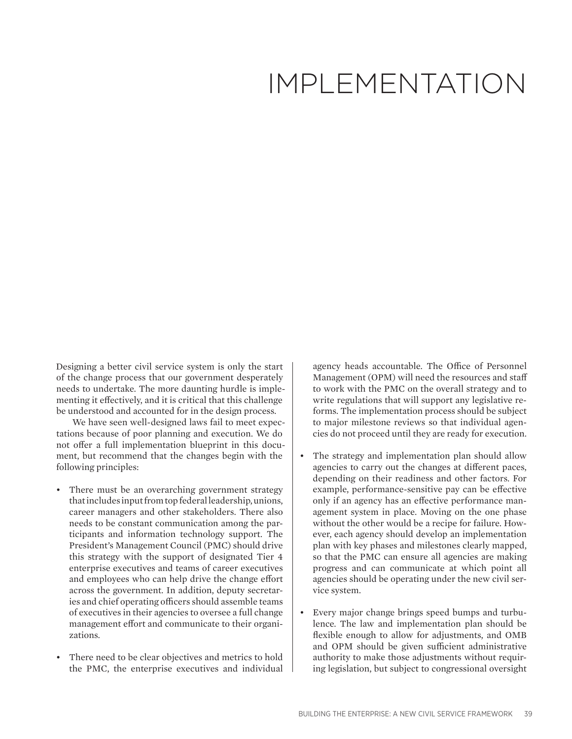# IMPLEMENTATION

Designing a better civil service system is only the start of the change process that our government desperately needs to undertake. The more daunting hurdle is implementing it effectively, and it is critical that this challenge be understood and accounted for in the design process.

We have seen well-designed laws fail to meet expectations because of poor planning and execution. We do not offer a full implementation blueprint in this document, but recommend that the changes begin with the following principles:

- There must be an overarching government strategy that includes input from top federal leadership, unions, career managers and other stakeholders. There also needs to be constant communication among the participants and information technology support. The President's Management Council (PMC) should drive this strategy with the support of designated Tier 4 enterprise executives and teams of career executives and employees who can help drive the change effort across the government. In addition, deputy secretaries and chief operating officers should assemble teams of executives in their agencies to oversee a full change management effort and communicate to their organizations.

- There need to be clear objectives and metrics to hold the PMC, the enterprise executives and individual agency heads accountable. The Office of Personnel Management (OPM) will need the resources and staff to work with the PMC on the overall strategy and to write regulations that will support any legislative reforms. The implementation process should be subject to major milestone reviews so that individual agencies do not proceed until they are ready for execution.

- The strategy and implementation plan should allow agencies to carry out the changes at different paces, depending on their readiness and other factors. For example, performance-sensitive pay can be effective only if an agency has an effective performance management system in place. Moving on the one phase without the other would be a recipe for failure. However, each agency should develop an implementation plan with key phases and milestones clearly mapped, so that the PMC can ensure all agencies are making progress and can communicate at which point all agencies should be operating under the new civil service system.

- Every major change brings speed bumps and turbulence. The law and implementation plan should be flexible enough to allow for adjustments, and OMB and OPM should be given sufficient administrative authority to make those adjustments without requiring legislation, but subject to congressional oversight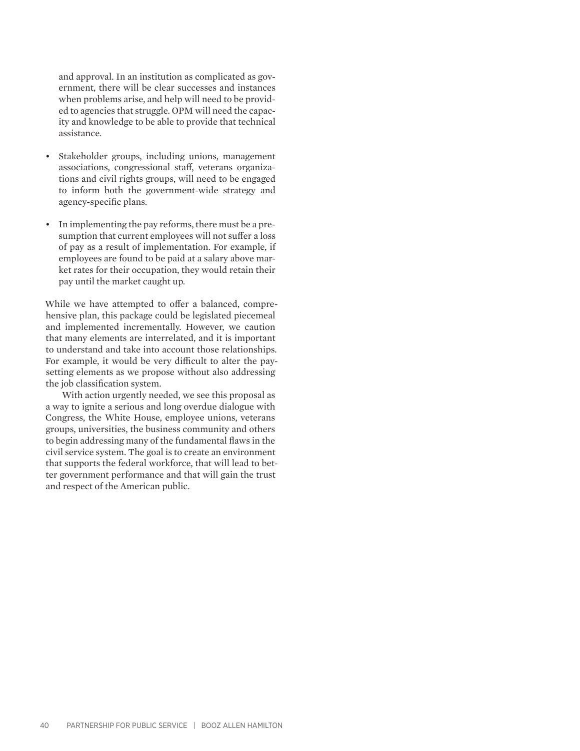and approval. In an institution as complicated as government, there will be clear successes and instances when problems arise, and help will need to be provided to agencies that struggle. OPM will need the capacity and knowledge to be able to provide that technical assistance.

- Stakeholder groups, including unions, management associations, congressional staff, veterans organizations and civil rights groups, will need to be engaged to inform both the government-wide strategy and agency-specific plans.
- In implementing the pay reforms, there must be a presumption that current employees will not suffer a loss of pay as a result of implementation. For example, if employees are found to be paid at a salary above market rates for their occupation, they would retain their pay until the market caught up.

While we have attempted to offer a balanced, comprehensive plan, this package could be legislated piecemeal and implemented incrementally. However, we caution that many elements are interrelated, and it is important to understand and take into account those relationships. For example, it would be very difficult to alter the pay-setting elements as we propose without also addressing the job classification system.

With action urgently needed, we see this proposal as a way to ignite a serious and long overdue dialogue with Congress, the White House, employee unions, veterans groups, universities, the business community and others to begin addressing many of the fundamental flaws in the civil service system. The goal is to create an environment that supports the federal workforce, that will lead to better government performance and that will gain the trust and respect of the American public.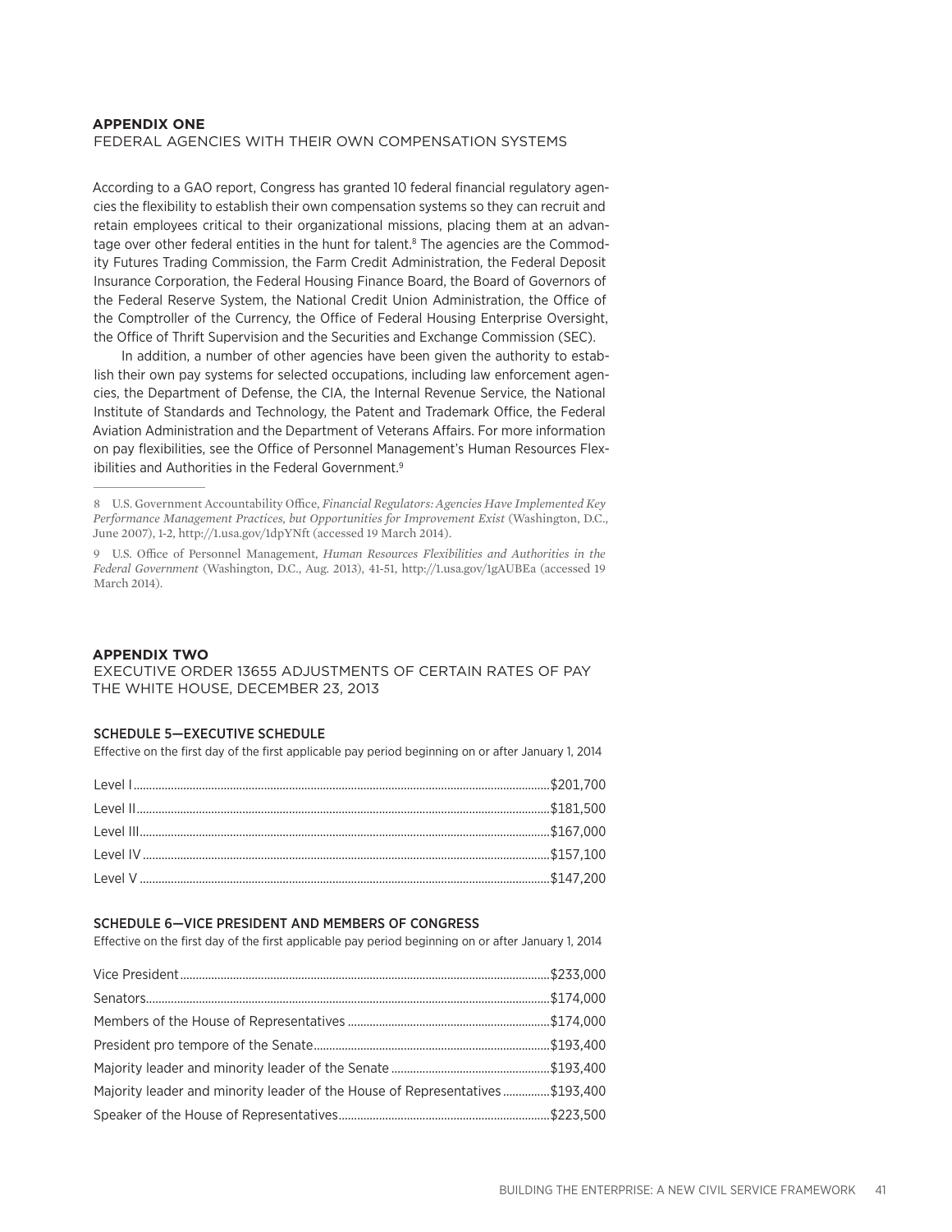## APPENDIX ONE

### FEDERAL AGENCIES WITH THEIR OWN COMPENSATION SYSTEMS

According to a GAO report, Congress has granted 10 federal financial regulatory agencies the flexibility to establish their own compensation systems so they can recruit and retain employees critical to their organizational missions, placing them at an advantage over other federal entities in the hunt for talent.[8] The agencies are the Commodity Futures Trading Commission, the Farm Credit Administration, the Federal Deposit Insurance Corporation, the Federal Housing Finance Board, the Board of Governors of the Federal Reserve System, the National Credit Union Administration, the Office of the Comptroller of the Currency, the Office of Federal Housing Enterprise Oversight, the Office of Thrift Supervision and the Securities and Exchange Commission (SEC).

In addition, a number of other agencies have been given the authority to establish their own pay systems for selected occupations, including law enforcement agencies, the Department of Defense, the CIA, the Internal Revenue Service, the National Institute of Standards and Technology, the Patent and Trademark Office, the Federal Aviation Administration and the Department of Veterans Affairs. For more information on pay flexibilities, see the Office of Personnel Management's Human Resources Flexibilities and Authorities in the Federal Government.[9]

---

8 U.S. Government Accountability Office, *Financial Regulators: Agencies Have Implemented Key Performance Management Practices, but Opportunities for Improvement Exist* (Washington, D.C., June 2007), 1-2, http://1.usa.gov/1dpYNft (accessed 19 March 2014).

9 U.S. Office of Personnel Management, *Human Resources Flexibilities and Authorities in the Federal Government* (Washington, D.C., Aug. 2013), 41-51, http://1.usa.gov/1gAUBEa (accessed 19 March 2014).

## APPENDIX TWO

### EXECUTIVE ORDER 13655 ADJUSTMENTS OF CERTAIN RATES OF PAY THE WHITE HOUSE, DECEMBER 23, 2013

#### SCHEDULE 5—EXECUTIVE SCHEDULE

Effective on the first day of the first applicable pay period beginning on or after January 1, 2014

| | |
|---|---|
| Level I | $201,700 |
| Level II | $181,500 |
| Level III | $167,000 |
| Level IV | $157,100 |
| Level V | $147,200 |

#### SCHEDULE 6—VICE PRESIDENT AND MEMBERS OF CONGRESS

Effective on the first day of the first applicable pay period beginning on or after January 1, 2014

| | |
|---|---|
| Vice President | $233,000 |
| Senators | $174,000 |
| Members of the House of Representatives | $174,000 |
| President pro tempore of the Senate | $193,400 |
| Majority leader and minority leader of the Senate | $193,400 |
| Majority leader and minority leader of the House of Representatives | $193,400 |
| Speaker of the House of Representatives | $223,500 |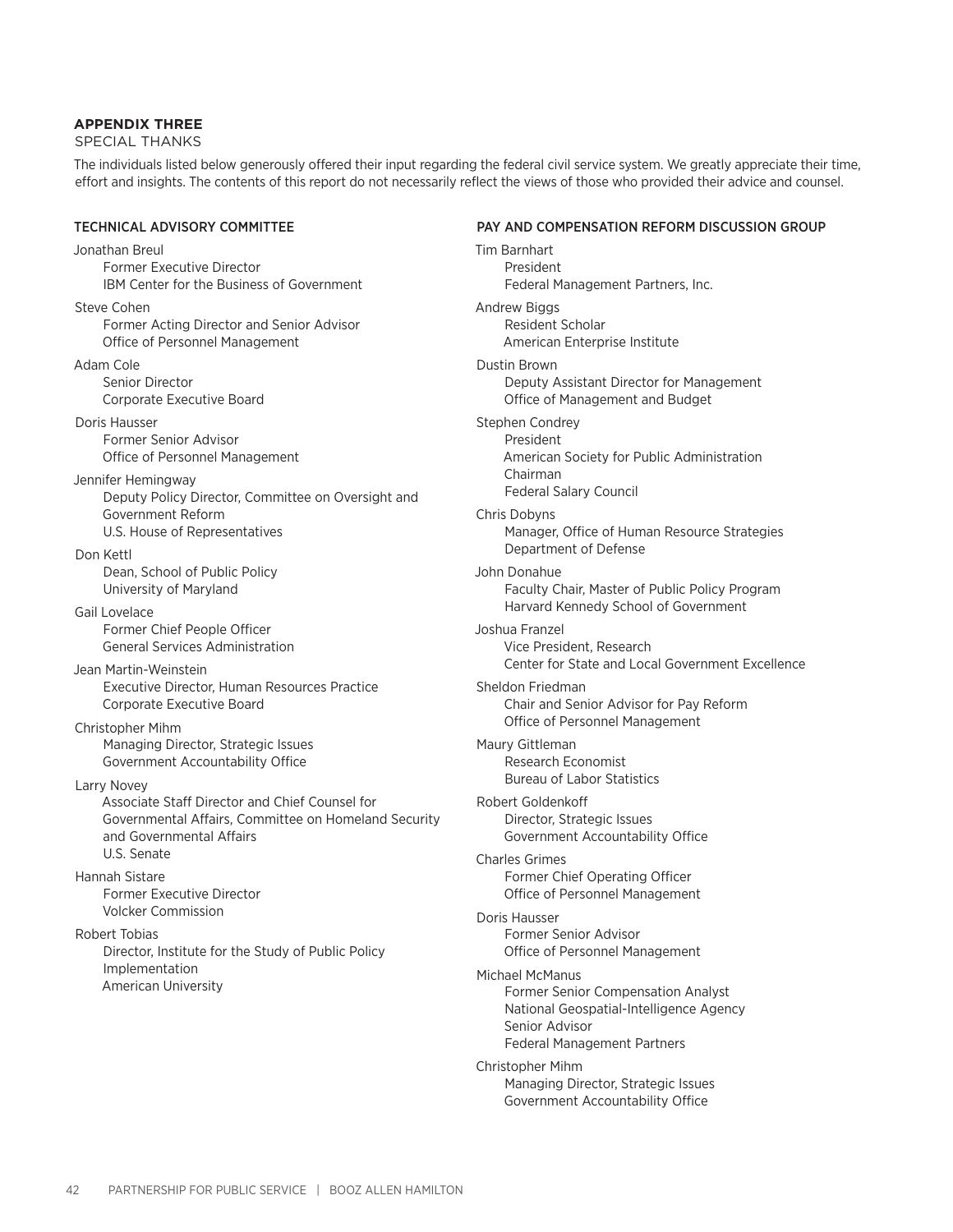## APPENDIX THREE

SPECIAL THANKS

The individuals listed below generously offered their input regarding the federal civil service system. We greatly appreciate their time, effort and insights. The contents of this report do not necessarily reflect the views of those who provided their advice and counsel.

### TECHNICAL ADVISORY COMMITTEE

Jonathan Breul
Former Executive Director
IBM Center for the Business of Government

Steve Cohen
Former Acting Director and Senior Advisor
Office of Personnel Management

Adam Cole
Senior Director
Corporate Executive Board

Doris Hausser
Former Senior Advisor
Office of Personnel Management

Jennifer Hemingway
Deputy Policy Director, Committee on Oversight and Government Reform
U.S. House of Representatives

Don Kettl
Dean, School of Public Policy
University of Maryland

Gail Lovelace
Former Chief People Officer
General Services Administration

Jean Martin-Weinstein
Executive Director, Human Resources Practice
Corporate Executive Board

Christopher Mihm
Managing Director, Strategic Issues
Government Accountability Office

Larry Novey
Associate Staff Director and Chief Counsel for Governmental Affairs, Committee on Homeland Security and Governmental Affairs
U.S. Senate

Hannah Sistare
Former Executive Director
Volcker Commission

Robert Tobias
Director, Institute for the Study of Public Policy Implementation
American University

### PAY AND COMPENSATION REFORM DISCUSSION GROUP

Tim Barnhart
President
Federal Management Partners, Inc.

Andrew Biggs
Resident Scholar
American Enterprise Institute

Dustin Brown
Deputy Assistant Director for Management
Office of Management and Budget

Stephen Condrey
President
American Society for Public Administration
Chairman
Federal Salary Council

Chris Dobyns
Manager, Office of Human Resource Strategies
Department of Defense

John Donahue
Faculty Chair, Master of Public Policy Program
Harvard Kennedy School of Government

Joshua Franzel
Vice President, Research
Center for State and Local Government Excellence

Sheldon Friedman
Chair and Senior Advisor for Pay Reform
Office of Personnel Management

Maury Gittleman
Research Economist
Bureau of Labor Statistics

Robert Goldenkoff
Director, Strategic Issues
Government Accountability Office

Charles Grimes
Former Chief Operating Officer
Office of Personnel Management

Doris Hausser
Former Senior Advisor
Office of Personnel Management

Michael McManus
Former Senior Compensation Analyst
National Geospatial-Intelligence Agency
Senior Advisor
Federal Management Partners

Christopher Mihm
Managing Director, Strategic Issues
Government Accountability Office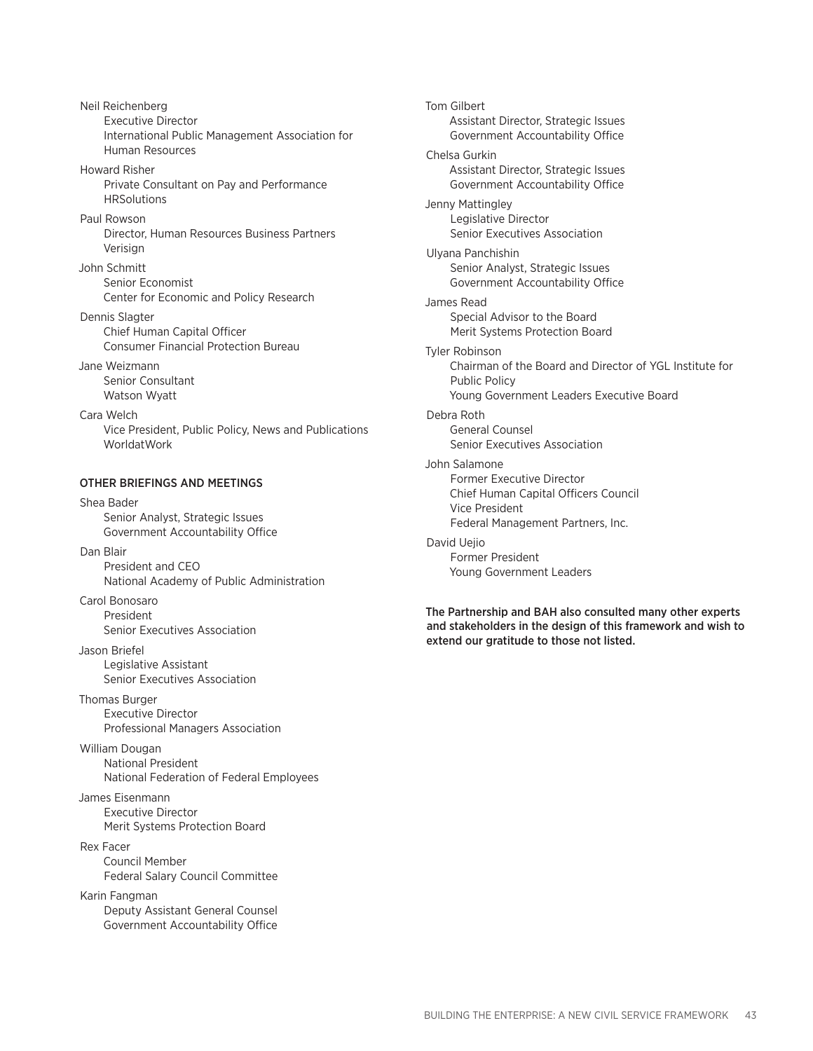Neil Reichenberg
Executive Director
International Public Management Association for Human Resources

Howard Risher
Private Consultant on Pay and Performance
HRSolutions

Paul Rowson
Director, Human Resources Business Partners
Verisign

John Schmitt
Senior Economist
Center for Economic and Policy Research

Dennis Slagter
Chief Human Capital Officer
Consumer Financial Protection Bureau

Jane Weizmann
Senior Consultant
Watson Wyatt

Cara Welch
Vice President, Public Policy, News and Publications
WorldatWork

### OTHER BRIEFINGS AND MEETINGS

Shea Bader
Senior Analyst, Strategic Issues
Government Accountability Office

Dan Blair
President and CEO
National Academy of Public Administration

Carol Bonosaro
President
Senior Executives Association

Jason Briefel
Legislative Assistant
Senior Executives Association

Thomas Burger
Executive Director
Professional Managers Association

William Dougan
National President
National Federation of Federal Employees

James Eisenmann
Executive Director
Merit Systems Protection Board

Rex Facer
Council Member
Federal Salary Council Committee

Karin Fangman
Deputy Assistant General Counsel
Government Accountability Office

Tom Gilbert
Assistant Director, Strategic Issues
Government Accountability Office

Chelsa Gurkin
Assistant Director, Strategic Issues
Government Accountability Office

Jenny Mattingley
Legislative Director
Senior Executives Association

Ulyana Panchishin
Senior Analyst, Strategic Issues
Government Accountability Office

James Read
Special Advisor to the Board
Merit Systems Protection Board

Tyler Robinson
Chairman of the Board and Director of YGL Institute for Public Policy
Young Government Leaders Executive Board

Debra Roth
General Counsel
Senior Executives Association

John Salamone
Former Executive Director
Chief Human Capital Officers Council
Vice President
Federal Management Partners, Inc.

David Uejio
Former President
Young Government Leaders

**The Partnership and BAH also consulted many other experts and stakeholders in the design of this framework and wish to extend our gratitude to those not listed.**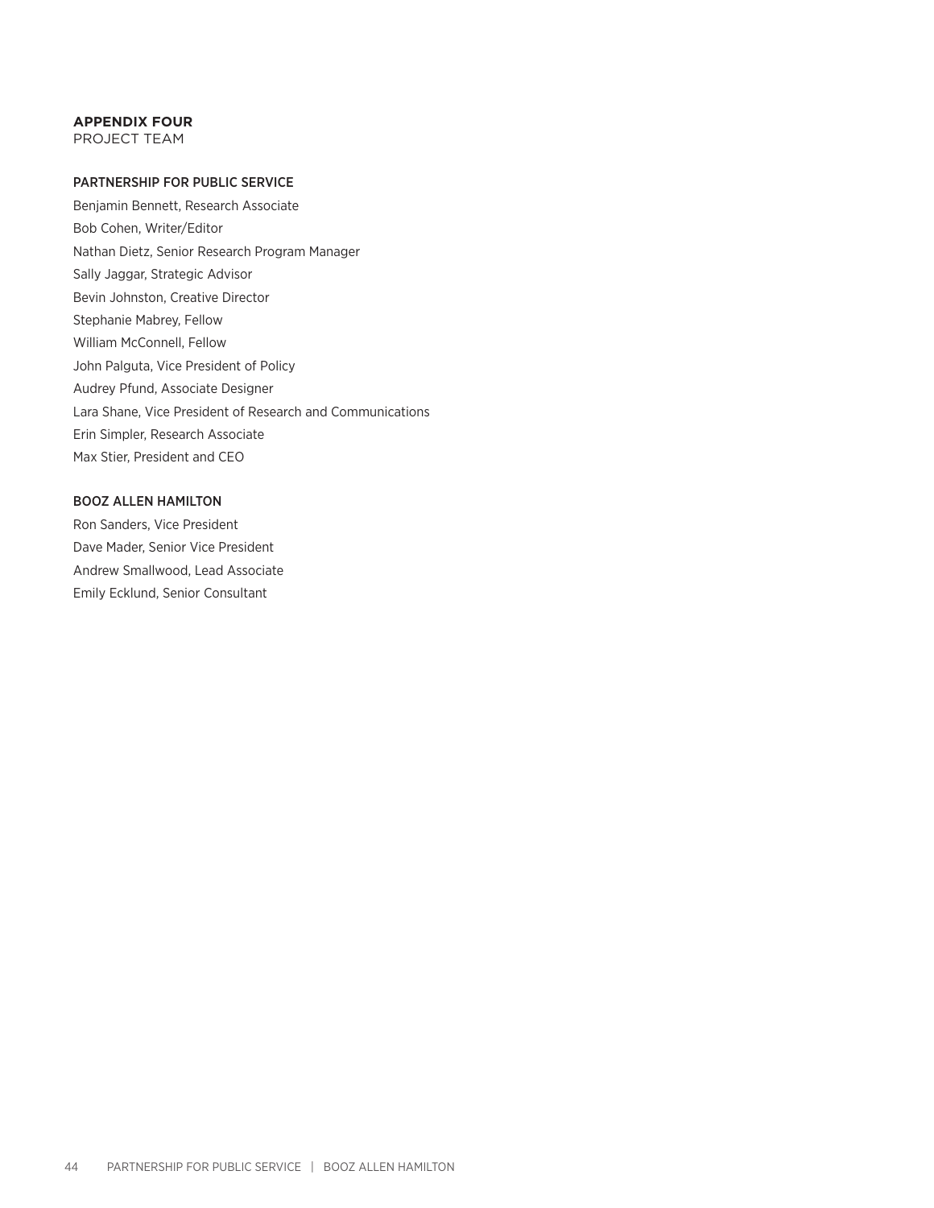## APPENDIX FOUR
PROJECT TEAM

### PARTNERSHIP FOR PUBLIC SERVICE

Benjamin Bennett, Research Associate
Bob Cohen, Writer/Editor
Nathan Dietz, Senior Research Program Manager
Sally Jaggar, Strategic Advisor
Bevin Johnston, Creative Director
Stephanie Mabrey, Fellow
William McConnell, Fellow
John Palguta, Vice President of Policy
Audrey Pfund, Associate Designer
Lara Shane, Vice President of Research and Communications
Erin Simpler, Research Associate
Max Stier, President and CEO

### BOOZ ALLEN HAMILTON

Ron Sanders, Vice President
Dave Mader, Senior Vice President
Andrew Smallwood, Lead Associate
Emily Ecklund, Senior Consultant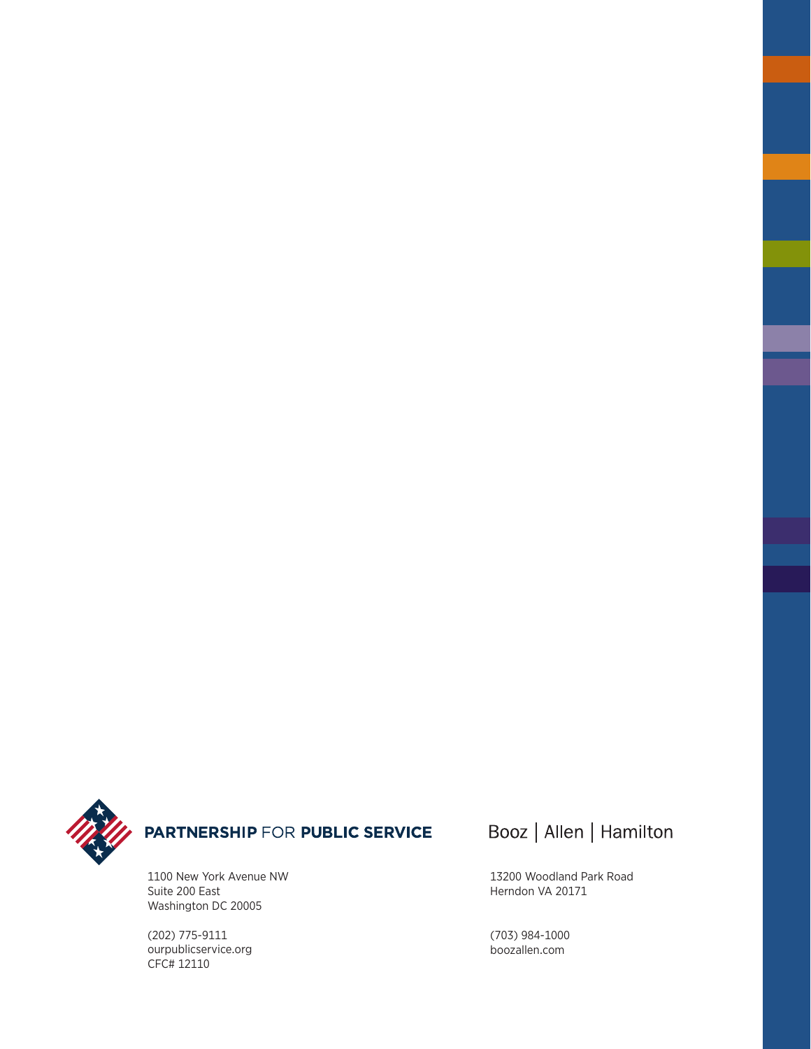**PARTNERSHIP** FOR **PUBLIC SERVICE**

1100 New York Avenue NW
Suite 200 East
Washington DC 20005

(202) 775-9111
ourpublicservice.org
CFC# 12110

Booz | Allen | Hamilton

13200 Woodland Park Road
Herndon VA 20171

(703) 984-1000
boozallen.com